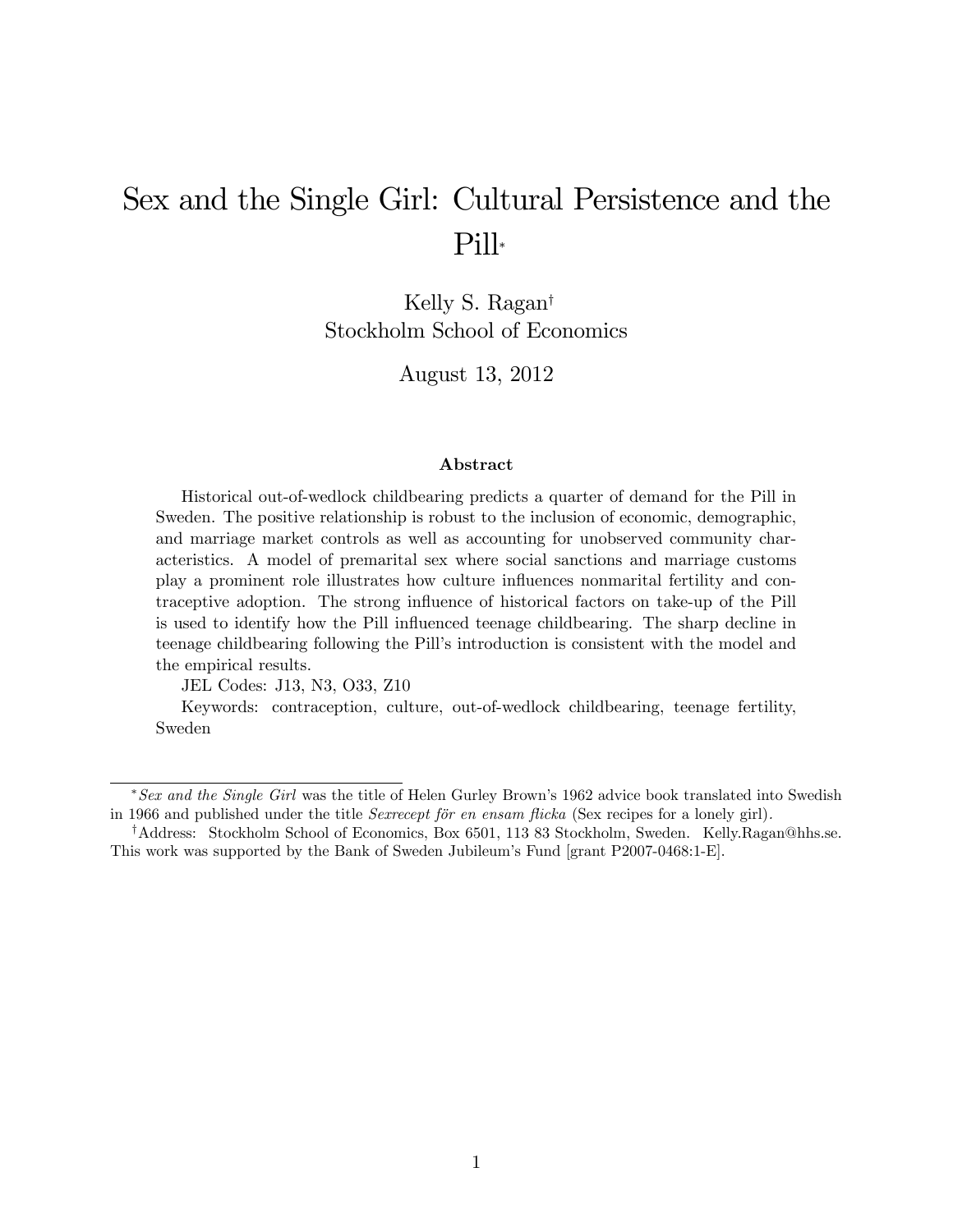# Sex and the Single Girl: Cultural Persistence and the Pill*

Kelly S. Ragan†
Stockholm School of Economics

August 13, 2012

### Abstract

Historical out-of-wedlock childbearing predicts a quarter of demand for the Pill in Sweden. The positive relationship is robust to the inclusion of economic, demographic, and marriage market controls as well as accounting for unobserved community characteristics. A model of premarital sex where social sanctions and marriage customs play a prominent role illustrates how culture influences nonmarital fertility and contraceptive adoption. The strong influence of historical factors on take-up of the Pill is used to identify how the Pill influenced teenage childbearing. The sharp decline in teenage childbearing following the Pill's introduction is consistent with the model and the empirical results.

JEL Codes: J13, N3, O33, Z10

Keywords: contraception, culture, out-of-wedlock childbearing, teenage fertility, Sweden

---

\* *Sex and the Single Girl* was the title of Helen Gurley Brown's 1962 advice book translated into Swedish in 1966 and published under the title *Sexrecept för en ensam flicka* (Sex recipes for a lonely girl).

† Address: Stockholm School of Economics, Box 6501, 113 83 Stockholm, Sweden. Kelly.Ragan@hhs.se. This work was supported by the Bank of Sweden Jubileum's Fund [grant P2007-0468:1-E].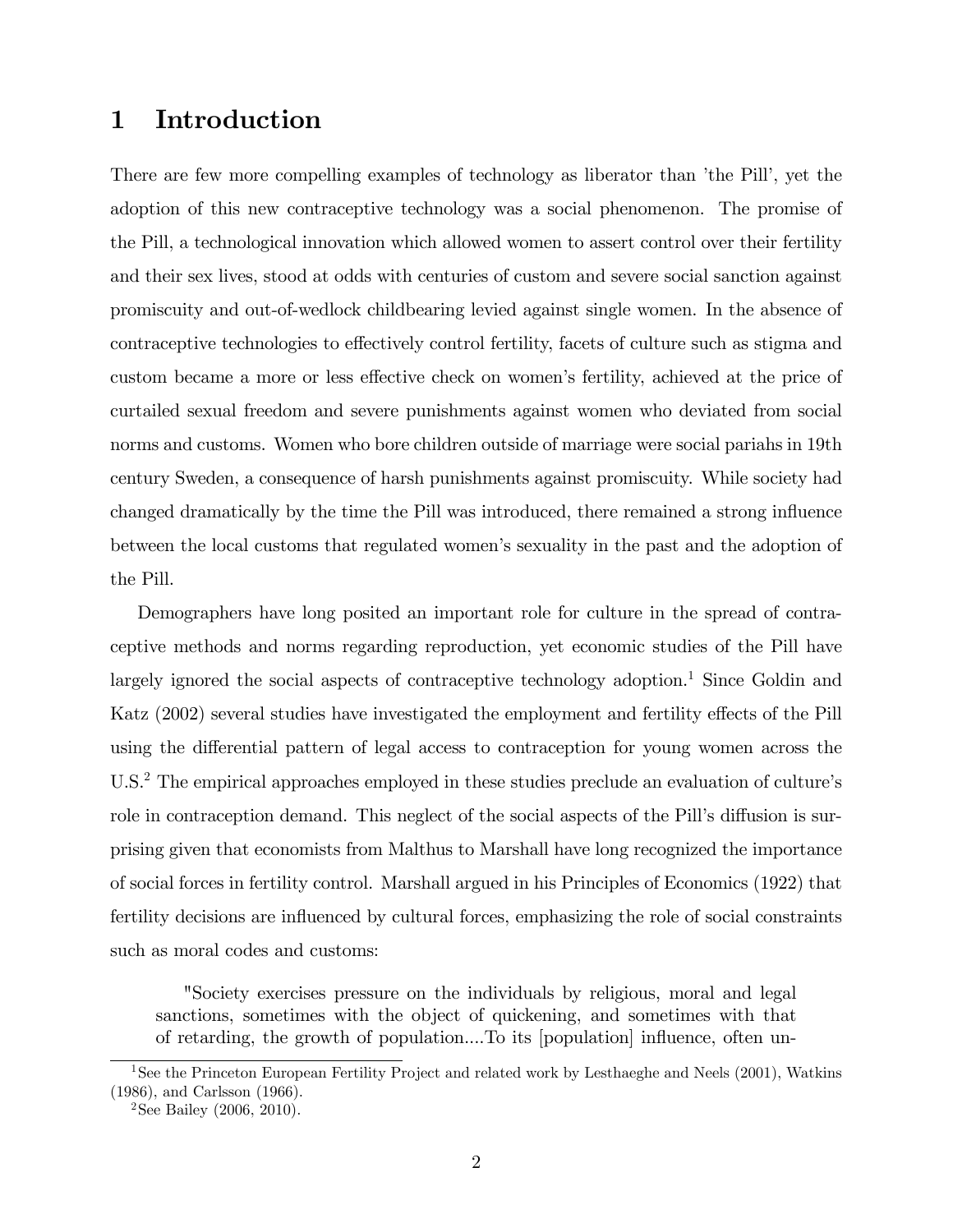# 1 Introduction

There are few more compelling examples of technology as liberator than 'the Pill', yet the adoption of this new contraceptive technology was a social phenomenon. The promise of the Pill, a technological innovation which allowed women to assert control over their fertility and their sex lives, stood at odds with centuries of custom and severe social sanction against promiscuity and out-of-wedlock childbearing levied against single women. In the absence of contraceptive technologies to effectively control fertility, facets of culture such as stigma and custom became a more or less effective check on women's fertility, achieved at the price of curtailed sexual freedom and severe punishments against women who deviated from social norms and customs. Women who bore children outside of marriage were social pariahs in 19th century Sweden, a consequence of harsh punishments against promiscuity. While society had changed dramatically by the time the Pill was introduced, there remained a strong influence between the local customs that regulated women's sexuality in the past and the adoption of the Pill.

Demographers have long posited an important role for culture in the spread of contraceptive methods and norms regarding reproduction, yet economic studies of the Pill have largely ignored the social aspects of contraceptive technology adoption.[1] Since Goldin and Katz (2002) several studies have investigated the employment and fertility effects of the Pill using the differential pattern of legal access to contraception for young women across the U.S.[2] The empirical approaches employed in these studies preclude an evaluation of culture's role in contraception demand. This neglect of the social aspects of the Pill's diffusion is surprising given that economists from Malthus to Marshall have long recognized the importance of social forces in fertility control. Marshall argued in his Principles of Economics (1922) that fertility decisions are influenced by cultural forces, emphasizing the role of social constraints such as moral codes and customs:

> "Society exercises pressure on the individuals by religious, moral and legal sanctions, sometimes with the object of quickening, and sometimes with that of retarding, the growth of population....To its [population] influence, often un-

---

[1] See the Princeton European Fertility Project and related work by Lesthaeghe and Neels (2001), Watkins (1986), and Carlsson (1966).

[2] See Bailey (2006, 2010).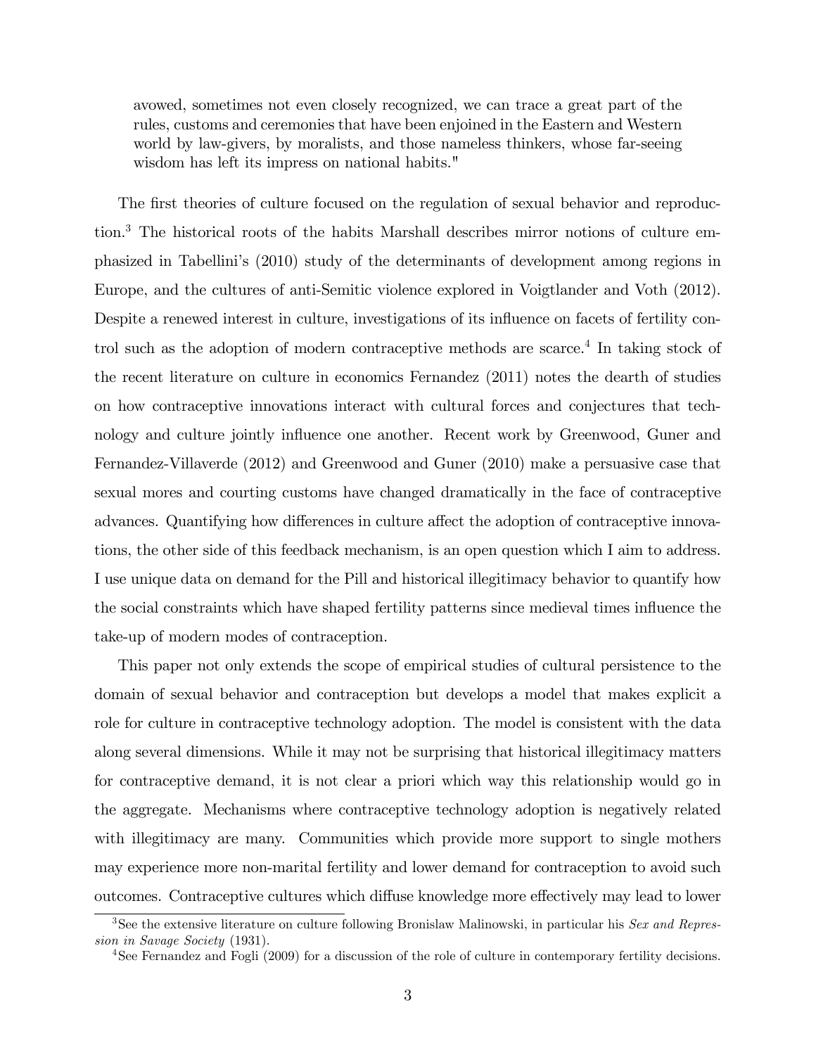> avowed, sometimes not even closely recognized, we can trace a great part of the rules, customs and ceremonies that have been enjoined in the Eastern and Western world by law-givers, by moralists, and those nameless thinkers, whose far-seeing wisdom has left its impress on national habits."

The first theories of culture focused on the regulation of sexual behavior and reproduction.[3] The historical roots of the habits Marshall describes mirror notions of culture emphasized in Tabellini's (2010) study of the determinants of development among regions in Europe, and the cultures of anti-Semitic violence explored in Voigtlander and Voth (2012). Despite a renewed interest in culture, investigations of its influence on facets of fertility control such as the adoption of modern contraceptive methods are scarce.[4] In taking stock of the recent literature on culture in economics Fernandez (2011) notes the dearth of studies on how contraceptive innovations interact with cultural forces and conjectures that technology and culture jointly influence one another. Recent work by Greenwood, Guner and Fernandez-Villaverde (2012) and Greenwood and Guner (2010) make a persuasive case that sexual mores and courting customs have changed dramatically in the face of contraceptive advances. Quantifying how differences in culture affect the adoption of contraceptive innovations, the other side of this feedback mechanism, is an open question which I aim to address. I use unique data on demand for the Pill and historical illegitimacy behavior to quantify how the social constraints which have shaped fertility patterns since medieval times influence the take-up of modern modes of contraception.

This paper not only extends the scope of empirical studies of cultural persistence to the domain of sexual behavior and contraception but develops a model that makes explicit a role for culture in contraceptive technology adoption. The model is consistent with the data along several dimensions. While it may not be surprising that historical illegitimacy matters for contraceptive demand, it is not clear a priori which way this relationship would go in the aggregate. Mechanisms where contraceptive technology adoption is negatively related with illegitimacy are many. Communities which provide more support to single mothers may experience more non-marital fertility and lower demand for contraception to avoid such outcomes. Contraceptive cultures which diffuse knowledge more effectively may lead to lower

[3] See the extensive literature on culture following Bronislaw Malinowski, in particular his *Sex and Repression in Savage Society* (1931).

[4] See Fernandez and Fogli (2009) for a discussion of the role of culture in contemporary fertility decisions.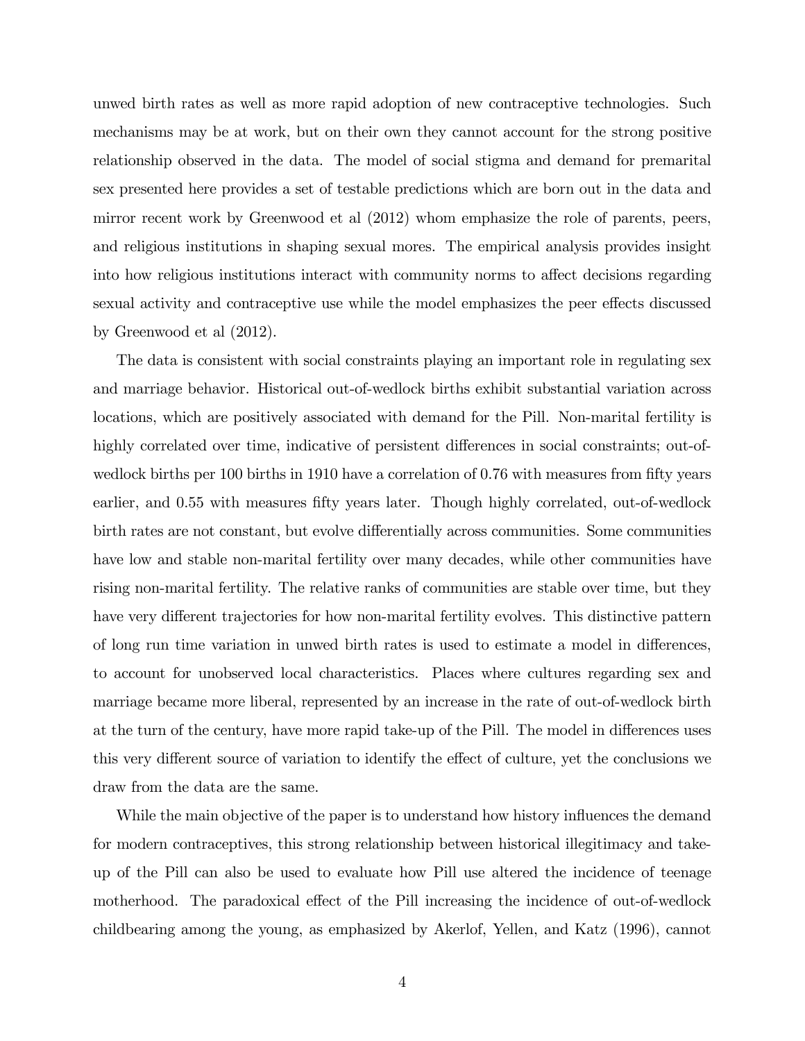unwed birth rates as well as more rapid adoption of new contraceptive technologies. Such mechanisms may be at work, but on their own they cannot account for the strong positive relationship observed in the data. The model of social stigma and demand for premarital sex presented here provides a set of testable predictions which are born out in the data and mirror recent work by Greenwood et al (2012) whom emphasize the role of parents, peers, and religious institutions in shaping sexual mores. The empirical analysis provides insight into how religious institutions interact with community norms to affect decisions regarding sexual activity and contraceptive use while the model emphasizes the peer effects discussed by Greenwood et al (2012).

The data is consistent with social constraints playing an important role in regulating sex and marriage behavior. Historical out-of-wedlock births exhibit substantial variation across locations, which are positively associated with demand for the Pill. Non-marital fertility is highly correlated over time, indicative of persistent differences in social constraints; out-of-wedlock births per 100 births in 1910 have a correlation of 0.76 with measures from fifty years earlier, and 0.55 with measures fifty years later. Though highly correlated, out-of-wedlock birth rates are not constant, but evolve differentially across communities. Some communities have low and stable non-marital fertility over many decades, while other communities have rising non-marital fertility. The relative ranks of communities are stable over time, but they have very different trajectories for how non-marital fertility evolves. This distinctive pattern of long run time variation in unwed birth rates is used to estimate a model in differences, to account for unobserved local characteristics. Places where cultures regarding sex and marriage became more liberal, represented by an increase in the rate of out-of-wedlock birth at the turn of the century, have more rapid take-up of the Pill. The model in differences uses this very different source of variation to identify the effect of culture, yet the conclusions we draw from the data are the same.

While the main objective of the paper is to understand how history influences the demand for modern contraceptives, this strong relationship between historical illegitimacy and take-up of the Pill can also be used to evaluate how Pill use altered the incidence of teenage motherhood. The paradoxical effect of the Pill increasing the incidence of out-of-wedlock childbearing among the young, as emphasized by Akerlof, Yellen, and Katz (1996), cannot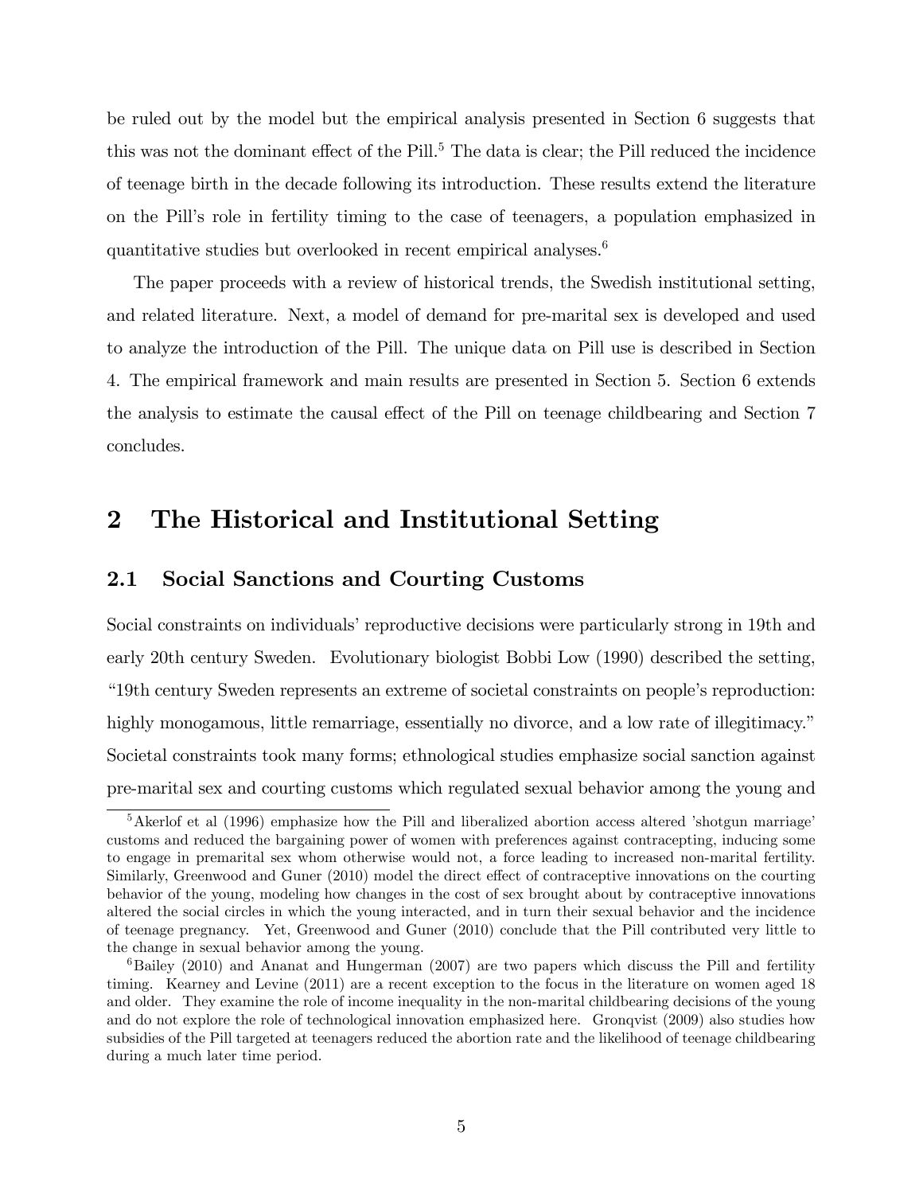be ruled out by the model but the empirical analysis presented in Section 6 suggests that this was not the dominant effect of the Pill.[5] The data is clear; the Pill reduced the incidence of teenage birth in the decade following its introduction. These results extend the literature on the Pill's role in fertility timing to the case of teenagers, a population emphasized in quantitative studies but overlooked in recent empirical analyses.[6]

The paper proceeds with a review of historical trends, the Swedish institutional setting, and related literature. Next, a model of demand for pre-marital sex is developed and used to analyze the introduction of the Pill. The unique data on Pill use is described in Section 4. The empirical framework and main results are presented in Section 5. Section 6 extends the analysis to estimate the causal effect of the Pill on teenage childbearing and Section 7 concludes.

# 2 The Historical and Institutional Setting

## 2.1 Social Sanctions and Courting Customs

Social constraints on individuals' reproductive decisions were particularly strong in 19th and early 20th century Sweden. Evolutionary biologist Bobbi Low (1990) described the setting, "19th century Sweden represents an extreme of societal constraints on people's reproduction: highly monogamous, little remarriage, essentially no divorce, and a low rate of illegitimacy." Societal constraints took many forms; ethnological studies emphasize social sanction against pre-marital sex and courting customs which regulated sexual behavior among the young and

[5] Akerlof et al (1996) emphasize how the Pill and liberalized abortion access altered 'shotgun marriage' customs and reduced the bargaining power of women with preferences against contracepting, inducing some to engage in premarital sex whom otherwise would not, a force leading to increased non-marital fertility. Similarly, Greenwood and Guner (2010) model the direct effect of contraceptive innovations on the courting behavior of the young, modeling how changes in the cost of sex brought about by contraceptive innovations altered the social circles in which the young interacted, and in turn their sexual behavior and the incidence of teenage pregnancy. Yet, Greenwood and Guner (2010) conclude that the Pill contributed very little to the change in sexual behavior among the young.

[6] Bailey (2010) and Ananat and Hungerman (2007) are two papers which discuss the Pill and fertility timing. Kearney and Levine (2011) are a recent exception to the focus in the literature on women aged 18 and older. They examine the role of income inequality in the non-marital childbearing decisions of the young and do not explore the role of technological innovation emphasized here. Gronqvist (2009) also studies how subsidies of the Pill targeted at teenagers reduced the abortion rate and the likelihood of teenage childbearing during a much later time period.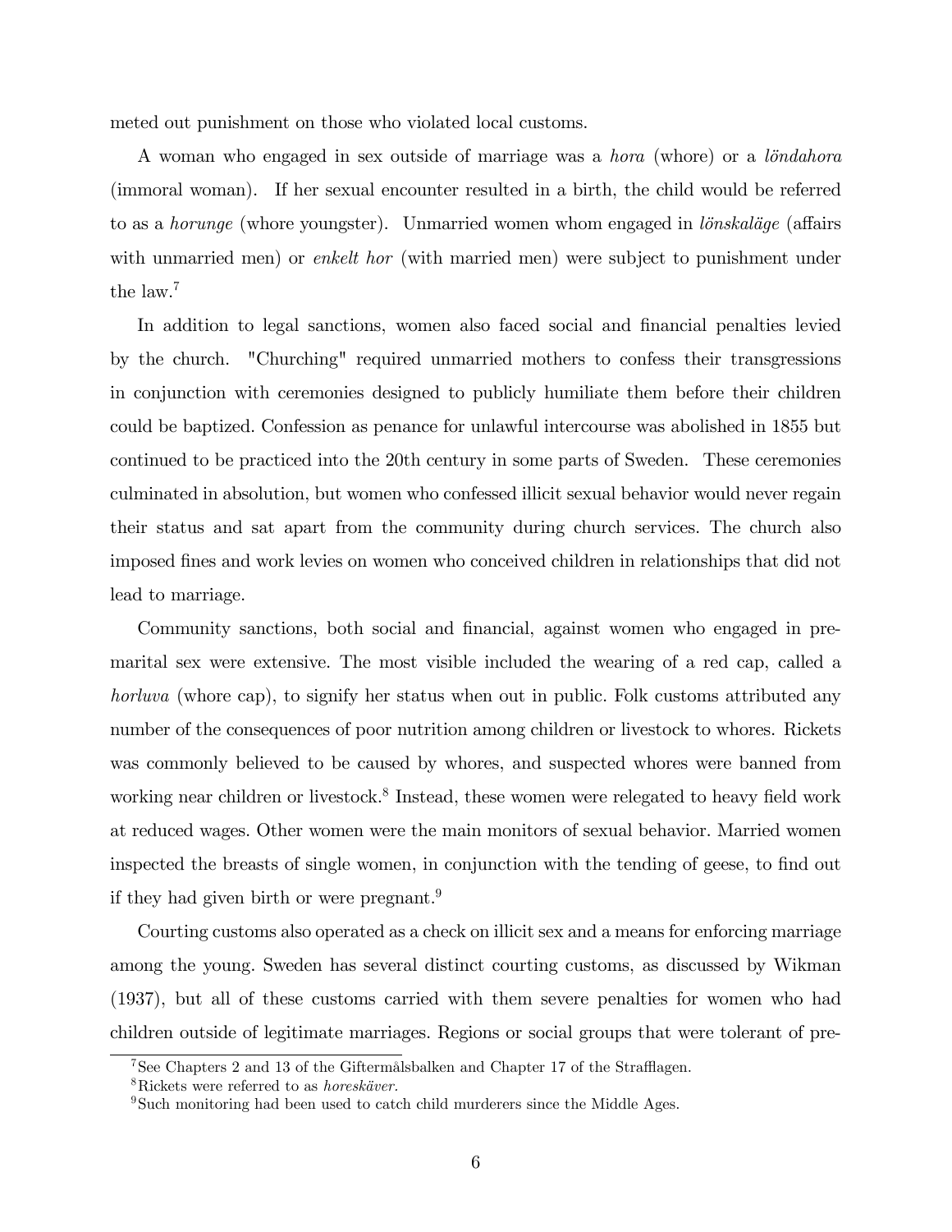meted out punishment on those who violated local customs.

A woman who engaged in sex outside of marriage was a *hora* (whore) or a *löndahora* (immoral woman). If her sexual encounter resulted in a birth, the child would be referred to as a *horunge* (whore youngster). Unmarried women whom engaged in *lönskaläge* (affairs with unmarried men) or *enkelt hor* (with married men) were subject to punishment under the law.[7]

In addition to legal sanctions, women also faced social and financial penalties levied by the church. "Churching" required unmarried mothers to confess their transgressions in conjunction with ceremonies designed to publicly humiliate them before their children could be baptized. Confession as penance for unlawful intercourse was abolished in 1855 but continued to be practiced into the 20th century in some parts of Sweden. These ceremonies culminated in absolution, but women who confessed illicit sexual behavior would never regain their status and sat apart from the community during church services. The church also imposed fines and work levies on women who conceived children in relationships that did not lead to marriage.

Community sanctions, both social and financial, against women who engaged in premarital sex were extensive. The most visible included the wearing of a red cap, called a *horluva* (whore cap), to signify her status when out in public. Folk customs attributed any number of the consequences of poor nutrition among children or livestock to whores. Rickets was commonly believed to be caused by whores, and suspected whores were banned from working near children or livestock.[8] Instead, these women were relegated to heavy field work at reduced wages. Other women were the main monitors of sexual behavior. Married women inspected the breasts of single women, in conjunction with the tending of geese, to find out if they had given birth or were pregnant.[9]

Courting customs also operated as a check on illicit sex and a means for enforcing marriage among the young. Sweden has several distinct courting customs, as discussed by Wikman (1937), but all of these customs carried with them severe penalties for women who had children outside of legitimate marriages. Regions or social groups that were tolerant of pre-

[7] See Chapters 2 and 13 of the Giftermålsbalken and Chapter 17 of the Strafflagen.

[8] Rickets were referred to as *horeskäver*.

[9] Such monitoring had been used to catch child murderers since the Middle Ages.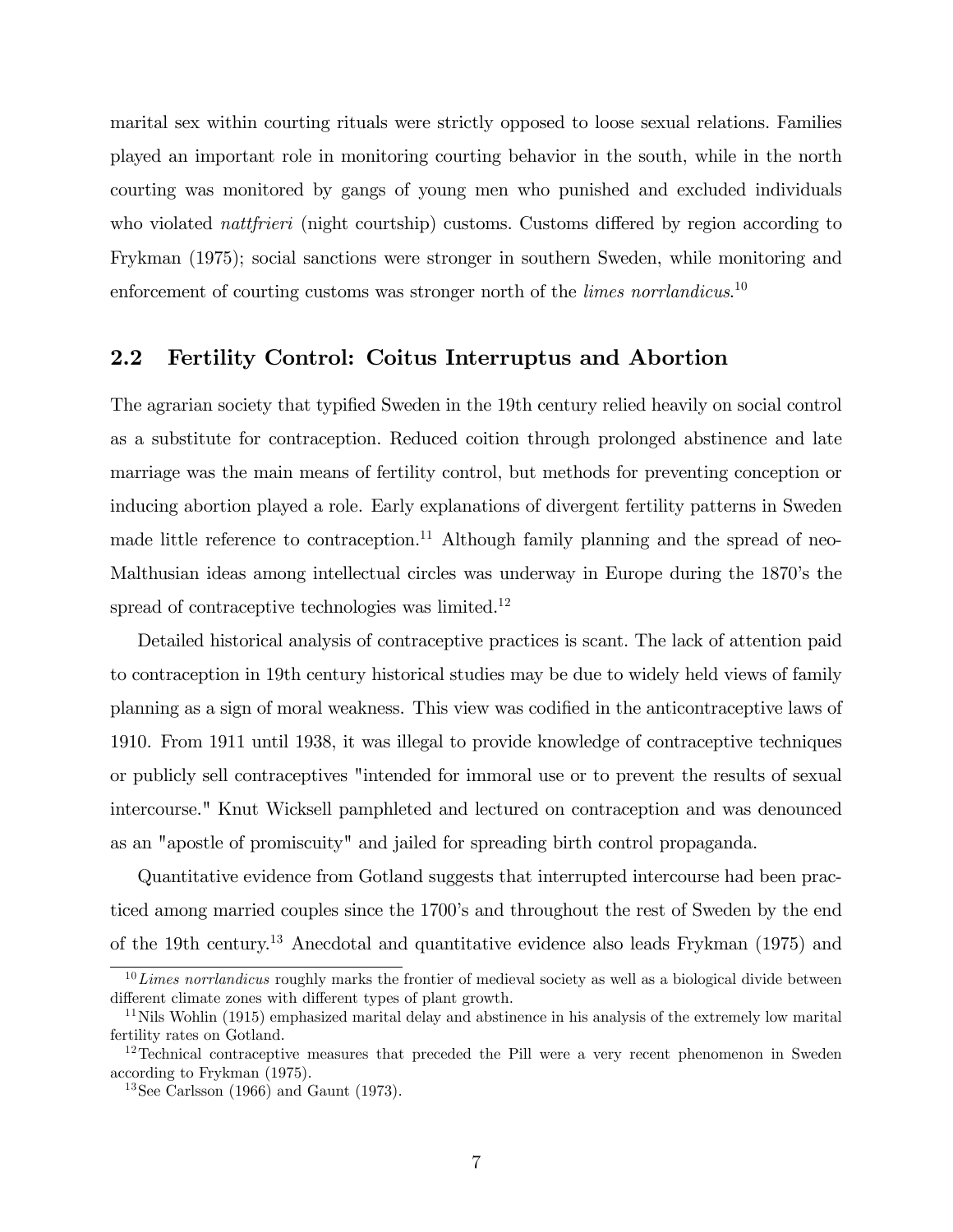marital sex within courting rituals were strictly opposed to loose sexual relations. Families played an important role in monitoring courting behavior in the south, while in the north courting was monitored by gangs of young men who punished and excluded individuals who violated *nattfrieri* (night courtship) customs. Customs differed by region according to Frykman (1975); social sanctions were stronger in southern Sweden, while monitoring and enforcement of courting customs was stronger north of the *limes norrlandicus*.[10]

## 2.2 Fertility Control: Coitus Interruptus and Abortion

The agrarian society that typified Sweden in the 19th century relied heavily on social control as a substitute for contraception. Reduced coition through prolonged abstinence and late marriage was the main means of fertility control, but methods for preventing conception or inducing abortion played a role. Early explanations of divergent fertility patterns in Sweden made little reference to contraception.[11] Although family planning and the spread of neo-Malthusian ideas among intellectual circles was underway in Europe during the 1870's the spread of contraceptive technologies was limited.[12]

Detailed historical analysis of contraceptive practices is scant. The lack of attention paid to contraception in 19th century historical studies may be due to widely held views of family planning as a sign of moral weakness. This view was codified in the anticontraceptive laws of 1910. From 1911 until 1938, it was illegal to provide knowledge of contraceptive techniques or publicly sell contraceptives "intended for immoral use or to prevent the results of sexual intercourse." Knut Wicksell pamphleted and lectured on contraception and was denounced as an "apostle of promiscuity" and jailed for spreading birth control propaganda.

Quantitative evidence from Gotland suggests that interrupted intercourse had been practiced among married couples since the 1700's and throughout the rest of Sweden by the end of the 19th century.[13] Anecdotal and quantitative evidence also leads Frykman (1975) and

[10] *Limes norrlandicus* roughly marks the frontier of medieval society as well as a biological divide between different climate zones with different types of plant growth.

[11] Nils Wohlin (1915) emphasized marital delay and abstinence in his analysis of the extremely low marital fertility rates on Gotland.

[12] Technical contraceptive measures that preceded the Pill were a very recent phenomenon in Sweden according to Frykman (1975).

[13] See Carlsson (1966) and Gaunt (1973).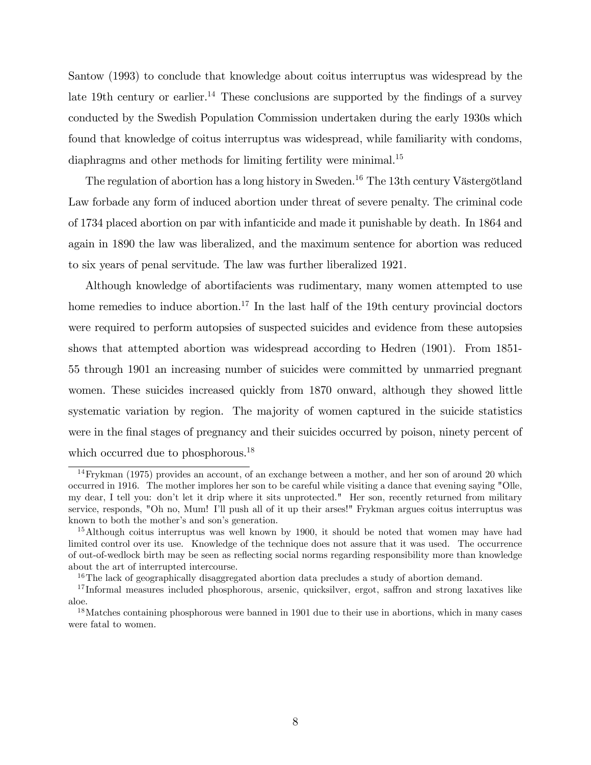Santow (1993) to conclude that knowledge about coitus interruptus was widespread by the late 19th century or earlier.[14] These conclusions are supported by the findings of a survey conducted by the Swedish Population Commission undertaken during the early 1930s which found that knowledge of coitus interruptus was widespread, while familiarity with condoms, diaphragms and other methods for limiting fertility were minimal.[15]

The regulation of abortion has a long history in Sweden.[16] The 13th century Västergötland Law forbade any form of induced abortion under threat of severe penalty. The criminal code of 1734 placed abortion on par with infanticide and made it punishable by death. In 1864 and again in 1890 the law was liberalized, and the maximum sentence for abortion was reduced to six years of penal servitude. The law was further liberalized 1921.

Although knowledge of abortifacients was rudimentary, many women attempted to use home remedies to induce abortion.[17] In the last half of the 19th century provincial doctors were required to perform autopsies of suspected suicides and evidence from these autopsies shows that attempted abortion was widespread according to Hedren (1901). From 1851-55 through 1901 an increasing number of suicides were committed by unmarried pregnant women. These suicides increased quickly from 1870 onward, although they showed little systematic variation by region. The majority of women captured in the suicide statistics were in the final stages of pregnancy and their suicides occurred by poison, ninety percent of which occurred due to phosphorous.[18]

---

[14] Frykman (1975) provides an account, of an exchange between a mother, and her son of around 20 which occurred in 1916. The mother implores her son to be careful while visiting a dance that evening saying "Olle, my dear, I tell you: don't let it drip where it sits unprotected." Her son, recently returned from military service, responds, "Oh no, Mum! I'll push all of it up their arses!" Frykman argues coitus interruptus was known to both the mother's and son's generation.

[15] Although coitus interruptus was well known by 1900, it should be noted that women may have had limited control over its use. Knowledge of the technique does not assure that it was used. The occurrence of out-of-wedlock birth may be seen as reflecting social norms regarding responsibility more than knowledge about the art of interrupted intercourse.

[16] The lack of geographically disaggregated abortion data precludes a study of abortion demand.

[17] Informal measures included phosphorous, arsenic, quicksilver, ergot, saffron and strong laxatives like aloe.

[18] Matches containing phosphorous were banned in 1901 due to their use in abortions, which in many cases were fatal to women.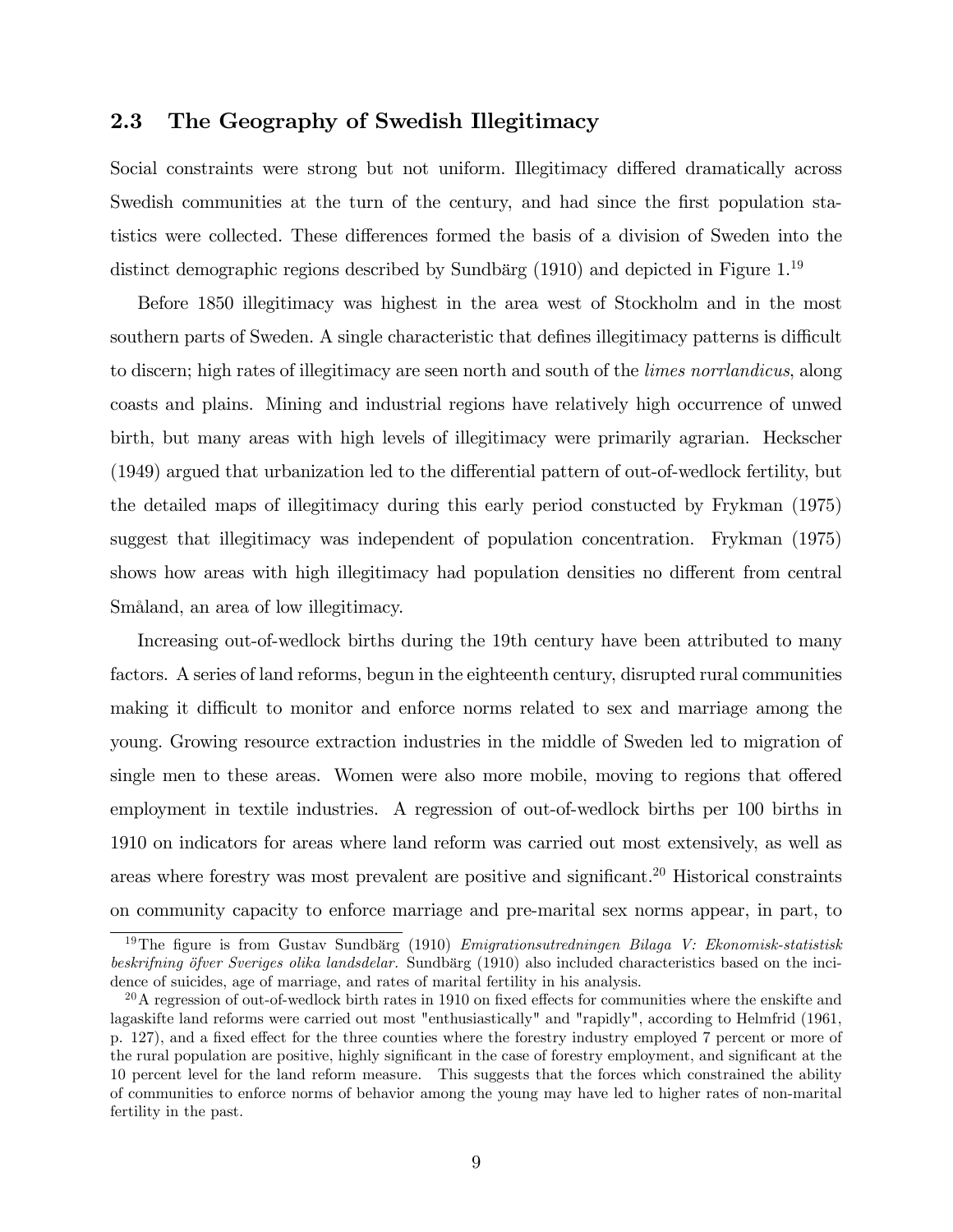## 2.3 The Geography of Swedish Illegitimacy

Social constraints were strong but not uniform. Illegitimacy differed dramatically across Swedish communities at the turn of the century, and had since the first population statistics were collected. These differences formed the basis of a division of Sweden into the distinct demographic regions described by Sundbärg (1910) and depicted in Figure 1.[19]

Before 1850 illegitimacy was highest in the area west of Stockholm and in the most southern parts of Sweden. A single characteristic that defines illegitimacy patterns is difficult to discern; high rates of illegitimacy are seen north and south of the *limes norrlandicus*, along coasts and plains. Mining and industrial regions have relatively high occurrence of unwed birth, but many areas with high levels of illegitimacy were primarily agrarian. Heckscher (1949) argued that urbanization led to the differential pattern of out-of-wedlock fertility, but the detailed maps of illegitimacy during this early period constucted by Frykman (1975) suggest that illegitimacy was independent of population concentration. Frykman (1975) shows how areas with high illegitimacy had population densities no different from central Småland, an area of low illegitimacy.

Increasing out-of-wedlock births during the 19th century have been attributed to many factors. A series of land reforms, begun in the eighteenth century, disrupted rural communities making it difficult to monitor and enforce norms related to sex and marriage among the young. Growing resource extraction industries in the middle of Sweden led to migration of single men to these areas. Women were also more mobile, moving to regions that offered employment in textile industries. A regression of out-of-wedlock births per 100 births in 1910 on indicators for areas where land reform was carried out most extensively, as well as areas where forestry was most prevalent are positive and significant.[20] Historical constraints on community capacity to enforce marriage and pre-marital sex norms appear, in part, to

[19] The figure is from Gustav Sundbärg (1910) *Emigrationsutredningen Bilaga V: Ekonomisk-statistisk beskrifning öfver Sveriges olika landsdelar.* Sundbärg (1910) also included characteristics based on the incidence of suicides, age of marriage, and rates of marital fertility in his analysis.

[20] A regression of out-of-wedlock birth rates in 1910 on fixed effects for communities where the enskifte and lagaskifte land reforms were carried out most "enthusiastically" and "rapidly", according to Helmfrid (1961, p. 127), and a fixed effect for the three counties where the forestry industry employed 7 percent or more of the rural population are positive, highly significant in the case of forestry employment, and significant at the 10 percent level for the land reform measure. This suggests that the forces which constrained the ability of communities to enforce norms of behavior among the young may have led to higher rates of non-marital fertility in the past.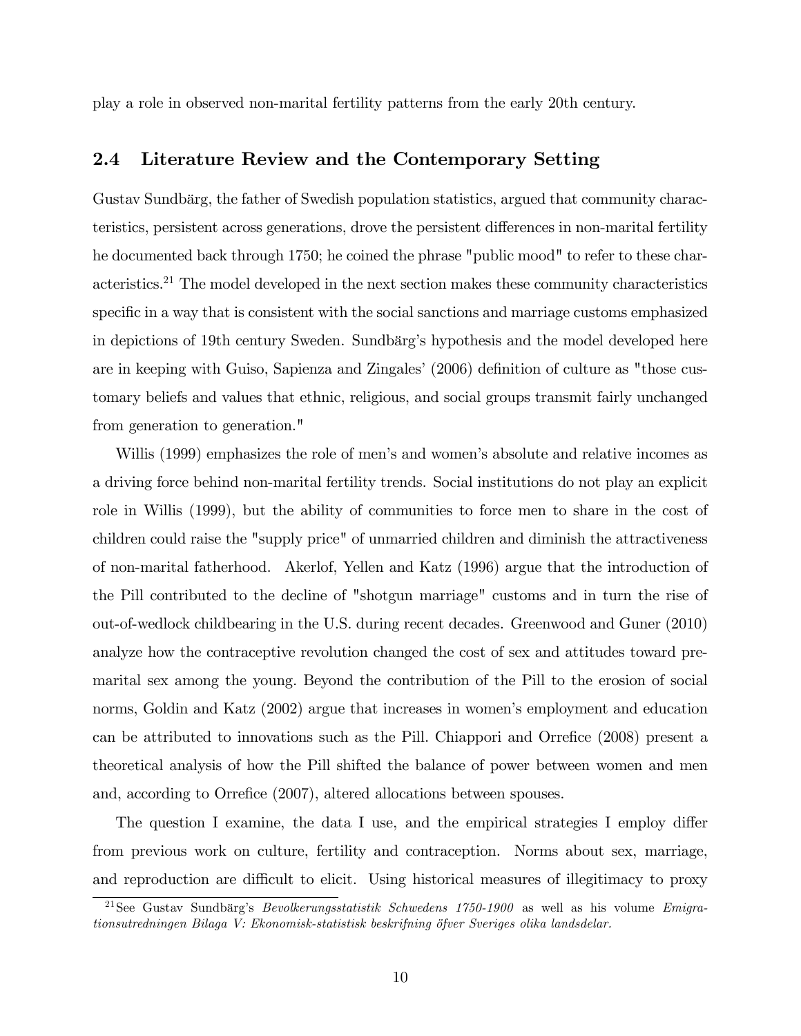play a role in observed non-marital fertility patterns from the early 20th century.

## 2.4 Literature Review and the Contemporary Setting

Gustav Sundbärg, the father of Swedish population statistics, argued that community characteristics, persistent across generations, drove the persistent differences in non-marital fertility he documented back through 1750; he coined the phrase "public mood" to refer to these characteristics.[21] The model developed in the next section makes these community characteristics specific in a way that is consistent with the social sanctions and marriage customs emphasized in depictions of 19th century Sweden. Sundbärg's hypothesis and the model developed here are in keeping with Guiso, Sapienza and Zingales' (2006) definition of culture as "those customary beliefs and values that ethnic, religious, and social groups transmit fairly unchanged from generation to generation."

Willis (1999) emphasizes the role of men's and women's absolute and relative incomes as a driving force behind non-marital fertility trends. Social institutions do not play an explicit role in Willis (1999), but the ability of communities to force men to share in the cost of children could raise the "supply price" of unmarried children and diminish the attractiveness of non-marital fatherhood. Akerlof, Yellen and Katz (1996) argue that the introduction of the Pill contributed to the decline of "shotgun marriage" customs and in turn the rise of out-of-wedlock childbearing in the U.S. during recent decades. Greenwood and Guner (2010) analyze how the contraceptive revolution changed the cost of sex and attitudes toward premarital sex among the young. Beyond the contribution of the Pill to the erosion of social norms, Goldin and Katz (2002) argue that increases in women's employment and education can be attributed to innovations such as the Pill. Chiappori and Orrefice (2008) present a theoretical analysis of how the Pill shifted the balance of power between women and men and, according to Orrefice (2007), altered allocations between spouses.

The question I examine, the data I use, and the empirical strategies I employ differ from previous work on culture, fertility and contraception. Norms about sex, marriage, and reproduction are difficult to elicit. Using historical measures of illegitimacy to proxy

[21] See Gustav Sundbärg's *Bevolkerungsstatistik Schwedens 1750-1900* as well as his volume *Emigrationsutredningen Bilaga V: Ekonomisk-statistisk beskrifning öfver Sveriges olika landsdelar.*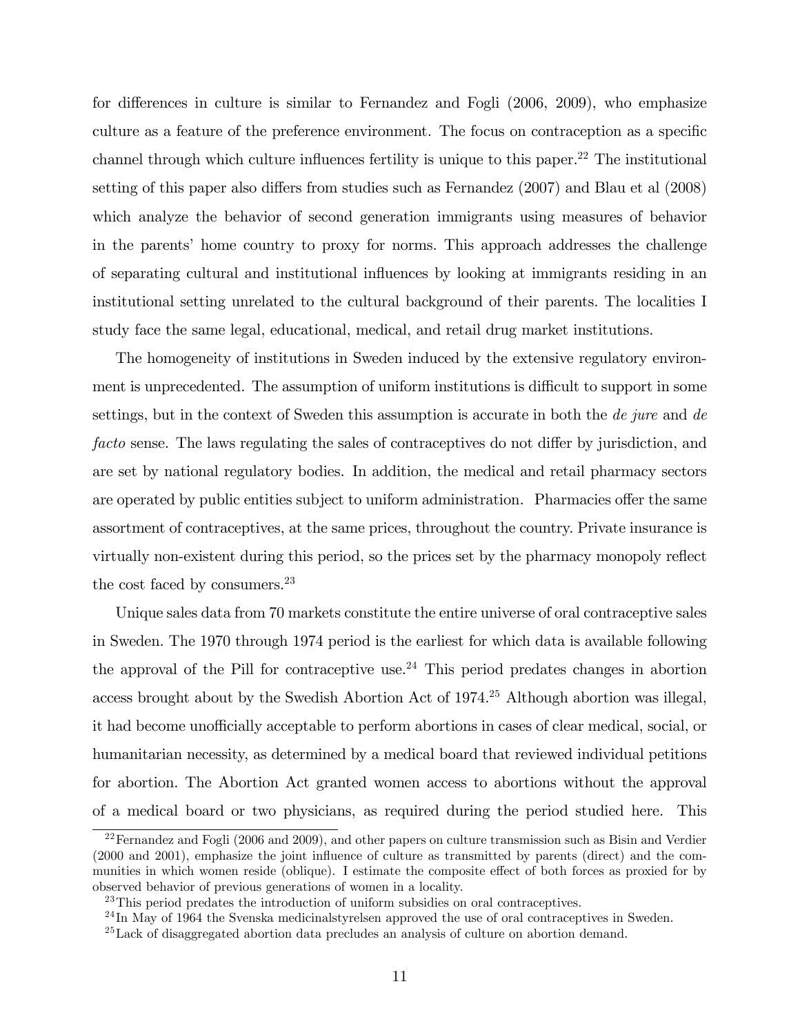for differences in culture is similar to Fernandez and Fogli (2006, 2009), who emphasize culture as a feature of the preference environment. The focus on contraception as a specific channel through which culture influences fertility is unique to this paper.[22] The institutional setting of this paper also differs from studies such as Fernandez (2007) and Blau et al (2008) which analyze the behavior of second generation immigrants using measures of behavior in the parents' home country to proxy for norms. This approach addresses the challenge of separating cultural and institutional influences by looking at immigrants residing in an institutional setting unrelated to the cultural background of their parents. The localities I study face the same legal, educational, medical, and retail drug market institutions.

The homogeneity of institutions in Sweden induced by the extensive regulatory environment is unprecedented. The assumption of uniform institutions is difficult to support in some settings, but in the context of Sweden this assumption is accurate in both the *de jure* and *de facto* sense. The laws regulating the sales of contraceptives do not differ by jurisdiction, and are set by national regulatory bodies. In addition, the medical and retail pharmacy sectors are operated by public entities subject to uniform administration. Pharmacies offer the same assortment of contraceptives, at the same prices, throughout the country. Private insurance is virtually non-existent during this period, so the prices set by the pharmacy monopoly reflect the cost faced by consumers.[23]

Unique sales data from 70 markets constitute the entire universe of oral contraceptive sales in Sweden. The 1970 through 1974 period is the earliest for which data is available following the approval of the Pill for contraceptive use.[24] This period predates changes in abortion access brought about by the Swedish Abortion Act of 1974.[25] Although abortion was illegal, it had become unofficially acceptable to perform abortions in cases of clear medical, social, or humanitarian necessity, as determined by a medical board that reviewed individual petitions for abortion. The Abortion Act granted women access to abortions without the approval of a medical board or two physicians, as required during the period studied here. This

[22] Fernandez and Fogli (2006 and 2009), and other papers on culture transmission such as Bisin and Verdier (2000 and 2001), emphasize the joint influence of culture as transmitted by parents (direct) and the communities in which women reside (oblique). I estimate the composite effect of both forces as proxied for by observed behavior of previous generations of women in a locality.

[23] This period predates the introduction of uniform subsidies on oral contraceptives.

[24] In May of 1964 the Svenska medicinalstyrelsen approved the use of oral contraceptives in Sweden.

[25] Lack of disaggregated abortion data precludes an analysis of culture on abortion demand.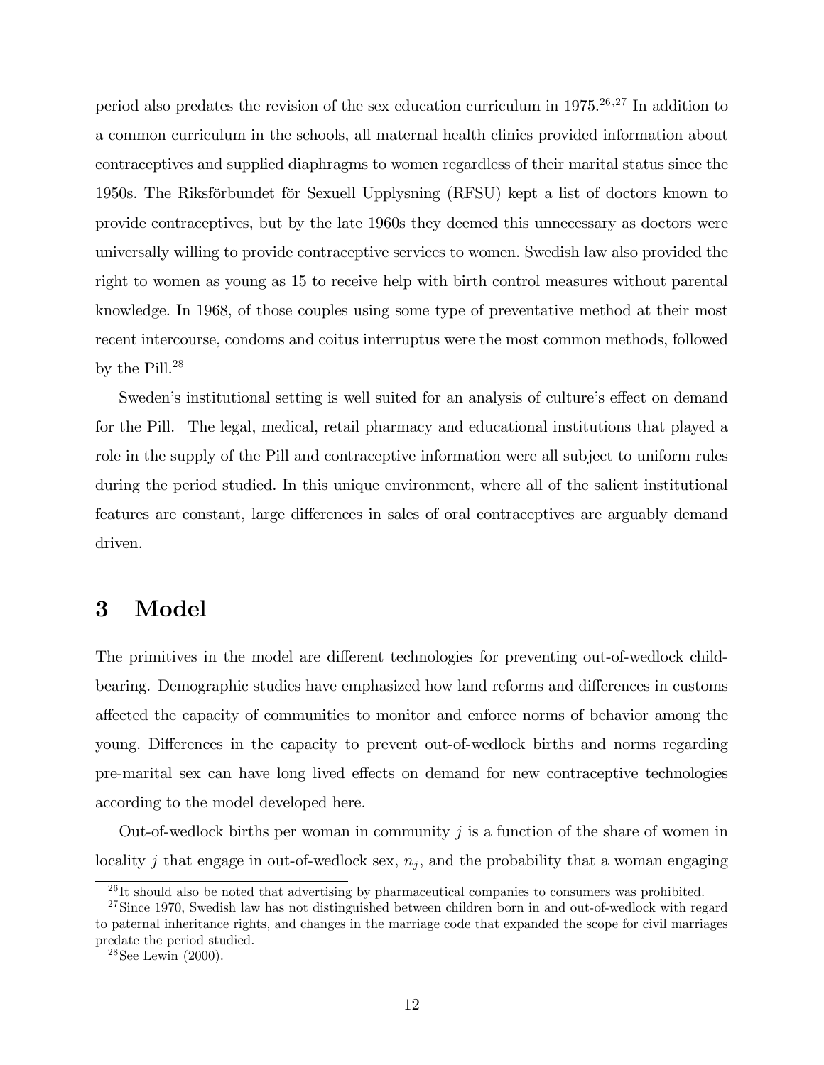period also predates the revision of the sex education curriculum in 1975.[26,27] In addition to a common curriculum in the schools, all maternal health clinics provided information about contraceptives and supplied diaphragms to women regardless of their marital status since the 1950s. The Riksförbundet för Sexuell Upplysning (RFSU) kept a list of doctors known to provide contraceptives, but by the late 1960s they deemed this unnecessary as doctors were universally willing to provide contraceptive services to women. Swedish law also provided the right to women as young as 15 to receive help with birth control measures without parental knowledge. In 1968, of those couples using some type of preventative method at their most recent intercourse, condoms and coitus interruptus were the most common methods, followed by the Pill.[28]

Sweden's institutional setting is well suited for an analysis of culture's effect on demand for the Pill. The legal, medical, retail pharmacy and educational institutions that played a role in the supply of the Pill and contraceptive information were all subject to uniform rules during the period studied. In this unique environment, where all of the salient institutional features are constant, large differences in sales of oral contraceptives are arguably demand driven.

# 3 Model

The primitives in the model are different technologies for preventing out-of-wedlock childbearing. Demographic studies have emphasized how land reforms and differences in customs affected the capacity of communities to monitor and enforce norms of behavior among the young. Differences in the capacity to prevent out-of-wedlock births and norms regarding pre-marital sex can have long lived effects on demand for new contraceptive technologies according to the model developed here.

Out-of-wedlock births per woman in community $j$ is a function of the share of women in locality $j$ that engage in out-of-wedlock sex, $n_j$, and the probability that a woman engaging

---

[26] It should also be noted that advertising by pharmaceutical companies to consumers was prohibited.

[27] Since 1970, Swedish law has not distinguished between children born in and out-of-wedlock with regard to paternal inheritance rights, and changes in the marriage code that expanded the scope for civil marriages predate the period studied.

[28] See Lewin (2000).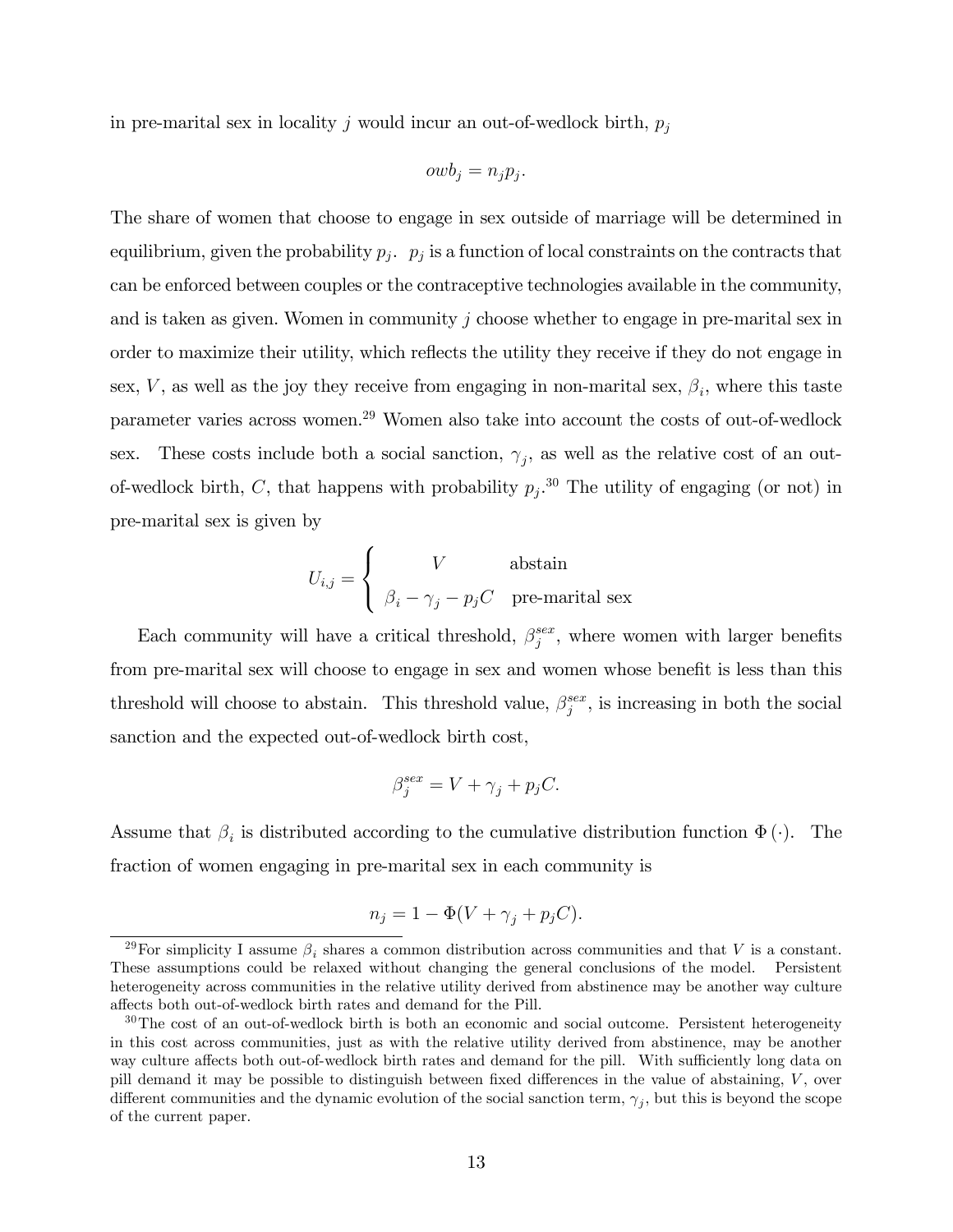in pre-marital sex in locality $j$ would incur an out-of-wedlock birth, $p_j$

$$owb_j = n_j p_j.$$

The share of women that choose to engage in sex outside of marriage will be determined in equilibrium, given the probability $p_j$. $p_j$ is a function of local constraints on the contracts that can be enforced between couples or the contraceptive technologies available in the community, and is taken as given. Women in community $j$ choose whether to engage in pre-marital sex in order to maximize their utility, which reflects the utility they receive if they do not engage in sex, $V$, as well as the joy they receive from engaging in non-marital sex, $\beta_i$, where this taste parameter varies across women.[29] Women also take into account the costs of out-of-wedlock sex. These costs include both a social sanction, $\gamma_j$, as well as the relative cost of an out-of-wedlock birth, $C$, that happens with probability $p_j$.[30] The utility of engaging (or not) in pre-marital sex is given by

$$U_{i,j} = \begin{cases} V & \text{abstain} \\ \beta_i - \gamma_j - p_j C & \text{pre-marital sex} \end{cases}$$

Each community will have a critical threshold, $\beta_j^{sex}$, where women with larger benefits from pre-marital sex will choose to engage in sex and women whose benefit is less than this threshold will choose to abstain. This threshold value, $\beta_j^{sex}$, is increasing in both the social sanction and the expected out-of-wedlock birth cost,

$$\beta_j^{sex} = V + \gamma_j + p_j C.$$

Assume that $\beta_i$ is distributed according to the cumulative distribution function $\Phi(\cdot)$. The fraction of women engaging in pre-marital sex in each community is

$$n_j = 1 - \Phi(V + \gamma_j + p_j C).$$

[29] For simplicity I assume $\beta_i$ shares a common distribution across communities and that $V$ is a constant. These assumptions could be relaxed without changing the general conclusions of the model. Persistent heterogeneity across communities in the relative utility derived from abstinence may be another way culture affects both out-of-wedlock birth rates and demand for the Pill.

[30] The cost of an out-of-wedlock birth is both an economic and social outcome. Persistent heterogeneity in this cost across communities, just as with the relative utility derived from abstinence, may be another way culture affects both out-of-wedlock birth rates and demand for the pill. With sufficiently long data on pill demand it may be possible to distinguish between fixed differences in the value of abstaining, $V$, over different communities and the dynamic evolution of the social sanction term, $\gamma_j$, but this is beyond the scope of the current paper.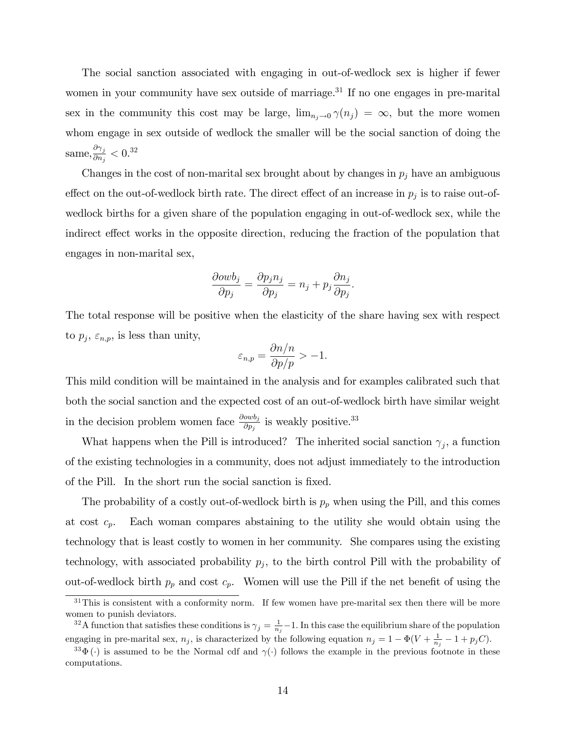The social sanction associated with engaging in out-of-wedlock sex is higher if fewer women in your community have sex outside of marriage.[31] If no one engages in pre-marital sex in the community this cost may be large, $\lim_{n_j \to 0} \gamma(n_j) = \infty$, but the more women whom engage in sex outside of wedlock the smaller will be the social sanction of doing the same, $\frac{\partial \gamma_j}{\partial n_j} < 0$.[32]

Changes in the cost of non-marital sex brought about by changes in $p_j$ have an ambiguous effect on the out-of-wedlock birth rate. The direct effect of an increase in $p_j$ is to raise out-of-wedlock births for a given share of the population engaging in out-of-wedlock sex, while the indirect effect works in the opposite direction, reducing the fraction of the population that engages in non-marital sex,

$$\frac{\partial owb_j}{\partial p_j} = \frac{\partial p_j n_j}{\partial p_j} = n_j + p_j \frac{\partial n_j}{\partial p_j}.$$

The total response will be positive when the elasticity of the share having sex with respect to $p_j$, $\varepsilon_{n,p}$, is less than unity,

$$\varepsilon_{n,p} = \frac{\partial n/n}{\partial p/p} > -1.$$

This mild condition will be maintained in the analysis and for examples calibrated such that both the social sanction and the expected cost of an out-of-wedlock birth have similar weight in the decision problem women face $\frac{\partial owb_j}{\partial p_j}$ is weakly positive.[33]

What happens when the Pill is introduced? The inherited social sanction $\gamma_j$, a function of the existing technologies in a community, does not adjust immediately to the introduction of the Pill. In the short run the social sanction is fixed.

The probability of a costly out-of-wedlock birth is $p_p$ when using the Pill, and this comes at cost $c_p$. Each woman compares abstaining to the utility she would obtain using the technology that is least costly to women in her community. She compares using the existing technology, with associated probability $p_j$, to the birth control Pill with the probability of out-of-wedlock birth $p_p$ and cost $c_p$. Women will use the Pill if the net benefit of using the

---

[31] This is consistent with a conformity norm. If few women have pre-marital sex then there will be more women to punish deviators.

[32] A function that satisfies these conditions is $\gamma_j = \frac{1}{n_j} - 1$. In this case the equilibrium share of the population engaging in pre-marital sex, $n_j$, is characterized by the following equation $n_j = 1 - \Phi(V + \frac{1}{n_j} - 1 + p_j C)$.

[33] $\Phi(\cdot)$ is assumed to be the Normal cdf and $\gamma(\cdot)$ follows the example in the previous footnote in these computations.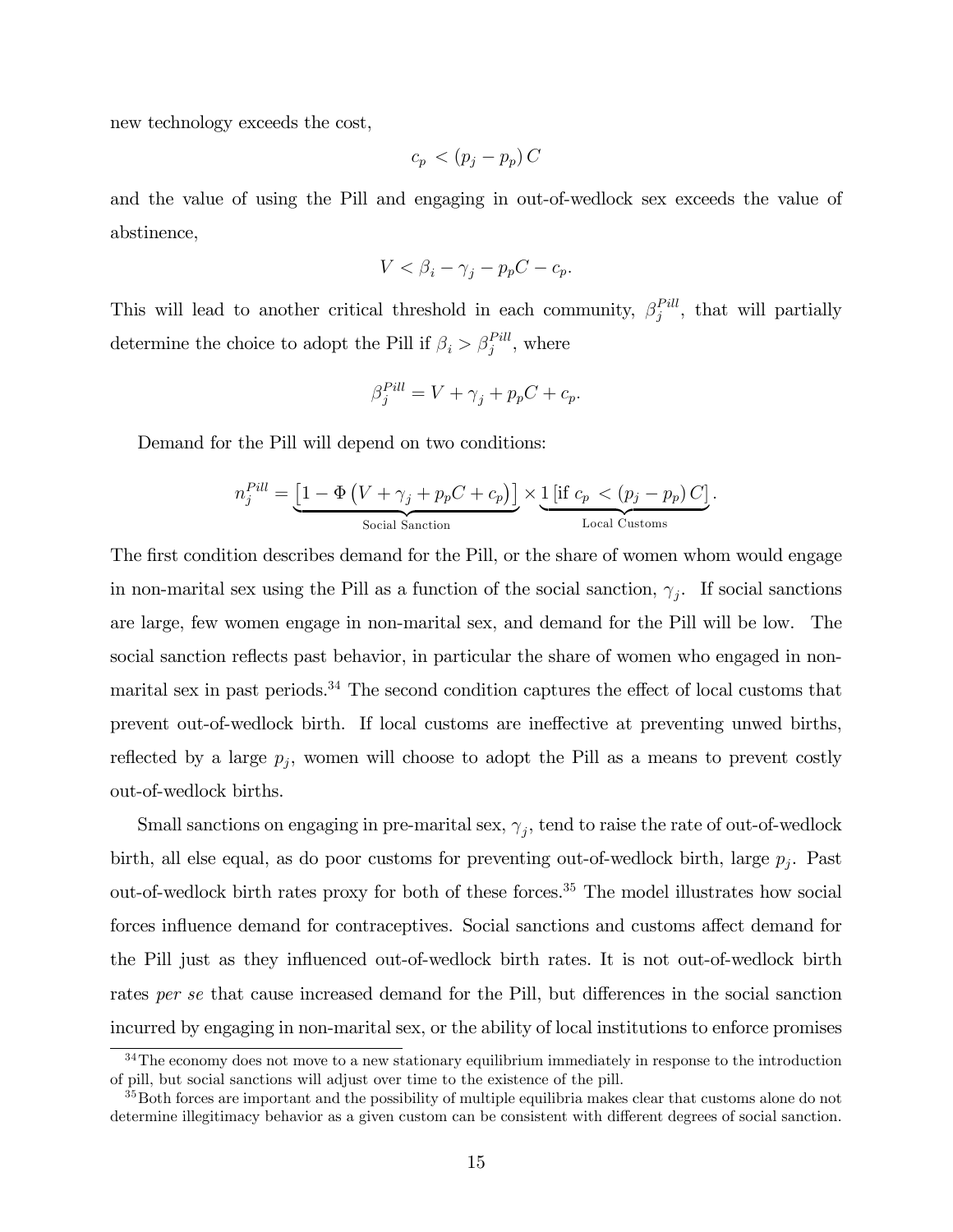new technology exceeds the cost,

$$c_p < (p_j - p_p) C$$

and the value of using the Pill and engaging in out-of-wedlock sex exceeds the value of abstinence,

$$V < \beta_i - \gamma_j - p_p C - c_p.$$

This will lead to another critical threshold in each community, $\beta_j^{Pill}$, that will partially determine the choice to adopt the Pill if $\beta_i > \beta_j^{Pill}$, where

$$\beta_j^{Pill} = V + \gamma_j + p_p C + c_p.$$

Demand for the Pill will depend on two conditions:

$$n_j^{Pill} = \underbrace{\left[1 - \Phi\left(V + \gamma_j + p_p C + c_p\right)\right]}_{\text{Social Sanction}} \times \underbrace{1\left[\text{if } c_p < (p_j - p_p) C\right]}_{\text{Local Customs}}.$$

The first condition describes demand for the Pill, or the share of women whom would engage in non-marital sex using the Pill as a function of the social sanction, $\gamma_j$. If social sanctions are large, few women engage in non-marital sex, and demand for the Pill will be low. The social sanction reflects past behavior, in particular the share of women who engaged in non-marital sex in past periods.[34] The second condition captures the effect of local customs that prevent out-of-wedlock birth. If local customs are ineffective at preventing unwed births, reflected by a large $p_j$, women will choose to adopt the Pill as a means to prevent costly out-of-wedlock births.

Small sanctions on engaging in pre-marital sex, $\gamma_j$, tend to raise the rate of out-of-wedlock birth, all else equal, as do poor customs for preventing out-of-wedlock birth, large $p_j$. Past out-of-wedlock birth rates proxy for both of these forces.[35] The model illustrates how social forces influence demand for contraceptives. Social sanctions and customs affect demand for the Pill just as they influenced out-of-wedlock birth rates. It is not out-of-wedlock birth rates *per se* that cause increased demand for the Pill, but differences in the social sanction incurred by engaging in non-marital sex, or the ability of local institutions to enforce promises

[34] The economy does not move to a new stationary equilibrium immediately in response to the introduction of pill, but social sanctions will adjust over time to the existence of the pill.

[35] Both forces are important and the possibility of multiple equilibria makes clear that customs alone do not determine illegitimacy behavior as a given custom can be consistent with different degrees of social sanction.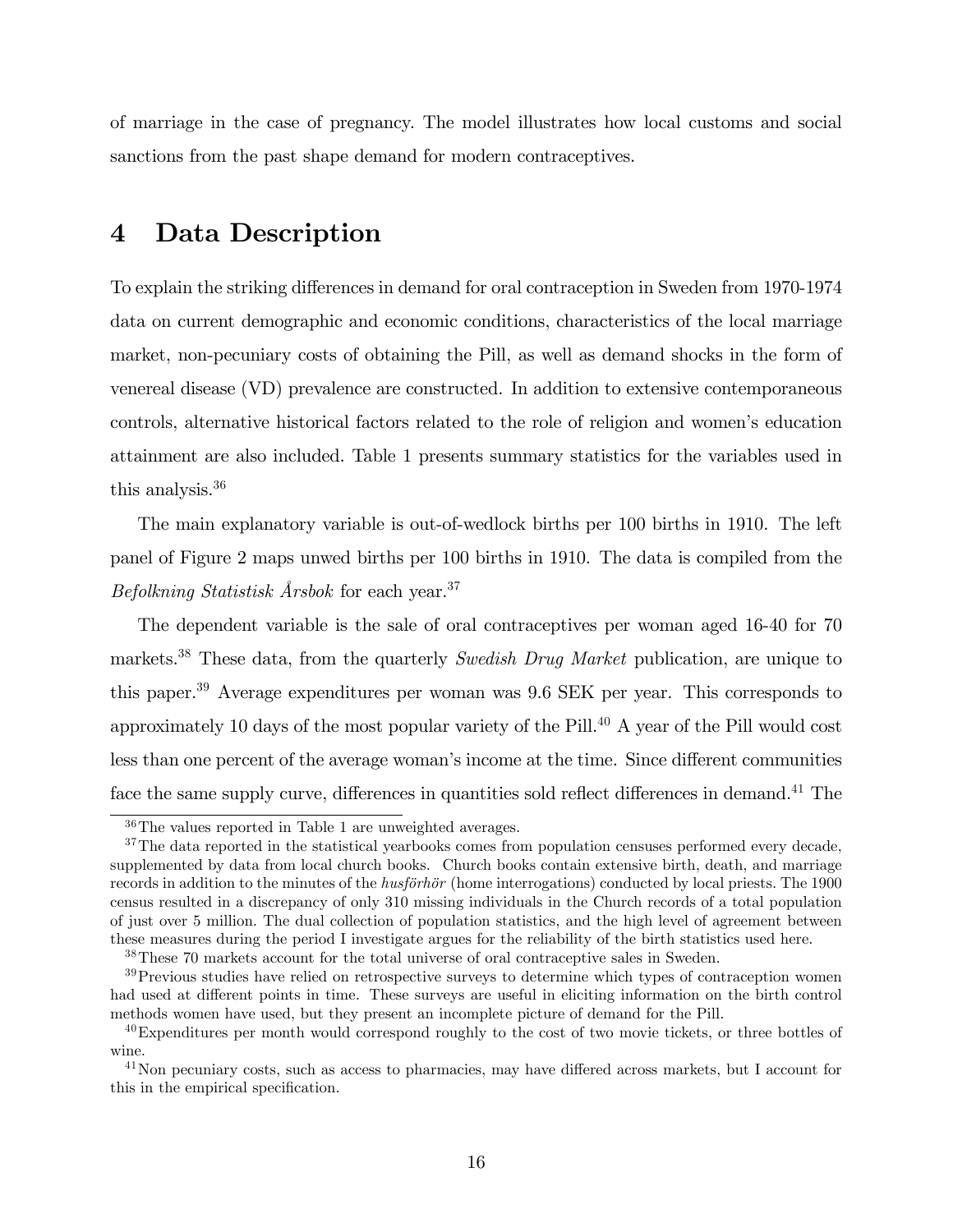of marriage in the case of pregnancy. The model illustrates how local customs and social sanctions from the past shape demand for modern contraceptives.

# 4 Data Description

To explain the striking differences in demand for oral contraception in Sweden from 1970-1974 data on current demographic and economic conditions, characteristics of the local marriage market, non-pecuniary costs of obtaining the Pill, as well as demand shocks in the form of venereal disease (VD) prevalence are constructed. In addition to extensive contemporaneous controls, alternative historical factors related to the role of religion and women's education attainment are also included. Table 1 presents summary statistics for the variables used in this analysis.[36]

The main explanatory variable is out-of-wedlock births per 100 births in 1910. The left panel of Figure 2 maps unwed births per 100 births in 1910. The data is compiled from the *Befolkning Statistisk Årsbok* for each year.[37]

The dependent variable is the sale of oral contraceptives per woman aged 16-40 for 70 markets.[38] These data, from the quarterly *Swedish Drug Market* publication, are unique to this paper.[39] Average expenditures per woman was 9.6 SEK per year. This corresponds to approximately 10 days of the most popular variety of the Pill.[40] A year of the Pill would cost less than one percent of the average woman's income at the time. Since different communities face the same supply curve, differences in quantities sold reflect differences in demand.[41] The

[36] The values reported in Table 1 are unweighted averages.

[37] The data reported in the statistical yearbooks comes from population censuses performed every decade, supplemented by data from local church books. Church books contain extensive birth, death, and marriage records in addition to the minutes of the *husförhör* (home interrogations) conducted by local priests. The 1900 census resulted in a discrepancy of only 310 missing individuals in the Church records of a total population of just over 5 million. The dual collection of population statistics, and the high level of agreement between these measures during the period I investigate argues for the reliability of the birth statistics used here.

[38] These 70 markets account for the total universe of oral contraceptive sales in Sweden.

[39] Previous studies have relied on retrospective surveys to determine which types of contraception women had used at different points in time. These surveys are useful in eliciting information on the birth control methods women have used, but they present an incomplete picture of demand for the Pill.

[40] Expenditures per month would correspond roughly to the cost of two movie tickets, or three bottles of wine.

[41] Non pecuniary costs, such as access to pharmacies, may have differed across markets, but I account for this in the empirical specification.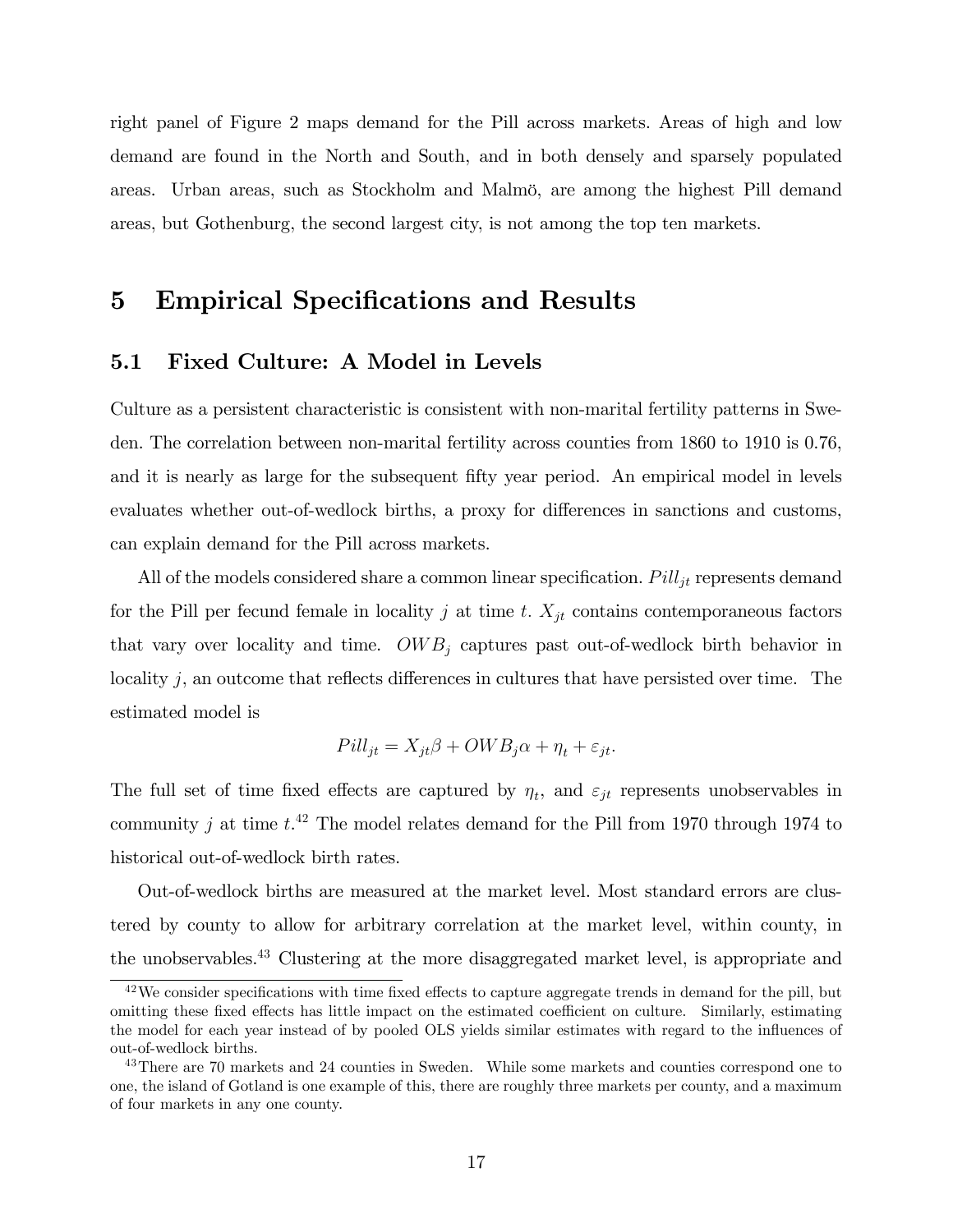right panel of Figure 2 maps demand for the Pill across markets. Areas of high and low demand are found in the North and South, and in both densely and sparsely populated areas. Urban areas, such as Stockholm and Malmö, are among the highest Pill demand areas, but Gothenburg, the second largest city, is not among the top ten markets.

# 5 Empirical Specifications and Results

## 5.1 Fixed Culture: A Model in Levels

Culture as a persistent characteristic is consistent with non-marital fertility patterns in Sweden. The correlation between non-marital fertility across counties from 1860 to 1910 is 0.76, and it is nearly as large for the subsequent fifty year period. An empirical model in levels evaluates whether out-of-wedlock births, a proxy for differences in sanctions and customs, can explain demand for the Pill across markets.

All of the models considered share a common linear specification. $Pill_{jt}$ represents demand for the Pill per fecund female in locality $j$ at time $t$. $X_{jt}$ contains contemporaneous factors that vary over locality and time. $OWB_j$ captures past out-of-wedlock birth behavior in locality $j$, an outcome that reflects differences in cultures that have persisted over time. The estimated model is

$$Pill_{jt} = X_{jt}\beta + OWB_j\alpha + \eta_t + \varepsilon_{jt}.$$

The full set of time fixed effects are captured by $\eta_t$, and $\varepsilon_{jt}$ represents unobservables in community $j$ at time $t$.[42] The model relates demand for the Pill from 1970 through 1974 to historical out-of-wedlock birth rates.

Out-of-wedlock births are measured at the market level. Most standard errors are clustered by county to allow for arbitrary correlation at the market level, within county, in the unobservables.[43] Clustering at the more disaggregated market level, is appropriate and

[42] We consider specifications with time fixed effects to capture aggregate trends in demand for the pill, but omitting these fixed effects has little impact on the estimated coefficient on culture. Similarly, estimating the model for each year instead of by pooled OLS yields similar estimates with regard to the influences of out-of-wedlock births.

[43] There are 70 markets and 24 counties in Sweden. While some markets and counties correspond one to one, the island of Gotland is one example of this, there are roughly three markets per county, and a maximum of four markets in any one county.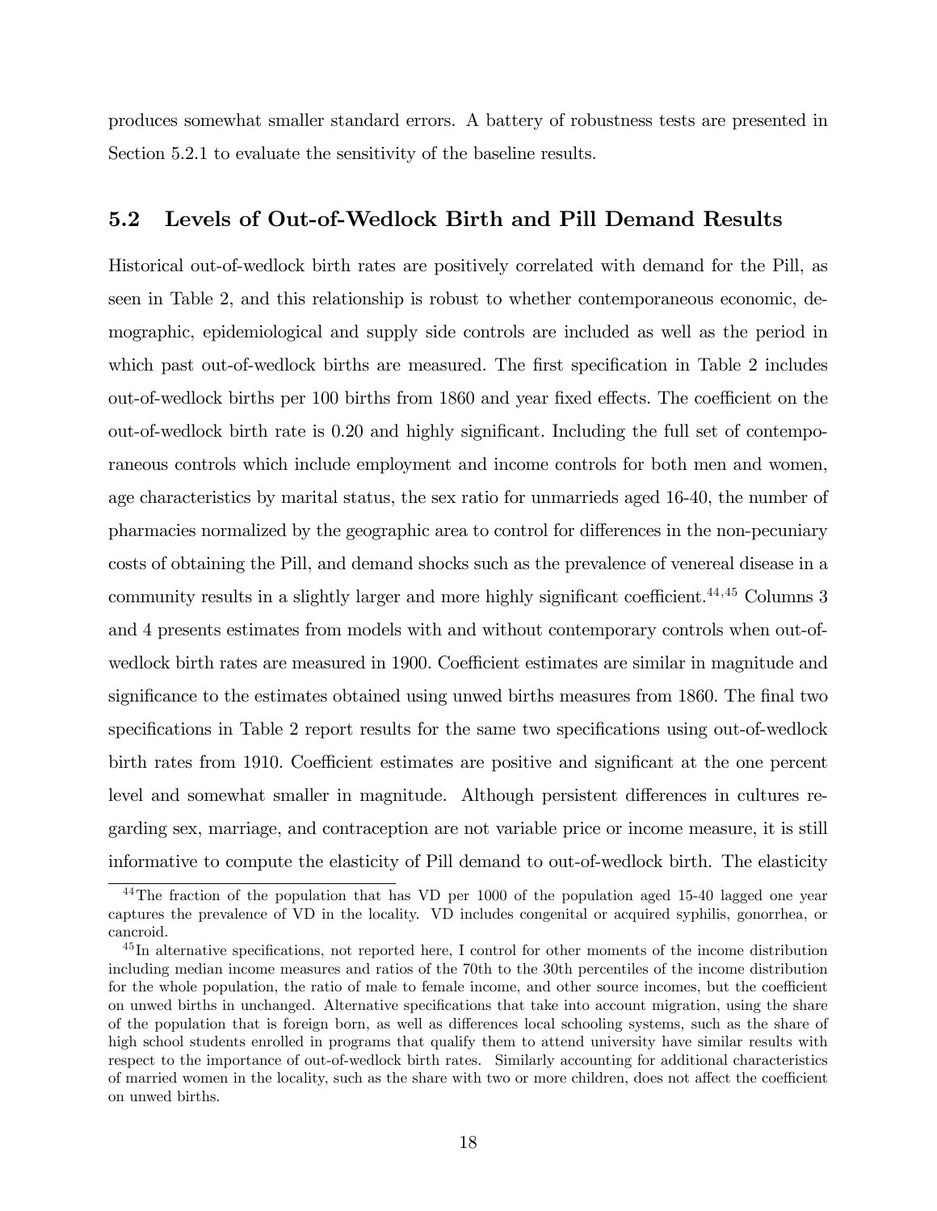produces somewhat smaller standard errors. A battery of robustness tests are presented in Section 5.2.1 to evaluate the sensitivity of the baseline results.

## 5.2 Levels of Out-of-Wedlock Birth and Pill Demand Results

Historical out-of-wedlock birth rates are positively correlated with demand for the Pill, as seen in Table 2, and this relationship is robust to whether contemporaneous economic, demographic, epidemiological and supply side controls are included as well as the period in which past out-of-wedlock births are measured. The first specification in Table 2 includes out-of-wedlock births per 100 births from 1860 and year fixed effects. The coefficient on the out-of-wedlock birth rate is 0.20 and highly significant. Including the full set of contemporaneous controls which include employment and income controls for both men and women, age characteristics by marital status, the sex ratio for unmarrieds aged 16-40, the number of pharmacies normalized by the geographic area to control for differences in the non-pecuniary costs of obtaining the Pill, and demand shocks such as the prevalence of venereal disease in a community results in a slightly larger and more highly significant coefficient.[44,45] Columns 3 and 4 presents estimates from models with and without contemporary controls when out-of-wedlock birth rates are measured in 1900. Coefficient estimates are similar in magnitude and significance to the estimates obtained using unwed births measures from 1860. The final two specifications in Table 2 report results for the same two specifications using out-of-wedlock birth rates from 1910. Coefficient estimates are positive and significant at the one percent level and somewhat smaller in magnitude. Although persistent differences in cultures regarding sex, marriage, and contraception are not variable price or income measure, it is still informative to compute the elasticity of Pill demand to out-of-wedlock birth. The elasticity

[44] The fraction of the population that has VD per 1000 of the population aged 15-40 lagged one year captures the prevalence of VD in the locality. VD includes congenital or acquired syphilis, gonorrhea, or cancroid.

[45] In alternative specifications, not reported here, I control for other moments of the income distribution including median income measures and ratios of the 70th to the 30th percentiles of the income distribution for the whole population, the ratio of male to female income, and other source incomes, but the coefficient on unwed births in unchanged. Alternative specifications that take into account migration, using the share of the population that is foreign born, as well as differences local schooling systems, such as the share of high school students enrolled in programs that qualify them to attend university have similar results with respect to the importance of out-of-wedlock birth rates. Similarly accounting for additional characteristics of married women in the locality, such as the share with two or more children, does not affect the coefficient on unwed births.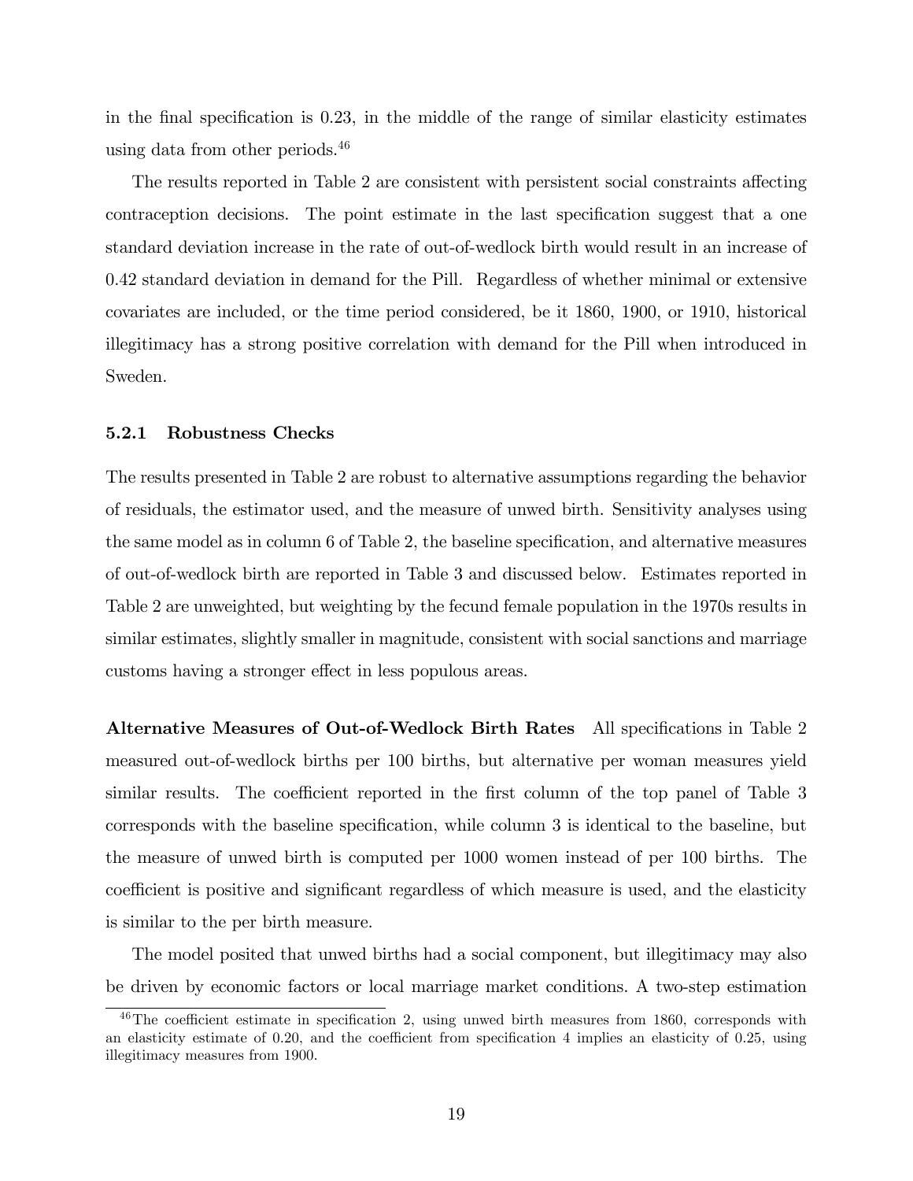in the final specification is 0.23, in the middle of the range of similar elasticity estimates using data from other periods.[46]

The results reported in Table 2 are consistent with persistent social constraints affecting contraception decisions. The point estimate in the last specification suggest that a one standard deviation increase in the rate of out-of-wedlock birth would result in an increase of 0.42 standard deviation in demand for the Pill. Regardless of whether minimal or extensive covariates are included, or the time period considered, be it 1860, 1900, or 1910, historical illegitimacy has a strong positive correlation with demand for the Pill when introduced in Sweden.

### 5.2.1 Robustness Checks

The results presented in Table 2 are robust to alternative assumptions regarding the behavior of residuals, the estimator used, and the measure of unwed birth. Sensitivity analyses using the same model as in column 6 of Table 2, the baseline specification, and alternative measures of out-of-wedlock birth are reported in Table 3 and discussed below. Estimates reported in Table 2 are unweighted, but weighting by the fecund female population in the 1970s results in similar estimates, slightly smaller in magnitude, consistent with social sanctions and marriage customs having a stronger effect in less populous areas.

**Alternative Measures of Out-of-Wedlock Birth Rates** All specifications in Table 2 measured out-of-wedlock births per 100 births, but alternative per woman measures yield similar results. The coefficient reported in the first column of the top panel of Table 3 corresponds with the baseline specification, while column 3 is identical to the baseline, but the measure of unwed birth is computed per 1000 women instead of per 100 births. The coefficient is positive and significant regardless of which measure is used, and the elasticity is similar to the per birth measure.

The model posited that unwed births had a social component, but illegitimacy may also be driven by economic factors or local marriage market conditions. A two-step estimation

[46] The coefficient estimate in specification 2, using unwed birth measures from 1860, corresponds with an elasticity estimate of 0.20, and the coefficient from specification 4 implies an elasticity of 0.25, using illegitimacy measures from 1900.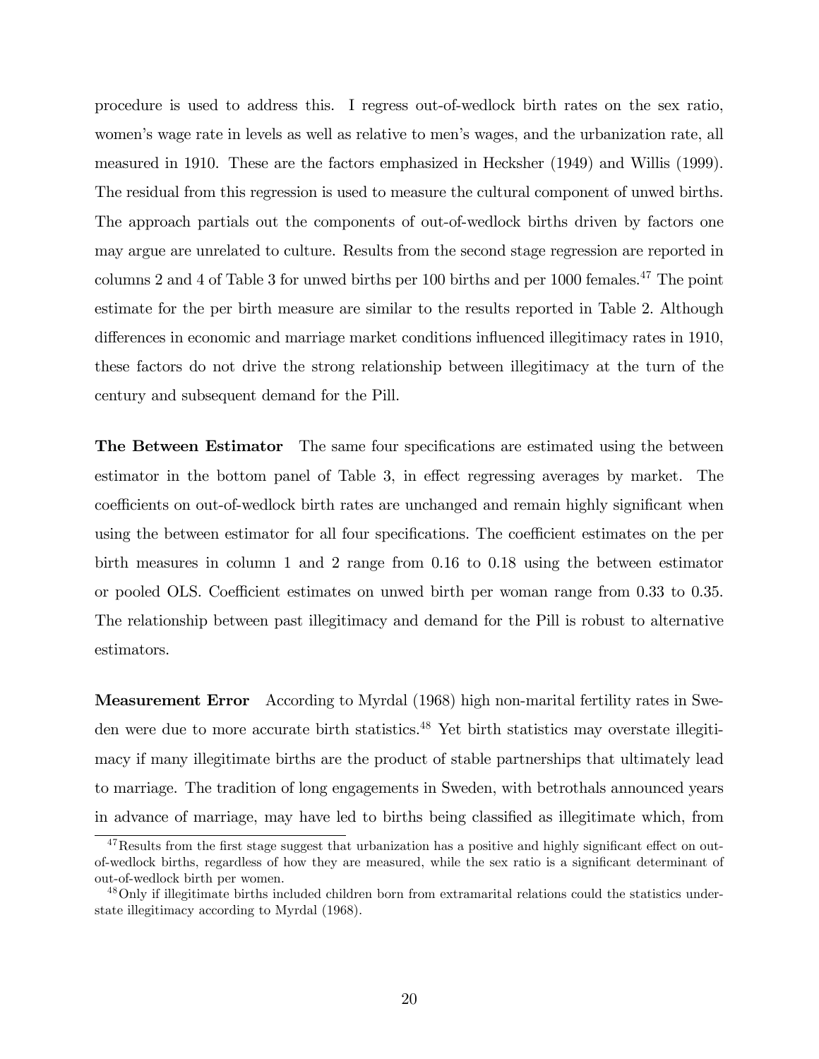procedure is used to address this. I regress out-of-wedlock birth rates on the sex ratio, women's wage rate in levels as well as relative to men's wages, and the urbanization rate, all measured in 1910. These are the factors emphasized in Hecksher (1949) and Willis (1999). The residual from this regression is used to measure the cultural component of unwed births. The approach partials out the components of out-of-wedlock births driven by factors one may argue are unrelated to culture. Results from the second stage regression are reported in columns 2 and 4 of Table 3 for unwed births per 100 births and per 1000 females.[47] The point estimate for the per birth measure are similar to the results reported in Table 2. Although differences in economic and marriage market conditions influenced illegitimacy rates in 1910, these factors do not drive the strong relationship between illegitimacy at the turn of the century and subsequent demand for the Pill.

**The Between Estimator** The same four specifications are estimated using the between estimator in the bottom panel of Table 3, in effect regressing averages by market. The coefficients on out-of-wedlock birth rates are unchanged and remain highly significant when using the between estimator for all four specifications. The coefficient estimates on the per birth measures in column 1 and 2 range from 0.16 to 0.18 using the between estimator or pooled OLS. Coefficient estimates on unwed birth per woman range from 0.33 to 0.35. The relationship between past illegitimacy and demand for the Pill is robust to alternative estimators.

**Measurement Error** According to Myrdal (1968) high non-marital fertility rates in Sweden were due to more accurate birth statistics.[48] Yet birth statistics may overstate illegitimacy if many illegitimate births are the product of stable partnerships that ultimately lead to marriage. The tradition of long engagements in Sweden, with betrothals announced years in advance of marriage, may have led to births being classified as illegitimate which, from

[47] Results from the first stage suggest that urbanization has a positive and highly significant effect on out-of-wedlock births, regardless of how they are measured, while the sex ratio is a significant determinant of out-of-wedlock birth per women.

[48] Only if illegitimate births included children born from extramarital relations could the statistics understate illegitimacy according to Myrdal (1968).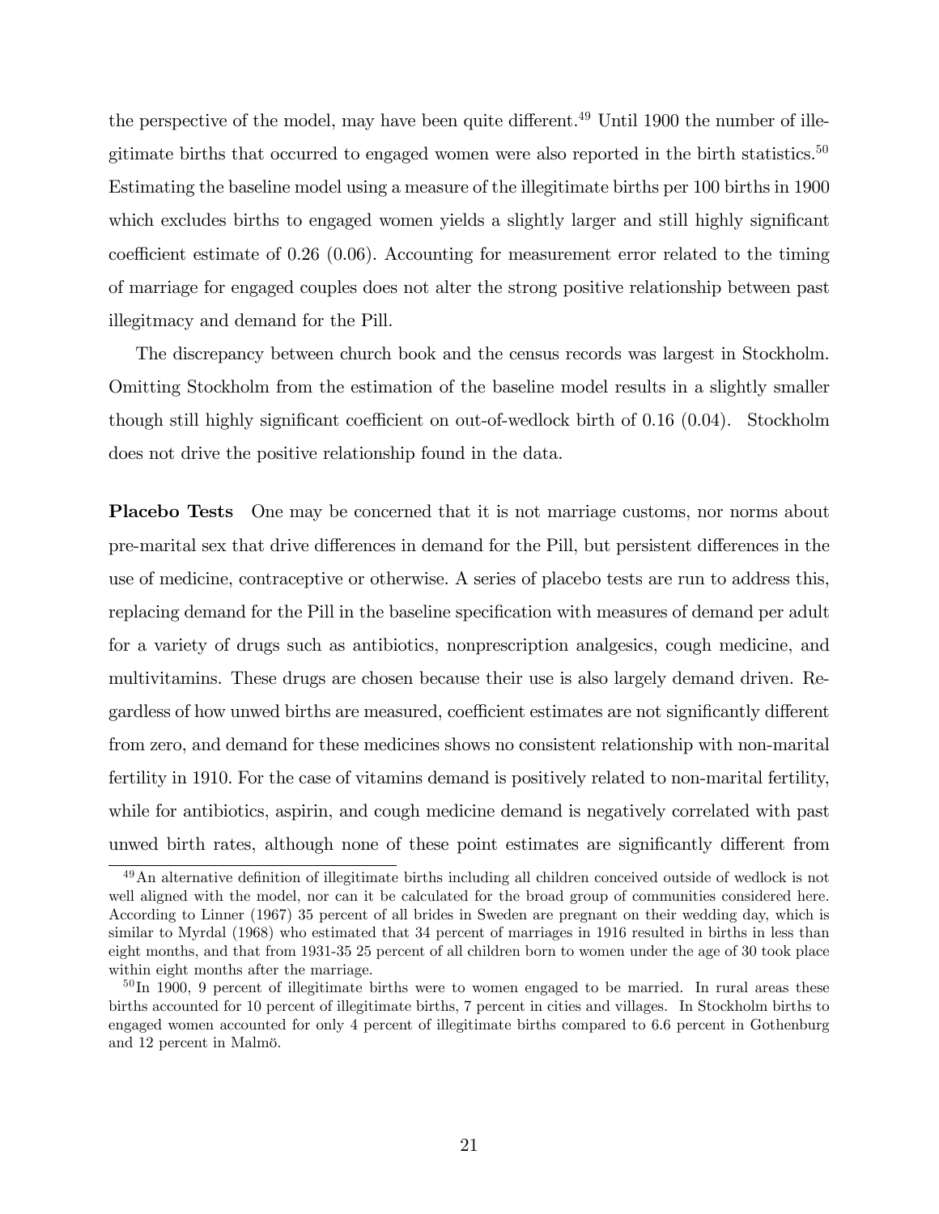the perspective of the model, may have been quite different.[49] Until 1900 the number of illegitimate births that occurred to engaged women were also reported in the birth statistics.[50] Estimating the baseline model using a measure of the illegitimate births per 100 births in 1900 which excludes births to engaged women yields a slightly larger and still highly significant coefficient estimate of 0.26 (0.06). Accounting for measurement error related to the timing of marriage for engaged couples does not alter the strong positive relationship between past illegitmacy and demand for the Pill.

The discrepancy between church book and the census records was largest in Stockholm. Omitting Stockholm from the estimation of the baseline model results in a slightly smaller though still highly significant coefficient on out-of-wedlock birth of 0.16 (0.04). Stockholm does not drive the positive relationship found in the data.

**Placebo Tests** One may be concerned that it is not marriage customs, nor norms about pre-marital sex that drive differences in demand for the Pill, but persistent differences in the use of medicine, contraceptive or otherwise. A series of placebo tests are run to address this, replacing demand for the Pill in the baseline specification with measures of demand per adult for a variety of drugs such as antibiotics, nonprescription analgesics, cough medicine, and multivitamins. These drugs are chosen because their use is also largely demand driven. Regardless of how unwed births are measured, coefficient estimates are not significantly different from zero, and demand for these medicines shows no consistent relationship with non-marital fertility in 1910. For the case of vitamins demand is positively related to non-marital fertility, while for antibiotics, aspirin, and cough medicine demand is negatively correlated with past unwed birth rates, although none of these point estimates are significantly different from

[49] An alternative definition of illegitimate births including all children conceived outside of wedlock is not well aligned with the model, nor can it be calculated for the broad group of communities considered here. According to Linner (1967) 35 percent of all brides in Sweden are pregnant on their wedding day, which is similar to Myrdal (1968) who estimated that 34 percent of marriages in 1916 resulted in births in less than eight months, and that from 1931-35 25 percent of all children born to women under the age of 30 took place within eight months after the marriage.

[50] In 1900, 9 percent of illegitimate births were to women engaged to be married. In rural areas these births accounted for 10 percent of illegitimate births, 7 percent in cities and villages. In Stockholm births to engaged women accounted for only 4 percent of illegitimate births compared to 6.6 percent in Gothenburg and 12 percent in Malmö.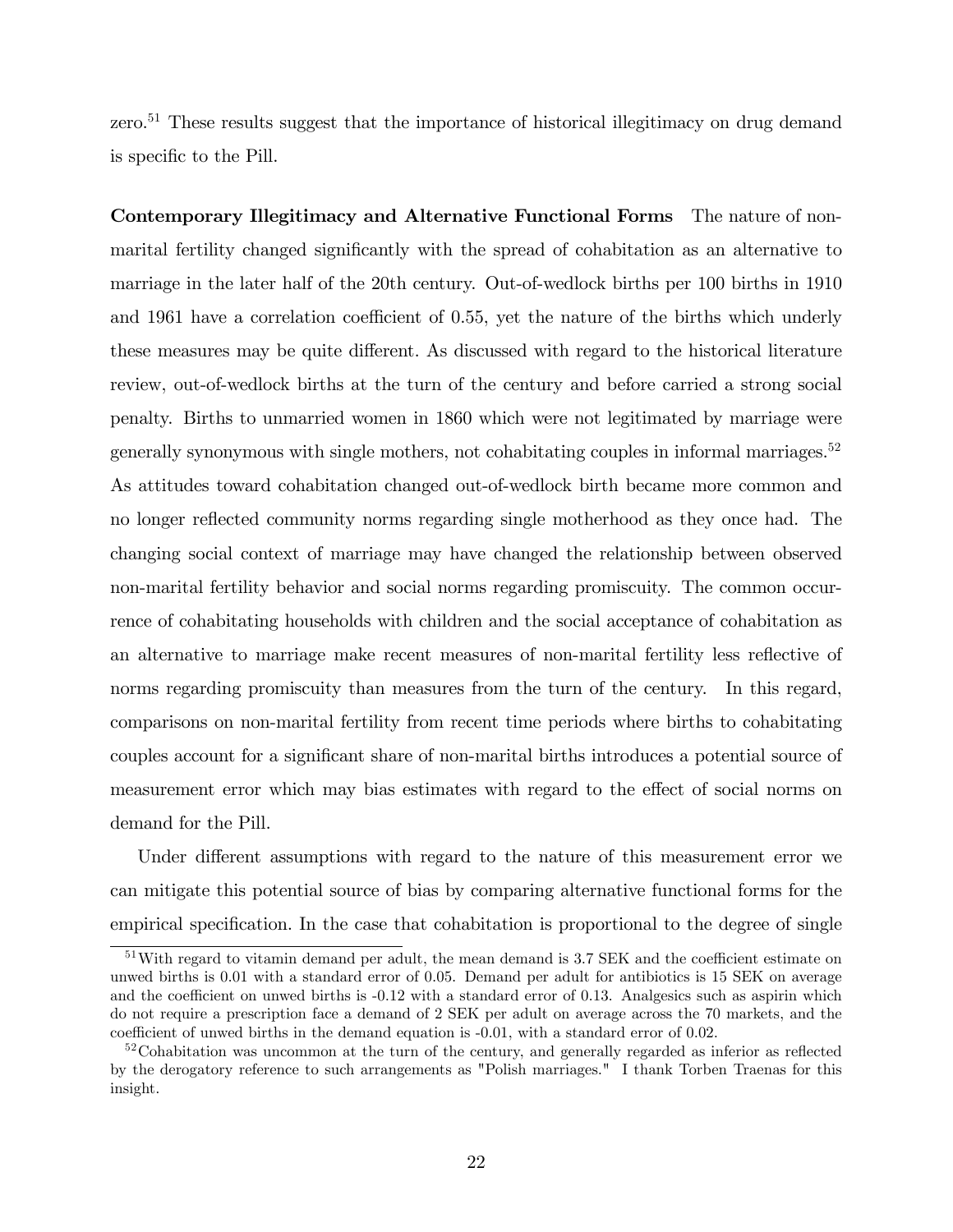zero.[51] These results suggest that the importance of historical illegitimacy on drug demand is specific to the Pill.

**Contemporary Illegitimacy and Alternative Functional Forms** The nature of non-marital fertility changed significantly with the spread of cohabitation as an alternative to marriage in the later half of the 20th century. Out-of-wedlock births per 100 births in 1910 and 1961 have a correlation coefficient of 0.55, yet the nature of the births which underly these measures may be quite different. As discussed with regard to the historical literature review, out-of-wedlock births at the turn of the century and before carried a strong social penalty. Births to unmarried women in 1860 which were not legitimated by marriage were generally synonymous with single mothers, not cohabitating couples in informal marriages.[52] As attitudes toward cohabitation changed out-of-wedlock birth became more common and no longer reflected community norms regarding single motherhood as they once had. The changing social context of marriage may have changed the relationship between observed non-marital fertility behavior and social norms regarding promiscuity. The common occurrence of cohabitating households with children and the social acceptance of cohabitation as an alternative to marriage make recent measures of non-marital fertility less reflective of norms regarding promiscuity than measures from the turn of the century. In this regard, comparisons on non-marital fertility from recent time periods where births to cohabitating couples account for a significant share of non-marital births introduces a potential source of measurement error which may bias estimates with regard to the effect of social norms on demand for the Pill.

Under different assumptions with regard to the nature of this measurement error we can mitigate this potential source of bias by comparing alternative functional forms for the empirical specification. In the case that cohabitation is proportional to the degree of single

[51] With regard to vitamin demand per adult, the mean demand is 3.7 SEK and the coefficient estimate on unwed births is 0.01 with a standard error of 0.05. Demand per adult for antibiotics is 15 SEK on average and the coefficient on unwed births is -0.12 with a standard error of 0.13. Analgesics such as aspirin which do not require a prescription face a demand of 2 SEK per adult on average across the 70 markets, and the coefficient of unwed births in the demand equation is -0.01, with a standard error of 0.02.

[52] Cohabitation was uncommon at the turn of the century, and generally regarded as inferior as reflected by the derogatory reference to such arrangements as "Polish marriages." I thank Torben Traenas for this insight.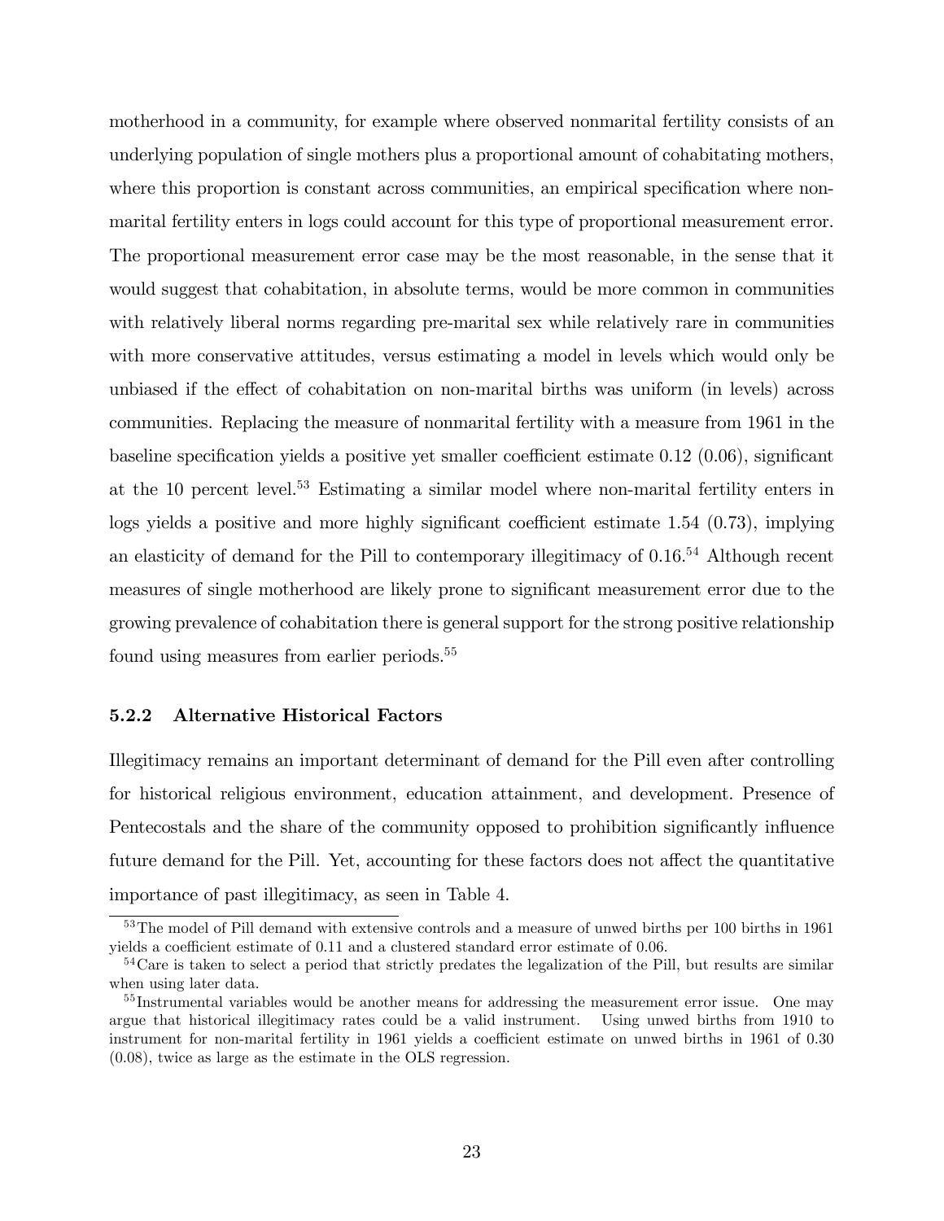motherhood in a community, for example where observed nonmarital fertility consists of an underlying population of single mothers plus a proportional amount of cohabitating mothers, where this proportion is constant across communities, an empirical specification where non-marital fertility enters in logs could account for this type of proportional measurement error. The proportional measurement error case may be the most reasonable, in the sense that it would suggest that cohabitation, in absolute terms, would be more common in communities with relatively liberal norms regarding pre-marital sex while relatively rare in communities with more conservative attitudes, versus estimating a model in levels which would only be unbiased if the effect of cohabitation on non-marital births was uniform (in levels) across communities. Replacing the measure of nonmarital fertility with a measure from 1961 in the baseline specification yields a positive yet smaller coefficient estimate 0.12 (0.06), significant at the 10 percent level.[53] Estimating a similar model where non-marital fertility enters in logs yields a positive and more highly significant coefficient estimate 1.54 (0.73), implying an elasticity of demand for the Pill to contemporary illegitimacy of 0.16.[54] Although recent measures of single motherhood are likely prone to significant measurement error due to the growing prevalence of cohabitation there is general support for the strong positive relationship found using measures from earlier periods.[55]

### 5.2.2 Alternative Historical Factors

Illegitimacy remains an important determinant of demand for the Pill even after controlling for historical religious environment, education attainment, and development. Presence of Pentecostals and the share of the community opposed to prohibition significantly influence future demand for the Pill. Yet, accounting for these factors does not affect the quantitative importance of past illegitimacy, as seen in Table 4.

---

[53] The model of Pill demand with extensive controls and a measure of unwed births per 100 births in 1961 yields a coefficient estimate of 0.11 and a clustered standard error estimate of 0.06.

[54] Care is taken to select a period that strictly predates the legalization of the Pill, but results are similar when using later data.

[55] Instrumental variables would be another means for addressing the measurement error issue. One may argue that historical illegitimacy rates could be a valid instrument. Using unwed births from 1910 to instrument for non-marital fertility in 1961 yields a coefficient estimate on unwed births in 1961 of 0.30 (0.08), twice as large as the estimate in the OLS regression.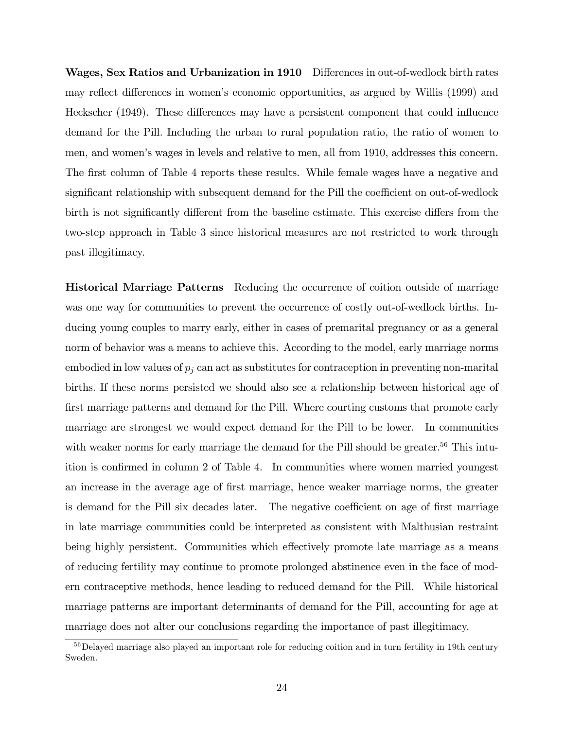**Wages, Sex Ratios and Urbanization in 1910** Differences in out-of-wedlock birth rates may reflect differences in women's economic opportunities, as argued by Willis (1999) and Heckscher (1949). These differences may have a persistent component that could influence demand for the Pill. Including the urban to rural population ratio, the ratio of women to men, and women's wages in levels and relative to men, all from 1910, addresses this concern. The first column of Table 4 reports these results. While female wages have a negative and significant relationship with subsequent demand for the Pill the coefficient on out-of-wedlock birth is not significantly different from the baseline estimate. This exercise differs from the two-step approach in Table 3 since historical measures are not restricted to work through past illegitimacy.

**Historical Marriage Patterns** Reducing the occurrence of coition outside of marriage was one way for communities to prevent the occurrence of costly out-of-wedlock births. Inducing young couples to marry early, either in cases of premarital pregnancy or as a general norm of behavior was a means to achieve this. According to the model, early marriage norms embodied in low values of $p_j$ can act as substitutes for contraception in preventing non-marital births. If these norms persisted we should also see a relationship between historical age of first marriage patterns and demand for the Pill. Where courting customs that promote early marriage are strongest we would expect demand for the Pill to be lower. In communities with weaker norms for early marriage the demand for the Pill should be greater.[56] This intuition is confirmed in column 2 of Table 4. In communities where women married youngest an increase in the average age of first marriage, hence weaker marriage norms, the greater is demand for the Pill six decades later. The negative coefficient on age of first marriage in late marriage communities could be interpreted as consistent with Malthusian restraint being highly persistent. Communities which effectively promote late marriage as a means of reducing fertility may continue to promote prolonged abstinence even in the face of modern contraceptive methods, hence leading to reduced demand for the Pill. While historical marriage patterns are important determinants of demand for the Pill, accounting for age at marriage does not alter our conclusions regarding the importance of past illegitimacy.

[56] Delayed marriage also played an important role for reducing coition and in turn fertility in 19th century Sweden.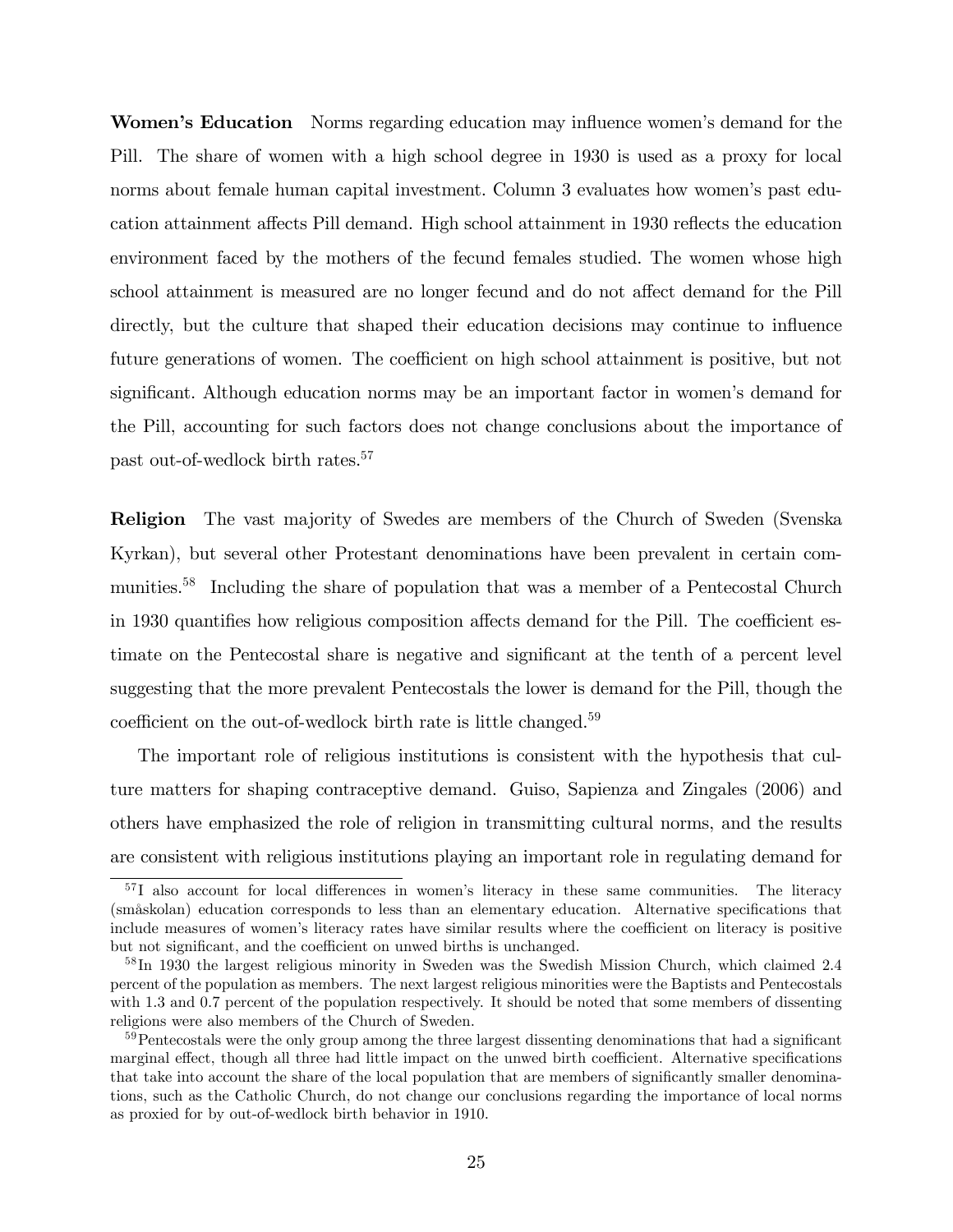**Women's Education** Norms regarding education may influence women's demand for the Pill. The share of women with a high school degree in 1930 is used as a proxy for local norms about female human capital investment. Column 3 evaluates how women's past education attainment affects Pill demand. High school attainment in 1930 reflects the education environment faced by the mothers of the fecund females studied. The women whose high school attainment is measured are no longer fecund and do not affect demand for the Pill directly, but the culture that shaped their education decisions may continue to influence future generations of women. The coefficient on high school attainment is positive, but not significant. Although education norms may be an important factor in women's demand for the Pill, accounting for such factors does not change conclusions about the importance of past out-of-wedlock birth rates.[57]

**Religion** The vast majority of Swedes are members of the Church of Sweden (Svenska Kyrkan), but several other Protestant denominations have been prevalent in certain communities.[58] Including the share of population that was a member of a Pentecostal Church in 1930 quantifies how religious composition affects demand for the Pill. The coefficient estimate on the Pentecostal share is negative and significant at the tenth of a percent level suggesting that the more prevalent Pentecostals the lower is demand for the Pill, though the coefficient on the out-of-wedlock birth rate is little changed.[59]

The important role of religious institutions is consistent with the hypothesis that culture matters for shaping contraceptive demand. Guiso, Sapienza and Zingales (2006) and others have emphasized the role of religion in transmitting cultural norms, and the results are consistent with religious institutions playing an important role in regulating demand for

---

[57] I also account for local differences in women's literacy in these same communities. The literacy (småskolan) education corresponds to less than an elementary education. Alternative specifications that include measures of women's literacy rates have similar results where the coefficient on literacy is positive but not significant, and the coefficient on unwed births is unchanged.

[58] In 1930 the largest religious minority in Sweden was the Swedish Mission Church, which claimed 2.4 percent of the population as members. The next largest religious minorities were the Baptists and Pentecostals with 1.3 and 0.7 percent of the population respectively. It should be noted that some members of dissenting religions were also members of the Church of Sweden.

[59] Pentecostals were the only group among the three largest dissenting denominations that had a significant marginal effect, though all three had little impact on the unwed birth coefficient. Alternative specifications that take into account the share of the local population that are members of significantly smaller denominations, such as the Catholic Church, do not change our conclusions regarding the importance of local norms as proxied for by out-of-wedlock birth behavior in 1910.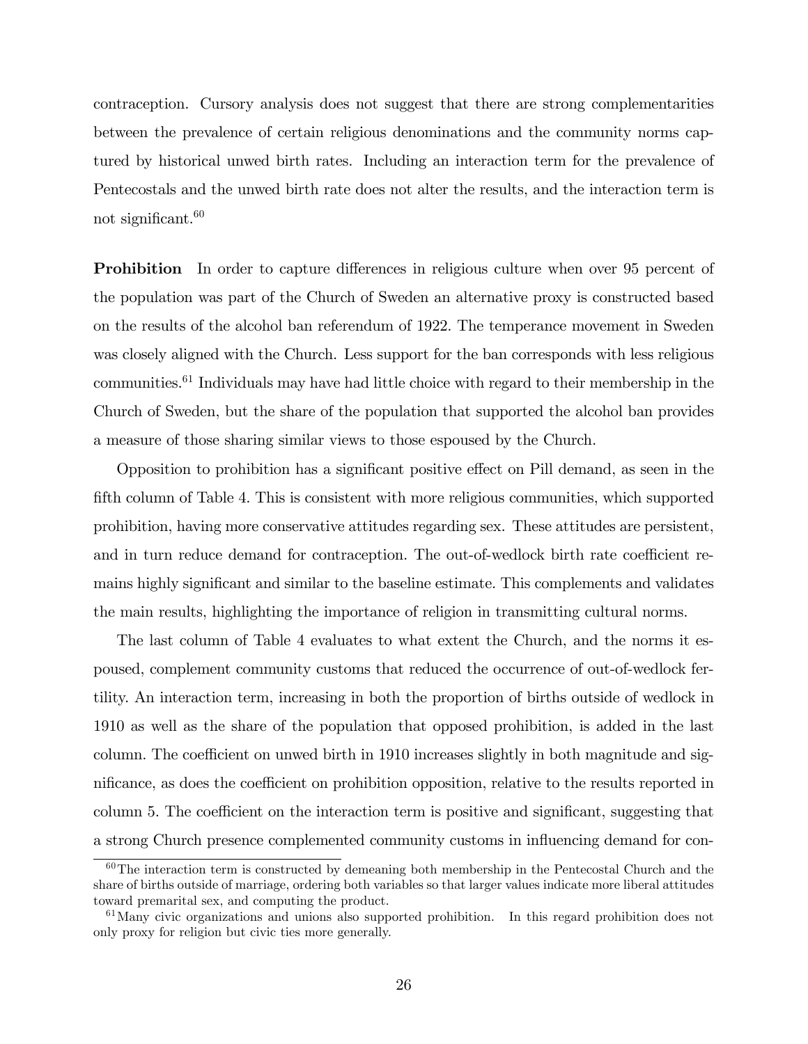contraception. Cursory analysis does not suggest that there are strong complementarities between the prevalence of certain religious denominations and the community norms captured by historical unwed birth rates. Including an interaction term for the prevalence of Pentecostals and the unwed birth rate does not alter the results, and the interaction term is not significant.[60]

**Prohibition** In order to capture differences in religious culture when over 95 percent of the population was part of the Church of Sweden an alternative proxy is constructed based on the results of the alcohol ban referendum of 1922. The temperance movement in Sweden was closely aligned with the Church. Less support for the ban corresponds with less religious communities.[61] Individuals may have had little choice with regard to their membership in the Church of Sweden, but the share of the population that supported the alcohol ban provides a measure of those sharing similar views to those espoused by the Church.

Opposition to prohibition has a significant positive effect on Pill demand, as seen in the fifth column of Table 4. This is consistent with more religious communities, which supported prohibition, having more conservative attitudes regarding sex. These attitudes are persistent, and in turn reduce demand for contraception. The out-of-wedlock birth rate coefficient remains highly significant and similar to the baseline estimate. This complements and validates the main results, highlighting the importance of religion in transmitting cultural norms.

The last column of Table 4 evaluates to what extent the Church, and the norms it espoused, complement community customs that reduced the occurrence of out-of-wedlock fertility. An interaction term, increasing in both the proportion of births outside of wedlock in 1910 as well as the share of the population that opposed prohibition, is added in the last column. The coefficient on unwed birth in 1910 increases slightly in both magnitude and significance, as does the coefficient on prohibition opposition, relative to the results reported in column 5. The coefficient on the interaction term is positive and significant, suggesting that a strong Church presence complemented community customs in influencing demand for con-

[60]The interaction term is constructed by demeaning both membership in the Pentecostal Church and the share of births outside of marriage, ordering both variables so that larger values indicate more liberal attitudes toward premarital sex, and computing the product.

[61]Many civic organizations and unions also supported prohibition. In this regard prohibition does not only proxy for religion but civic ties more generally.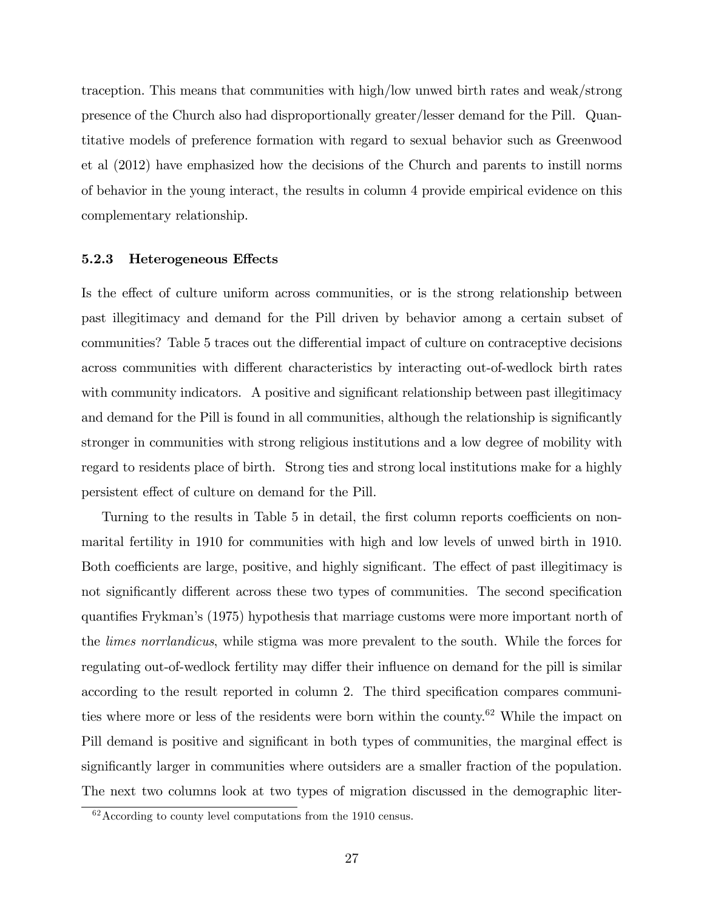traception. This means that communities with high/low unwed birth rates and weak/strong presence of the Church also had disproportionally greater/lesser demand for the Pill. Quantitative models of preference formation with regard to sexual behavior such as Greenwood et al (2012) have emphasized how the decisions of the Church and parents to instill norms of behavior in the young interact, the results in column 4 provide empirical evidence on this complementary relationship.

### 5.2.3 Heterogeneous Effects

Is the effect of culture uniform across communities, or is the strong relationship between past illegitimacy and demand for the Pill driven by behavior among a certain subset of communities? Table 5 traces out the differential impact of culture on contraceptive decisions across communities with different characteristics by interacting out-of-wedlock birth rates with community indicators. A positive and significant relationship between past illegitimacy and demand for the Pill is found in all communities, although the relationship is significantly stronger in communities with strong religious institutions and a low degree of mobility with regard to residents place of birth. Strong ties and strong local institutions make for a highly persistent effect of culture on demand for the Pill.

Turning to the results in Table 5 in detail, the first column reports coefficients on nonmarital fertility in 1910 for communities with high and low levels of unwed birth in 1910. Both coefficients are large, positive, and highly significant. The effect of past illegitimacy is not significantly different across these two types of communities. The second specification quantifies Frykman's (1975) hypothesis that marriage customs were more important north of the *limes norrlandicus*, while stigma was more prevalent to the south. While the forces for regulating out-of-wedlock fertility may differ their influence on demand for the pill is similar according to the result reported in column 2. The third specification compares communities where more or less of the residents were born within the county.[62] While the impact on Pill demand is positive and significant in both types of communities, the marginal effect is significantly larger in communities where outsiders are a smaller fraction of the population. The next two columns look at two types of migration discussed in the demographic liter-

[62] According to county level computations from the 1910 census.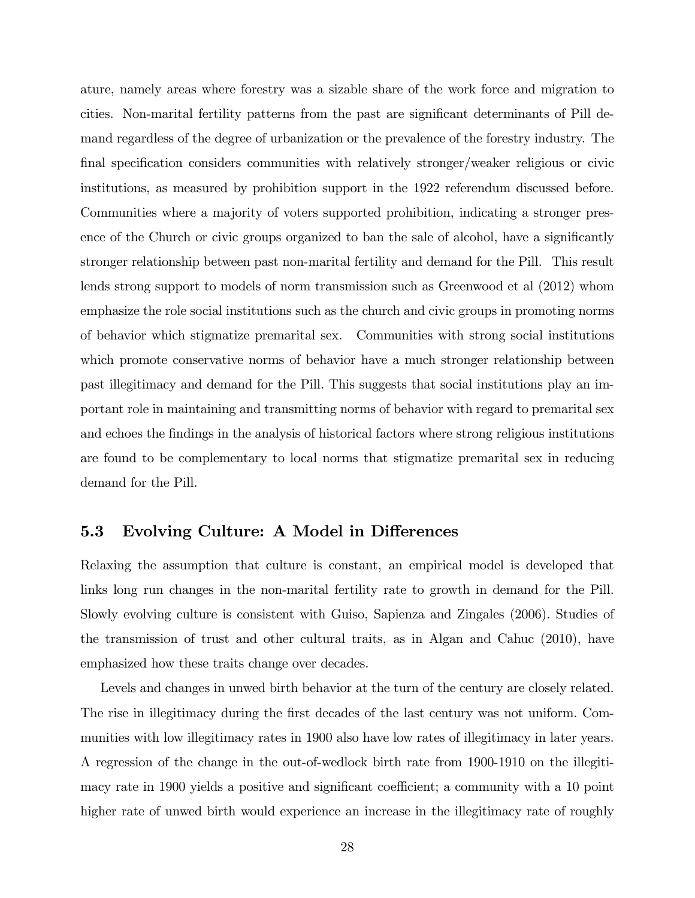ature, namely areas where forestry was a sizable share of the work force and migration to cities. Non-marital fertility patterns from the past are significant determinants of Pill demand regardless of the degree of urbanization or the prevalence of the forestry industry. The final specification considers communities with relatively stronger/weaker religious or civic institutions, as measured by prohibition support in the 1922 referendum discussed before. Communities where a majority of voters supported prohibition, indicating a stronger presence of the Church or civic groups organized to ban the sale of alcohol, have a significantly stronger relationship between past non-marital fertility and demand for the Pill. This result lends strong support to models of norm transmission such as Greenwood et al (2012) whom emphasize the role social institutions such as the church and civic groups in promoting norms of behavior which stigmatize premarital sex. Communities with strong social institutions which promote conservative norms of behavior have a much stronger relationship between past illegitimacy and demand for the Pill. This suggests that social institutions play an important role in maintaining and transmitting norms of behavior with regard to premarital sex and echoes the findings in the analysis of historical factors where strong religious institutions are found to be complementary to local norms that stigmatize premarital sex in reducing demand for the Pill.

## 5.3 Evolving Culture: A Model in Differences

Relaxing the assumption that culture is constant, an empirical model is developed that links long run changes in the non-marital fertility rate to growth in demand for the Pill. Slowly evolving culture is consistent with Guiso, Sapienza and Zingales (2006). Studies of the transmission of trust and other cultural traits, as in Algan and Cahuc (2010), have emphasized how these traits change over decades.

Levels and changes in unwed birth behavior at the turn of the century are closely related. The rise in illegitimacy during the first decades of the last century was not uniform. Communities with low illegitimacy rates in 1900 also have low rates of illegitimacy in later years. A regression of the change in the out-of-wedlock birth rate from 1900-1910 on the illegitimacy rate in 1900 yields a positive and significant coefficient; a community with a 10 point higher rate of unwed birth would experience an increase in the illegitimacy rate of roughly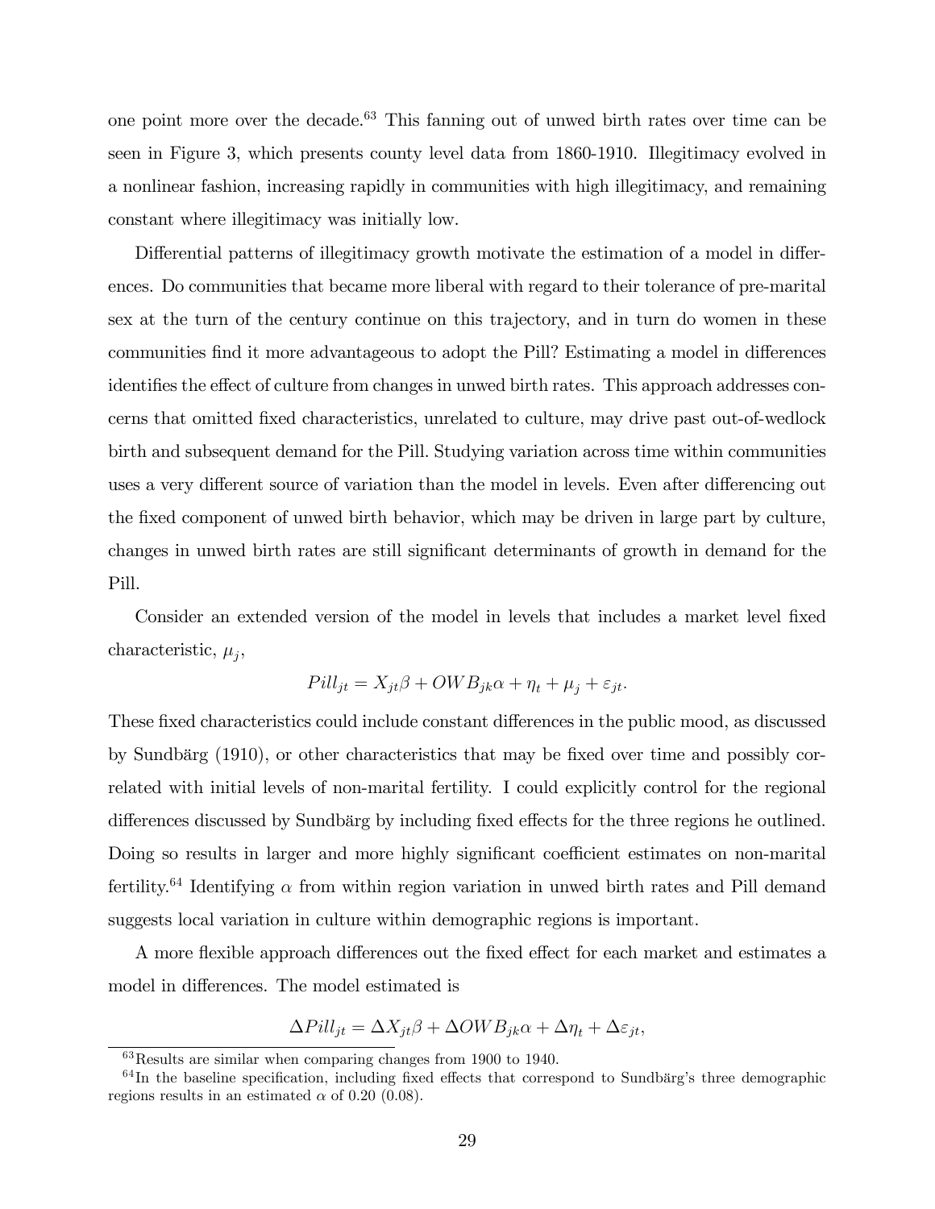one point more over the decade.[63] This fanning out of unwed birth rates over time can be seen in Figure 3, which presents county level data from 1860-1910. Illegitimacy evolved in a nonlinear fashion, increasing rapidly in communities with high illegitimacy, and remaining constant where illegitimacy was initially low.

Differential patterns of illegitimacy growth motivate the estimation of a model in differences. Do communities that became more liberal with regard to their tolerance of pre-marital sex at the turn of the century continue on this trajectory, and in turn do women in these communities find it more advantageous to adopt the Pill? Estimating a model in differences identifies the effect of culture from changes in unwed birth rates. This approach addresses concerns that omitted fixed characteristics, unrelated to culture, may drive past out-of-wedlock birth and subsequent demand for the Pill. Studying variation across time within communities uses a very different source of variation than the model in levels. Even after differencing out the fixed component of unwed birth behavior, which may be driven in large part by culture, changes in unwed birth rates are still significant determinants of growth in demand for the Pill.

Consider an extended version of the model in levels that includes a market level fixed characteristic, $\mu_j$,

$$Pill_{jt} = X_{jt}\beta + OWB_{jk}\alpha + \eta_t + \mu_j + \varepsilon_{jt}.$$

These fixed characteristics could include constant differences in the public mood, as discussed by Sundbärg (1910), or other characteristics that may be fixed over time and possibly correlated with initial levels of non-marital fertility. I could explicitly control for the regional differences discussed by Sundbärg by including fixed effects for the three regions he outlined. Doing so results in larger and more highly significant coefficient estimates on non-marital fertility.[64] Identifying $\alpha$ from within region variation in unwed birth rates and Pill demand suggests local variation in culture within demographic regions is important.

A more flexible approach differences out the fixed effect for each market and estimates a model in differences. The model estimated is

$$\Delta Pill_{jt} = \Delta X_{jt}\beta + \Delta OWB_{jk}\alpha + \Delta\eta_t + \Delta\varepsilon_{jt},$$

[63] Results are similar when comparing changes from 1900 to 1940.

[64] In the baseline specification, including fixed effects that correspond to Sundbärg's three demographic regions results in an estimated $\alpha$ of 0.20 (0.08).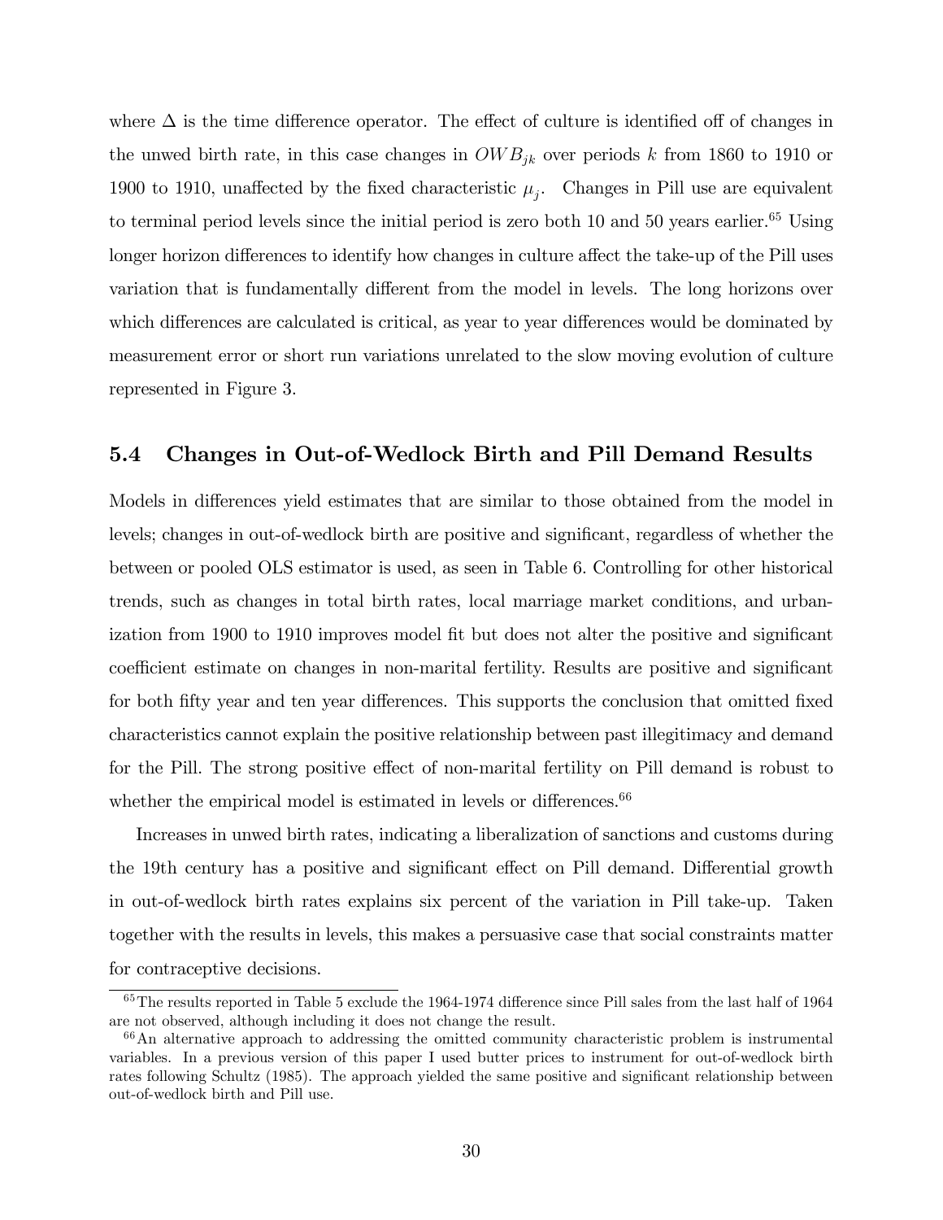where $\Delta$ is the time difference operator. The effect of culture is identified off of changes in the unwed birth rate, in this case changes in $OWB_{jk}$ over periods $k$ from 1860 to 1910 or 1900 to 1910, unaffected by the fixed characteristic $\mu_j$. Changes in Pill use are equivalent to terminal period levels since the initial period is zero both 10 and 50 years earlier.[65] Using longer horizon differences to identify how changes in culture affect the take-up of the Pill uses variation that is fundamentally different from the model in levels. The long horizons over which differences are calculated is critical, as year to year differences would be dominated by measurement error or short run variations unrelated to the slow moving evolution of culture represented in Figure 3.

### 5.4 Changes in Out-of-Wedlock Birth and Pill Demand Results

Models in differences yield estimates that are similar to those obtained from the model in levels; changes in out-of-wedlock birth are positive and significant, regardless of whether the between or pooled OLS estimator is used, as seen in Table 6. Controlling for other historical trends, such as changes in total birth rates, local marriage market conditions, and urbanization from 1900 to 1910 improves model fit but does not alter the positive and significant coefficient estimate on changes in non-marital fertility. Results are positive and significant for both fifty year and ten year differences. This supports the conclusion that omitted fixed characteristics cannot explain the positive relationship between past illegitimacy and demand for the Pill. The strong positive effect of non-marital fertility on Pill demand is robust to whether the empirical model is estimated in levels or differences.[66]

Increases in unwed birth rates, indicating a liberalization of sanctions and customs during the 19th century has a positive and significant effect on Pill demand. Differential growth in out-of-wedlock birth rates explains six percent of the variation in Pill take-up. Taken together with the results in levels, this makes a persuasive case that social constraints matter for contraceptive decisions.

[65] The results reported in Table 5 exclude the 1964-1974 difference since Pill sales from the last half of 1964 are not observed, although including it does not change the result.

[66] An alternative approach to addressing the omitted community characteristic problem is instrumental variables. In a previous version of this paper I used butter prices to instrument for out-of-wedlock birth rates following Schultz (1985). The approach yielded the same positive and significant relationship between out-of-wedlock birth and Pill use.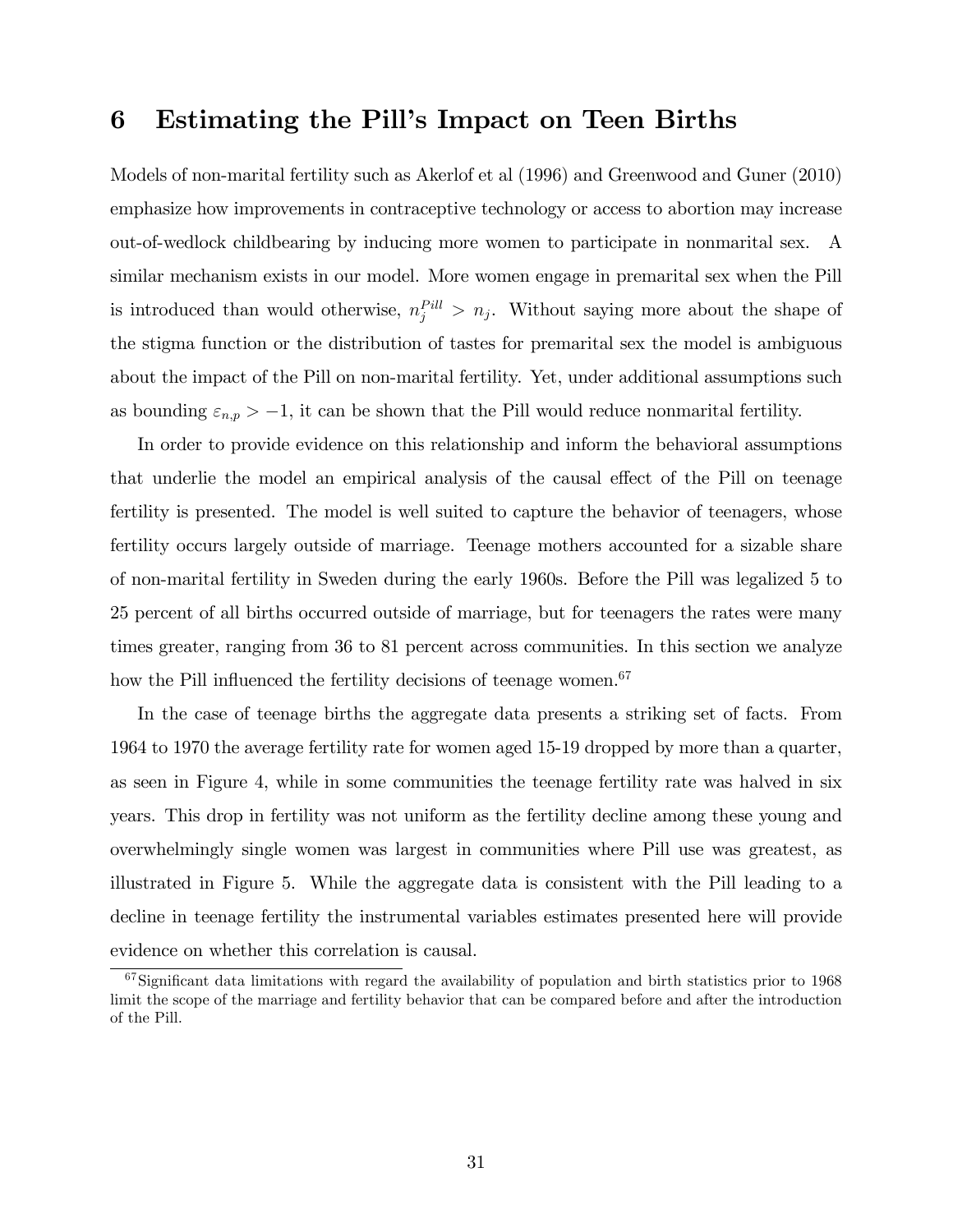## 6 Estimating the Pill's Impact on Teen Births

Models of non-marital fertility such as Akerlof et al (1996) and Greenwood and Guner (2010) emphasize how improvements in contraceptive technology or access to abortion may increase out-of-wedlock childbearing by inducing more women to participate in nonmarital sex. A similar mechanism exists in our model. More women engage in premarital sex when the Pill is introduced than would otherwise, $n_j^{Pill} > n_j$. Without saying more about the shape of the stigma function or the distribution of tastes for premarital sex the model is ambiguous about the impact of the Pill on non-marital fertility. Yet, under additional assumptions such as bounding $\varepsilon_{n,p} > -1$, it can be shown that the Pill would reduce nonmarital fertility.

In order to provide evidence on this relationship and inform the behavioral assumptions that underlie the model an empirical analysis of the causal effect of the Pill on teenage fertility is presented. The model is well suited to capture the behavior of teenagers, whose fertility occurs largely outside of marriage. Teenage mothers accounted for a sizable share of non-marital fertility in Sweden during the early 1960s. Before the Pill was legalized 5 to 25 percent of all births occurred outside of marriage, but for teenagers the rates were many times greater, ranging from 36 to 81 percent across communities. In this section we analyze how the Pill influenced the fertility decisions of teenage women.[67]

In the case of teenage births the aggregate data presents a striking set of facts. From 1964 to 1970 the average fertility rate for women aged 15-19 dropped by more than a quarter, as seen in Figure 4, while in some communities the teenage fertility rate was halved in six years. This drop in fertility was not uniform as the fertility decline among these young and overwhelmingly single women was largest in communities where Pill use was greatest, as illustrated in Figure 5. While the aggregate data is consistent with the Pill leading to a decline in teenage fertility the instrumental variables estimates presented here will provide evidence on whether this correlation is causal.

[67] Significant data limitations with regard the availability of population and birth statistics prior to 1968 limit the scope of the marriage and fertility behavior that can be compared before and after the introduction of the Pill.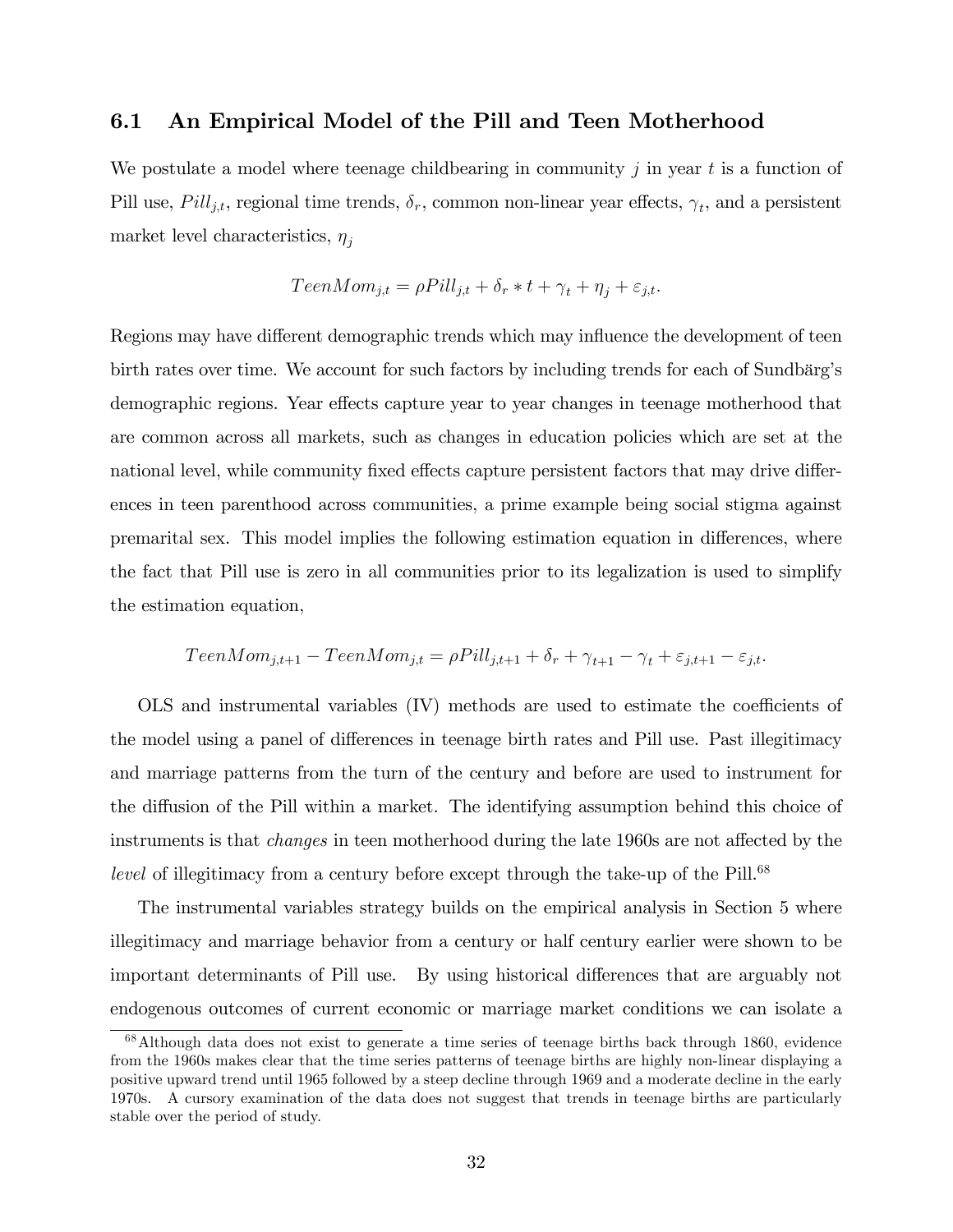### 6.1 An Empirical Model of the Pill and Teen Motherhood

We postulate a model where teenage childbearing in community $j$ in year $t$ is a function of Pill use, $Pill_{j,t}$, regional time trends, $\delta_r$, common non-linear year effects, $\gamma_t$, and a persistent market level characteristics, $\eta_j$

$$TeenMom_{j,t} = \rho Pill_{j,t} + \delta_r * t + \gamma_t + \eta_j + \varepsilon_{j,t}.$$

Regions may have different demographic trends which may influence the development of teen birth rates over time. We account for such factors by including trends for each of Sundbärg's demographic regions. Year effects capture year to year changes in teenage motherhood that are common across all markets, such as changes in education policies which are set at the national level, while community fixed effects capture persistent factors that may drive differences in teen parenthood across communities, a prime example being social stigma against premarital sex. This model implies the following estimation equation in differences, where the fact that Pill use is zero in all communities prior to its legalization is used to simplify the estimation equation,

$$TeenMom_{j,t+1} - TeenMom_{j,t} = \rho Pill_{j,t+1} + \delta_r + \gamma_{t+1} - \gamma_t + \varepsilon_{j,t+1} - \varepsilon_{j,t}.$$

OLS and instrumental variables (IV) methods are used to estimate the coefficients of the model using a panel of differences in teenage birth rates and Pill use. Past illegitimacy and marriage patterns from the turn of the century and before are used to instrument for the diffusion of the Pill within a market. The identifying assumption behind this choice of instruments is that *changes* in teen motherhood during the late 1960s are not affected by the *level* of illegitimacy from a century before except through the take-up of the Pill.[68]

The instrumental variables strategy builds on the empirical analysis in Section 5 where illegitimacy and marriage behavior from a century or half century earlier were shown to be important determinants of Pill use. By using historical differences that are arguably not endogenous outcomes of current economic or marriage market conditions we can isolate a

[68] Although data does not exist to generate a time series of teenage births back through 1860, evidence from the 1960s makes clear that the time series patterns of teenage births are highly non-linear displaying a positive upward trend until 1965 followed by a steep decline through 1969 and a moderate decline in the early 1970s. A cursory examination of the data does not suggest that trends in teenage births are particularly stable over the period of study.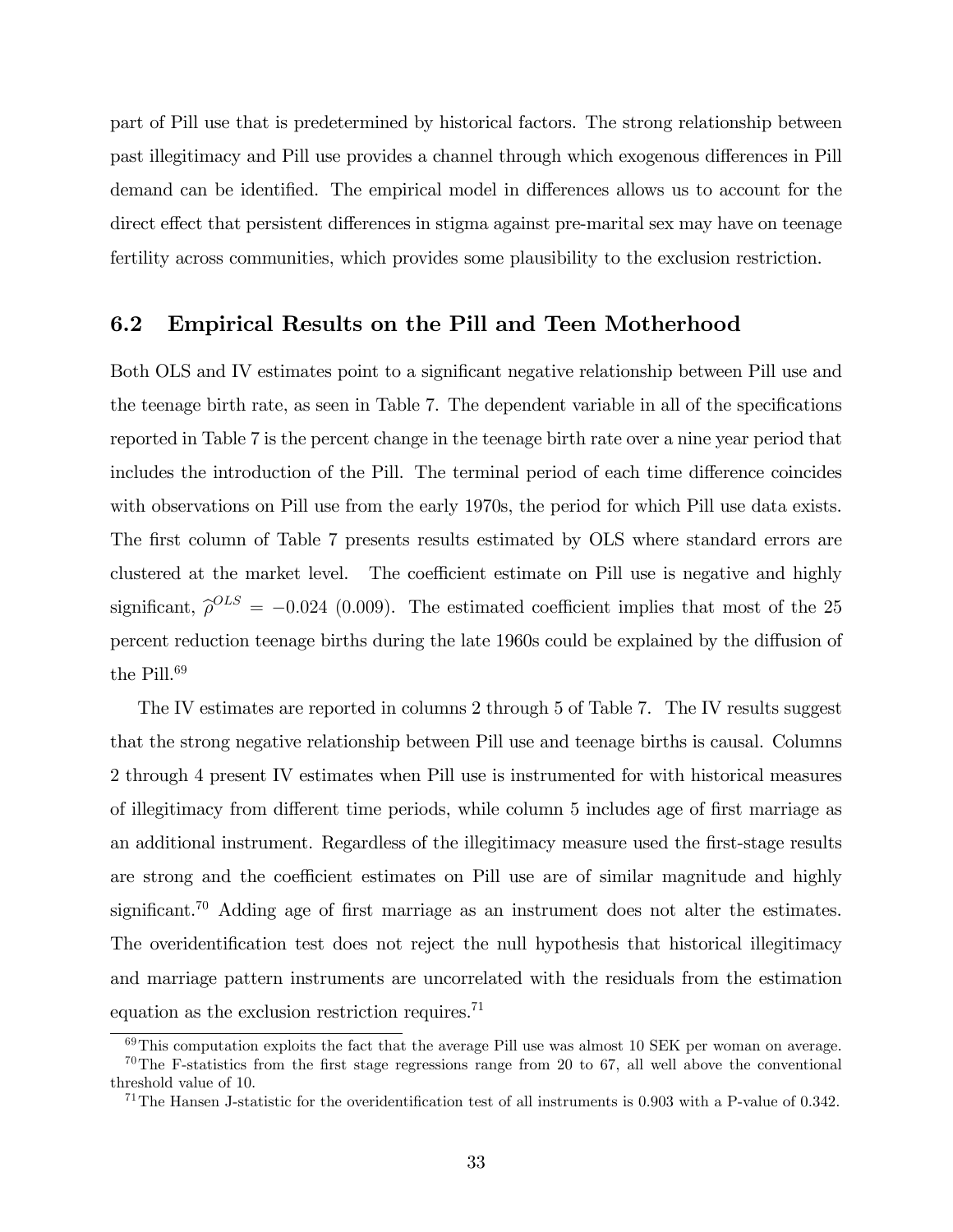part of Pill use that is predetermined by historical factors. The strong relationship between past illegitimacy and Pill use provides a channel through which exogenous differences in Pill demand can be identified. The empirical model in differences allows us to account for the direct effect that persistent differences in stigma against pre-marital sex may have on teenage fertility across communities, which provides some plausibility to the exclusion restriction.

## 6.2 Empirical Results on the Pill and Teen Motherhood

Both OLS and IV estimates point to a significant negative relationship between Pill use and the teenage birth rate, as seen in Table 7. The dependent variable in all of the specifications reported in Table 7 is the percent change in the teenage birth rate over a nine year period that includes the introduction of the Pill. The terminal period of each time difference coincides with observations on Pill use from the early 1970s, the period for which Pill use data exists. The first column of Table 7 presents results estimated by OLS where standard errors are clustered at the market level. The coefficient estimate on Pill use is negative and highly significant, $\widehat{\rho}^{OLS} = -0.024$ (0.009). The estimated coefficient implies that most of the 25 percent reduction teenage births during the late 1960s could be explained by the diffusion of the Pill.[69]

The IV estimates are reported in columns 2 through 5 of Table 7. The IV results suggest that the strong negative relationship between Pill use and teenage births is causal. Columns 2 through 4 present IV estimates when Pill use is instrumented for with historical measures of illegitimacy from different time periods, while column 5 includes age of first marriage as an additional instrument. Regardless of the illegitimacy measure used the first-stage results are strong and the coefficient estimates on Pill use are of similar magnitude and highly significant.[70] Adding age of first marriage as an instrument does not alter the estimates. The overidentification test does not reject the null hypothesis that historical illegitimacy and marriage pattern instruments are uncorrelated with the residuals from the estimation equation as the exclusion restriction requires.[71]

[69] This computation exploits the fact that the average Pill use was almost 10 SEK per woman on average.

[70] The F-statistics from the first stage regressions range from 20 to 67, all well above the conventional threshold value of 10.

[71] The Hansen J-statistic for the overidentification test of all instruments is 0.903 with a P-value of 0.342.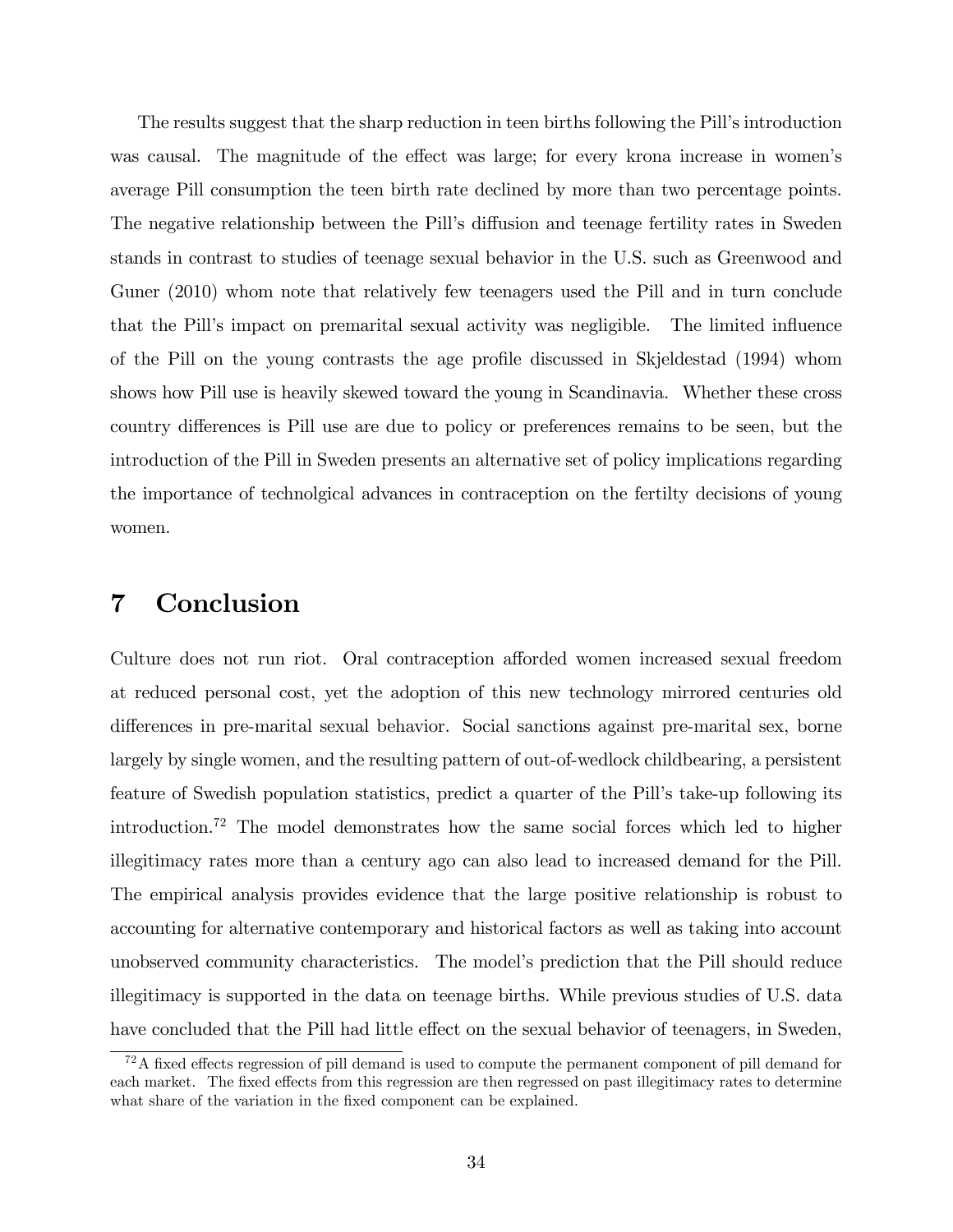The results suggest that the sharp reduction in teen births following the Pill's introduction was causal. The magnitude of the effect was large; for every krona increase in women's average Pill consumption the teen birth rate declined by more than two percentage points. The negative relationship between the Pill's diffusion and teenage fertility rates in Sweden stands in contrast to studies of teenage sexual behavior in the U.S. such as Greenwood and Guner (2010) whom note that relatively few teenagers used the Pill and in turn conclude that the Pill's impact on premarital sexual activity was negligible. The limited influence of the Pill on the young contrasts the age profile discussed in Skjeldestad (1994) whom shows how Pill use is heavily skewed toward the young in Scandinavia. Whether these cross country differences is Pill use are due to policy or preferences remains to be seen, but the introduction of the Pill in Sweden presents an alternative set of policy implications regarding the importance of technolgical advances in contraception on the fertilty decisions of young women.

# 7 Conclusion

Culture does not run riot. Oral contraception afforded women increased sexual freedom at reduced personal cost, yet the adoption of this new technology mirrored centuries old differences in pre-marital sexual behavior. Social sanctions against pre-marital sex, borne largely by single women, and the resulting pattern of out-of-wedlock childbearing, a persistent feature of Swedish population statistics, predict a quarter of the Pill's take-up following its introduction.[72] The model demonstrates how the same social forces which led to higher illegitimacy rates more than a century ago can also lead to increased demand for the Pill. The empirical analysis provides evidence that the large positive relationship is robust to accounting for alternative contemporary and historical factors as well as taking into account unobserved community characteristics. The model's prediction that the Pill should reduce illegitimacy is supported in the data on teenage births. While previous studies of U.S. data have concluded that the Pill had little effect on the sexual behavior of teenagers, in Sweden,

[72] A fixed effects regression of pill demand is used to compute the permanent component of pill demand for each market. The fixed effects from this regression are then regressed on past illegitimacy rates to determine what share of the variation in the fixed component can be explained.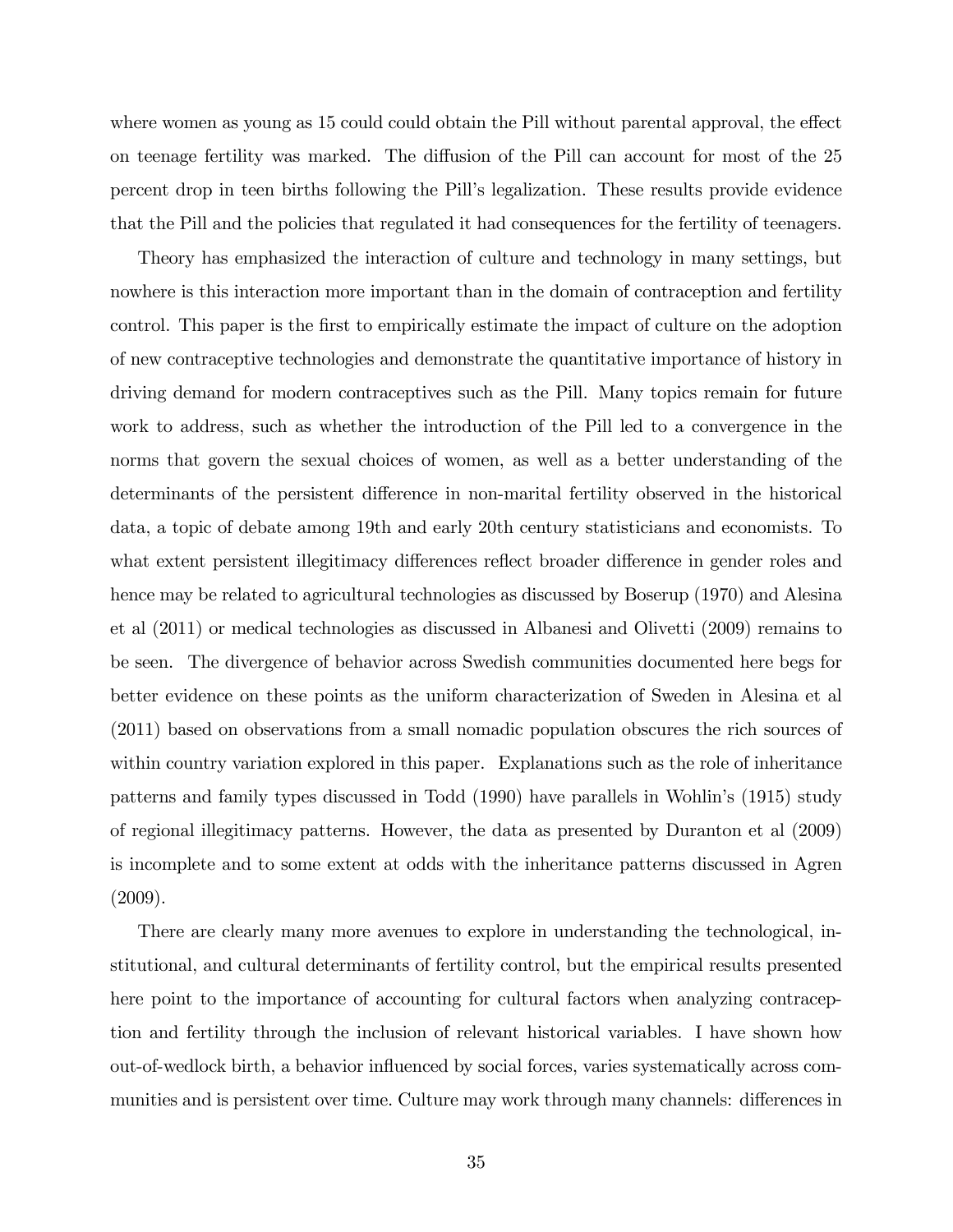where women as young as 15 could could obtain the Pill without parental approval, the effect on teenage fertility was marked. The diffusion of the Pill can account for most of the 25 percent drop in teen births following the Pill's legalization. These results provide evidence that the Pill and the policies that regulated it had consequences for the fertility of teenagers.

Theory has emphasized the interaction of culture and technology in many settings, but nowhere is this interaction more important than in the domain of contraception and fertility control. This paper is the first to empirically estimate the impact of culture on the adoption of new contraceptive technologies and demonstrate the quantitative importance of history in driving demand for modern contraceptives such as the Pill. Many topics remain for future work to address, such as whether the introduction of the Pill led to a convergence in the norms that govern the sexual choices of women, as well as a better understanding of the determinants of the persistent difference in non-marital fertility observed in the historical data, a topic of debate among 19th and early 20th century statisticians and economists. To what extent persistent illegitimacy differences reflect broader difference in gender roles and hence may be related to agricultural technologies as discussed by Boserup (1970) and Alesina et al (2011) or medical technologies as discussed in Albanesi and Olivetti (2009) remains to be seen. The divergence of behavior across Swedish communities documented here begs for better evidence on these points as the uniform characterization of Sweden in Alesina et al (2011) based on observations from a small nomadic population obscures the rich sources of within country variation explored in this paper. Explanations such as the role of inheritance patterns and family types discussed in Todd (1990) have parallels in Wohlin's (1915) study of regional illegitimacy patterns. However, the data as presented by Duranton et al (2009) is incomplete and to some extent at odds with the inheritance patterns discussed in Agren (2009).

There are clearly many more avenues to explore in understanding the technological, institutional, and cultural determinants of fertility control, but the empirical results presented here point to the importance of accounting for cultural factors when analyzing contraception and fertility through the inclusion of relevant historical variables. I have shown how out-of-wedlock birth, a behavior influenced by social forces, varies systematically across communities and is persistent over time. Culture may work through many channels: differences in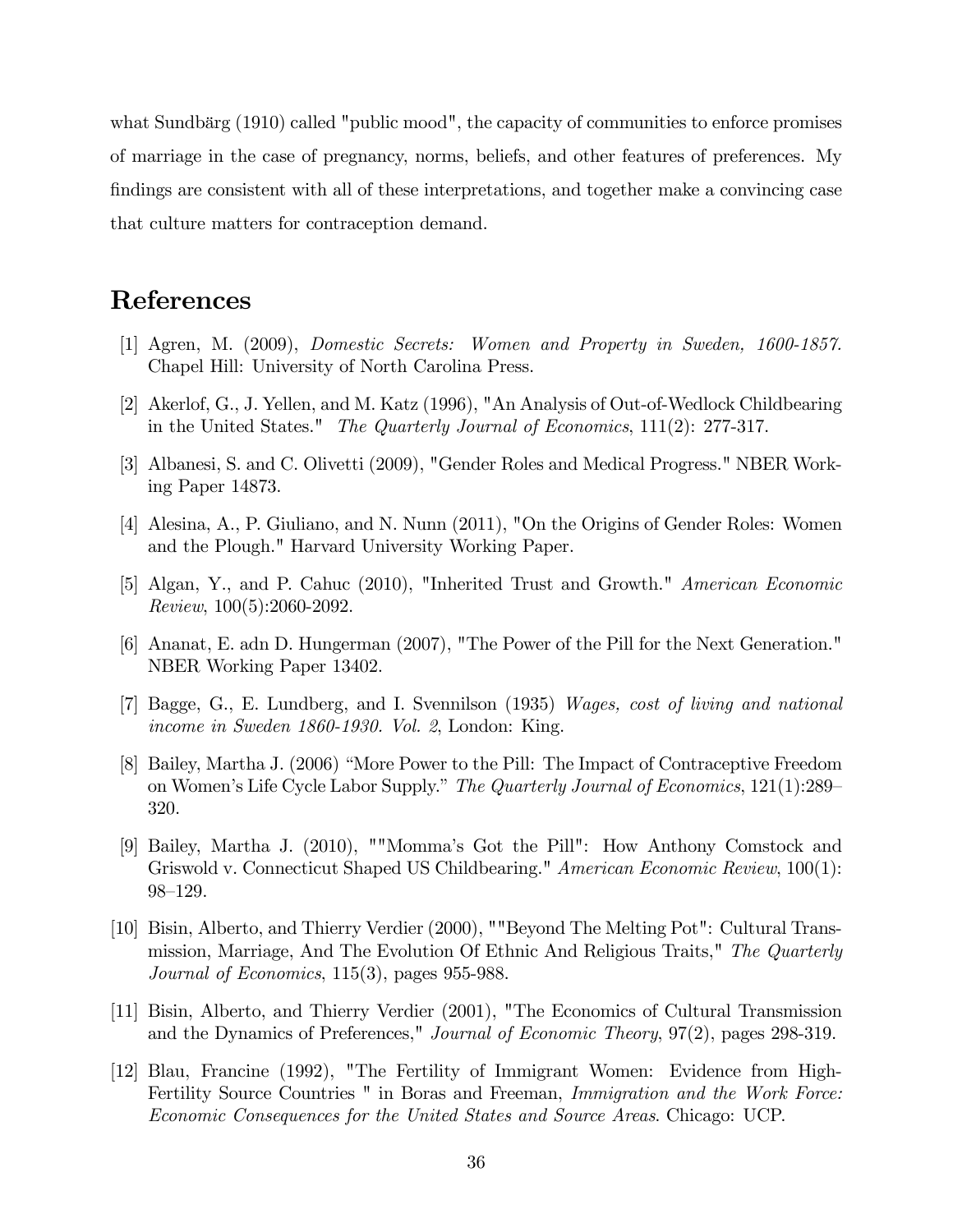what Sundbärg (1910) called "public mood", the capacity of communities to enforce promises of marriage in the case of pregnancy, norms, beliefs, and other features of preferences. My findings are consistent with all of these interpretations, and together make a convincing case that culture matters for contraception demand.

# References

[1] Agren, M. (2009), *Domestic Secrets: Women and Property in Sweden, 1600-1857.* Chapel Hill: University of North Carolina Press.

[2] Akerlof, G., J. Yellen, and M. Katz (1996), "An Analysis of Out-of-Wedlock Childbearing in the United States." *The Quarterly Journal of Economics*, 111(2): 277-317.

[3] Albanesi, S. and C. Olivetti (2009), "Gender Roles and Medical Progress." NBER Working Paper 14873.

[4] Alesina, A., P. Giuliano, and N. Nunn (2011), "On the Origins of Gender Roles: Women and the Plough." Harvard University Working Paper.

[5] Algan, Y., and P. Cahuc (2010), "Inherited Trust and Growth." *American Economic Review*, 100(5):2060-2092.

[6] Ananat, E. adn D. Hungerman (2007), "The Power of the Pill for the Next Generation." NBER Working Paper 13402.

[7] Bagge, G., E. Lundberg, and I. Svennilson (1935) *Wages, cost of living and national income in Sweden 1860-1930. Vol. 2*, London: King.

[8] Bailey, Martha J. (2006) "More Power to the Pill: The Impact of Contraceptive Freedom on Women's Life Cycle Labor Supply." *The Quarterly Journal of Economics*, 121(1):289–320.

[9] Bailey, Martha J. (2010), ""Momma's Got the Pill": How Anthony Comstock and Griswold v. Connecticut Shaped US Childbearing." *American Economic Review*, 100(1): 98–129.

[10] Bisin, Alberto, and Thierry Verdier (2000), ""Beyond The Melting Pot": Cultural Transmission, Marriage, And The Evolution Of Ethnic And Religious Traits," *The Quarterly Journal of Economics*, 115(3), pages 955-988.

[11] Bisin, Alberto, and Thierry Verdier (2001), "The Economics of Cultural Transmission and the Dynamics of Preferences," *Journal of Economic Theory*, 97(2), pages 298-319.

[12] Blau, Francine (1992), "The Fertility of Immigrant Women: Evidence from High-Fertility Source Countries " in Boras and Freeman, *Immigration and the Work Force: Economic Consequences for the United States and Source Areas*. Chicago: UCP.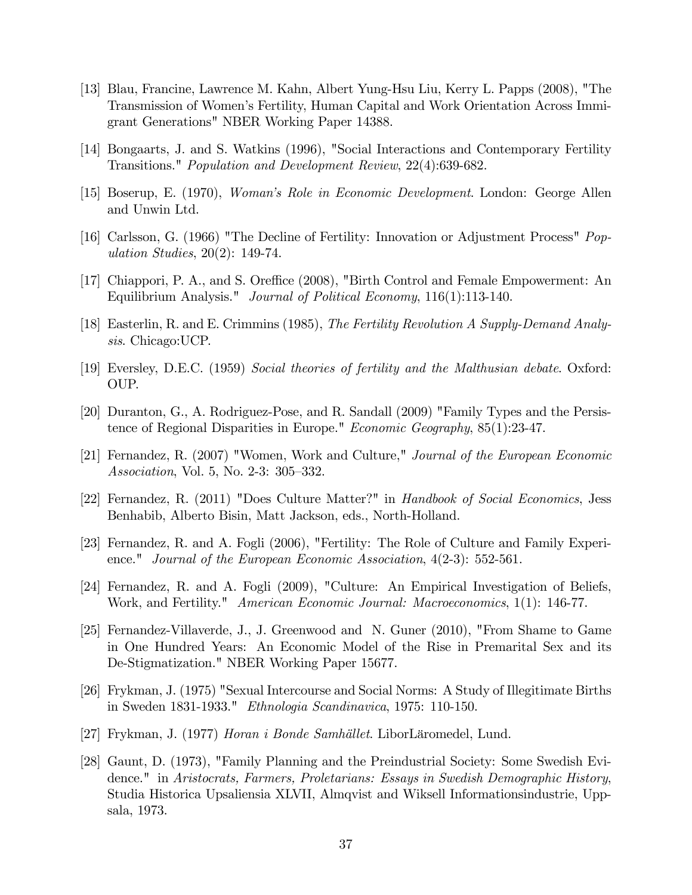[13] Blau, Francine, Lawrence M. Kahn, Albert Yung-Hsu Liu, Kerry L. Papps (2008), "The Transmission of Women's Fertility, Human Capital and Work Orientation Across Immigrant Generations" NBER Working Paper 14388.

[14] Bongaarts, J. and S. Watkins (1996), "Social Interactions and Contemporary Fertility Transitions." *Population and Development Review*, 22(4):639-682.

[15] Boserup, E. (1970), *Woman's Role in Economic Development*. London: George Allen and Unwin Ltd.

[16] Carlsson, G. (1966) "The Decline of Fertility: Innovation or Adjustment Process" *Population Studies*, 20(2): 149-74.

[17] Chiappori, P. A., and S. Oreffice (2008), "Birth Control and Female Empowerment: An Equilibrium Analysis." *Journal of Political Economy*, 116(1):113-140.

[18] Easterlin, R. and E. Crimmins (1985), *The Fertility Revolution A Supply-Demand Analysis*. Chicago:UCP.

[19] Eversley, D.E.C. (1959) *Social theories of fertility and the Malthusian debate*. Oxford: OUP.

[20] Duranton, G., A. Rodriguez-Pose, and R. Sandall (2009) "Family Types and the Persistence of Regional Disparities in Europe." *Economic Geography*, 85(1):23-47.

[21] Fernandez, R. (2007) "Women, Work and Culture," *Journal of the European Economic Association*, Vol. 5, No. 2-3: 305–332.

[22] Fernandez, R. (2011) "Does Culture Matter?" in *Handbook of Social Economics*, Jess Benhabib, Alberto Bisin, Matt Jackson, eds., North-Holland.

[23] Fernandez, R. and A. Fogli (2006), "Fertility: The Role of Culture and Family Experience." *Journal of the European Economic Association*, 4(2-3): 552-561.

[24] Fernandez, R. and A. Fogli (2009), "Culture: An Empirical Investigation of Beliefs, Work, and Fertility." *American Economic Journal: Macroeconomics*, 1(1): 146-77.

[25] Fernandez-Villaverde, J., J. Greenwood and N. Guner (2010), "From Shame to Game in One Hundred Years: An Economic Model of the Rise in Premarital Sex and its De-Stigmatization." NBER Working Paper 15677.

[26] Frykman, J. (1975) "Sexual Intercourse and Social Norms: A Study of Illegitimate Births in Sweden 1831-1933." *Ethnologia Scandinavica*, 1975: 110-150.

[27] Frykman, J. (1977) *Horan i Bonde Samhället*. LiborLäromedel, Lund.

[28] Gaunt, D. (1973), "Family Planning and the Preindustrial Society: Some Swedish Evidence." in *Aristocrats, Farmers, Proletarians: Essays in Swedish Demographic History*, Studia Historica Upsaliensia XLVII, Almqvist and Wiksell Informationsindustrie, Uppsala, 1973.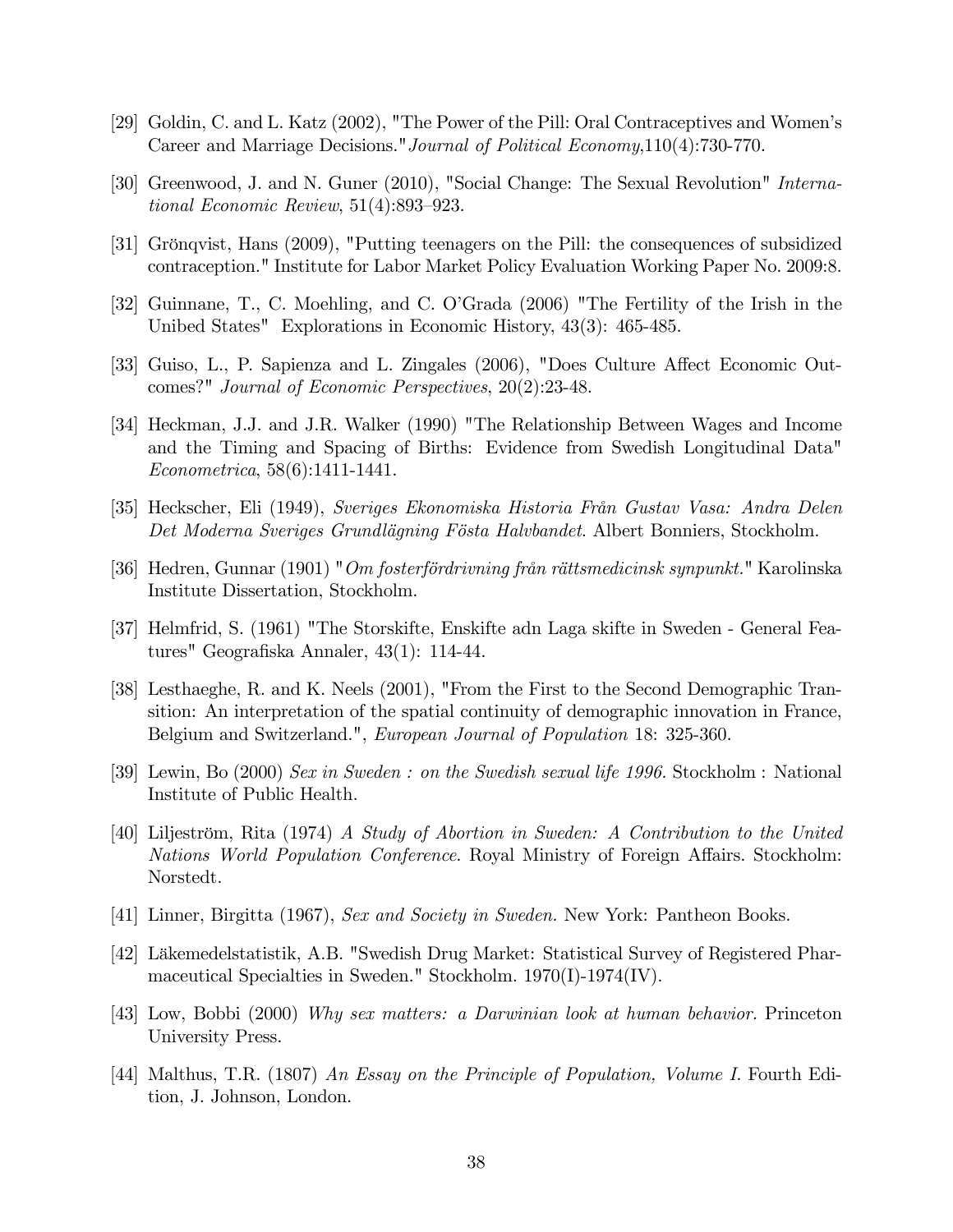[29] Goldin, C. and L. Katz (2002), "The Power of the Pill: Oral Contraceptives and Women's Career and Marriage Decisions." *Journal of Political Economy*,110(4):730-770.

[30] Greenwood, J. and N. Guner (2010), "Social Change: The Sexual Revolution" *International Economic Review*, 51(4):893–923.

[31] Grönqvist, Hans (2009), "Putting teenagers on the Pill: the consequences of subsidized contraception." Institute for Labor Market Policy Evaluation Working Paper No. 2009:8.

[32] Guinnane, T., C. Moehling, and C. O'Grada (2006) "The Fertility of the Irish in the Unibed States" Explorations in Economic History, 43(3): 465-485.

[33] Guiso, L., P. Sapienza and L. Zingales (2006), "Does Culture Affect Economic Outcomes?" *Journal of Economic Perspectives*, 20(2):23-48.

[34] Heckman, J.J. and J.R. Walker (1990) "The Relationship Between Wages and Income and the Timing and Spacing of Births: Evidence from Swedish Longitudinal Data" *Econometrica*, 58(6):1411-1441.

[35] Heckscher, Eli (1949), *Sveriges Ekonomiska Historia Från Gustav Vasa: Andra Delen Det Moderna Sveriges Grundlägning Fösta Halvbandet*. Albert Bonniers, Stockholm.

[36] Hedren, Gunnar (1901) "*Om fosterfördrivning från rättsmedicinsk synpunkt.*" Karolinska Institute Dissertation, Stockholm.

[37] Helmfrid, S. (1961) "The Storskifte, Enskifte adn Laga skifte in Sweden - General Features" Geografiska Annaler, 43(1): 114-44.

[38] Lesthaeghe, R. and K. Neels (2001), "From the First to the Second Demographic Transition: An interpretation of the spatial continuity of demographic innovation in France, Belgium and Switzerland.", *European Journal of Population* 18: 325-360.

[39] Lewin, Bo (2000) *Sex in Sweden : on the Swedish sexual life 1996.* Stockholm : National Institute of Public Health.

[40] Liljeström, Rita (1974) *A Study of Abortion in Sweden: A Contribution to the United Nations World Population Conference*. Royal Ministry of Foreign Affairs. Stockholm: Norstedt.

[41] Linner, Birgitta (1967), *Sex and Society in Sweden.* New York: Pantheon Books.

[42] Läkemedelstatistik, A.B. "Swedish Drug Market: Statistical Survey of Registered Pharmaceutical Specialties in Sweden." Stockholm. 1970(I)-1974(IV).

[43] Low, Bobbi (2000) *Why sex matters: a Darwinian look at human behavior.* Princeton University Press.

[44] Malthus, T.R. (1807) *An Essay on the Principle of Population, Volume I.* Fourth Edition, J. Johnson, London.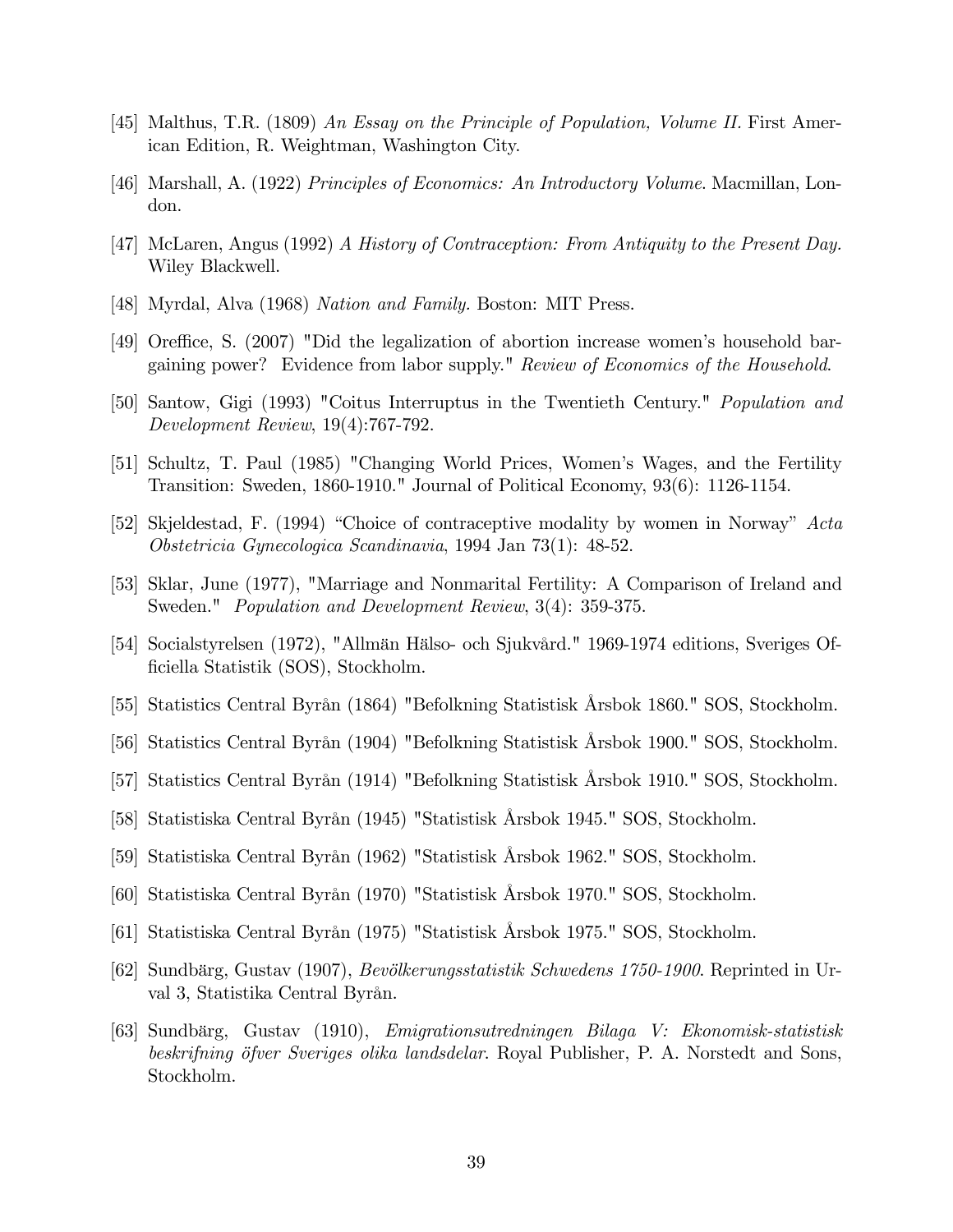[45] Malthus, T.R. (1809) *An Essay on the Principle of Population, Volume II.* First American Edition, R. Weightman, Washington City.

[46] Marshall, A. (1922) *Principles of Economics: An Introductory Volume*. Macmillan, London.

[47] McLaren, Angus (1992) *A History of Contraception: From Antiquity to the Present Day.* Wiley Blackwell.

[48] Myrdal, Alva (1968) *Nation and Family.* Boston: MIT Press.

[49] Oreffice, S. (2007) "Did the legalization of abortion increase women's household bargaining power? Evidence from labor supply." *Review of Economics of the Household*.

[50] Santow, Gigi (1993) "Coitus Interruptus in the Twentieth Century." *Population and Development Review*, 19(4):767-792.

[51] Schultz, T. Paul (1985) "Changing World Prices, Women's Wages, and the Fertility Transition: Sweden, 1860-1910." Journal of Political Economy, 93(6): 1126-1154.

[52] Skjeldestad, F. (1994) "Choice of contraceptive modality by women in Norway" *Acta Obstetricia Gynecologica Scandinavia*, 1994 Jan 73(1): 48-52.

[53] Sklar, June (1977), "Marriage and Nonmarital Fertility: A Comparison of Ireland and Sweden." *Population and Development Review*, 3(4): 359-375.

[54] Socialstyrelsen (1972), "Allmän Hälso- och Sjukvård." 1969-1974 editions, Sveriges Officiella Statistik (SOS), Stockholm.

[55] Statistics Central Byrån (1864) "Befolkning Statistisk Årsbok 1860." SOS, Stockholm.

[56] Statistics Central Byrån (1904) "Befolkning Statistisk Årsbok 1900." SOS, Stockholm.

[57] Statistics Central Byrån (1914) "Befolkning Statistisk Årsbok 1910." SOS, Stockholm.

[58] Statistiska Central Byrån (1945) "Statistisk Årsbok 1945." SOS, Stockholm.

[59] Statistiska Central Byrån (1962) "Statistisk Årsbok 1962." SOS, Stockholm.

[60] Statistiska Central Byrån (1970) "Statistisk Årsbok 1970." SOS, Stockholm.

[61] Statistiska Central Byrån (1975) "Statistisk Årsbok 1975." SOS, Stockholm.

[62] Sundbärg, Gustav (1907), *Bevölkerungsstatistik Schwedens 1750-1900*. Reprinted in Urval 3, Statistika Central Byrån.

[63] Sundbärg, Gustav (1910), *Emigrationsutredningen Bilaga V: Ekonomisk-statistisk beskrifning öfver Sveriges olika landsdelar*. Royal Publisher, P. A. Norstedt and Sons, Stockholm.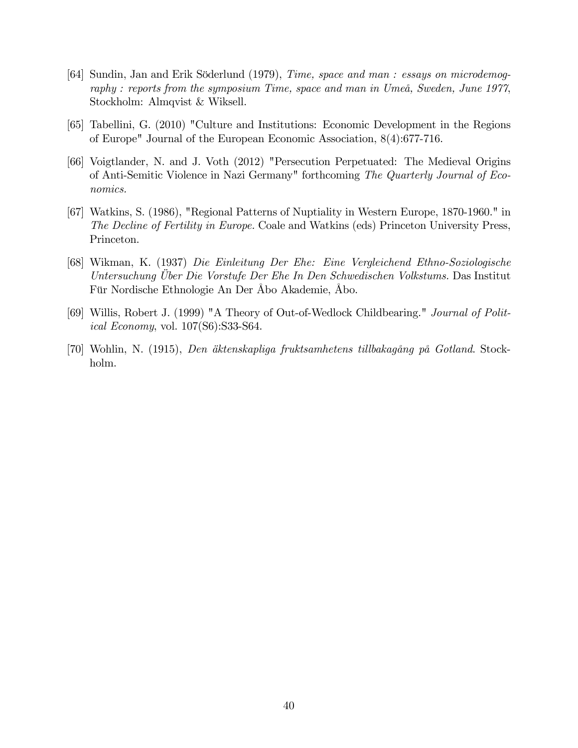[64] Sundin, Jan and Erik Söderlund (1979), *Time, space and man : essays on microdemography : reports from the symposium Time, space and man in Umeå, Sweden, June 1977*, Stockholm: Almqvist & Wiksell.

[65] Tabellini, G. (2010) "Culture and Institutions: Economic Development in the Regions of Europe" Journal of the European Economic Association, 8(4):677-716.

[66] Voigtlander, N. and J. Voth (2012) "Persecution Perpetuated: The Medieval Origins of Anti-Semitic Violence in Nazi Germany" forthcoming *The Quarterly Journal of Economics.*

[67] Watkins, S. (1986), "Regional Patterns of Nuptiality in Western Europe, 1870-1960." in *The Decline of Fertility in Europe.* Coale and Watkins (eds) Princeton University Press, Princeton.

[68] Wikman, K. (1937) *Die Einleitung Der Ehe: Eine Vergleichend Ethno-Soziologische Untersuchung Über Die Vorstufe Der Ehe In Den Schwedischen Volkstums.* Das Institut Für Nordische Ethnologie An Der Åbo Akademie, Åbo.

[69] Willis, Robert J. (1999) "A Theory of Out-of-Wedlock Childbearing." *Journal of Political Economy*, vol. 107(S6):S33-S64.

[70] Wohlin, N. (1915), *Den äktenskapliga fruktsamhetens tillbakagång på Gotland*. Stockholm.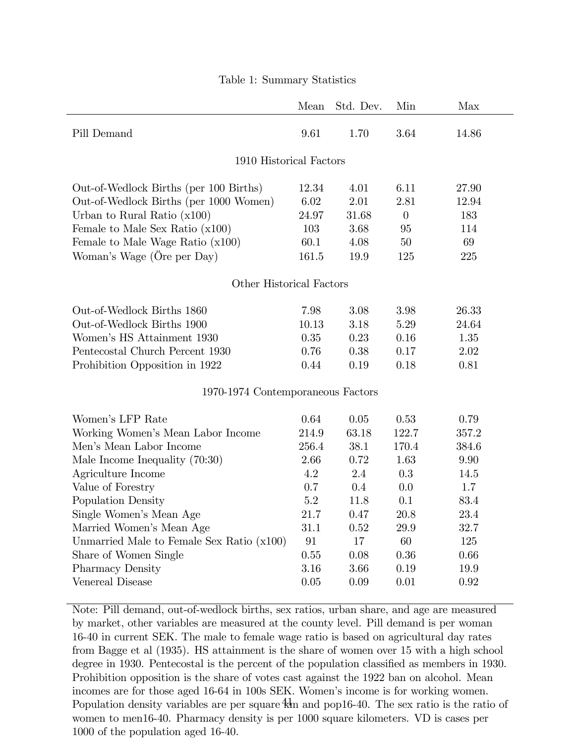Table 1: Summary Statistics

| | Mean | Std. Dev. | Min | Max |
|---|---|---|---|---|
| Pill Demand | 9.61 | 1.70 | 3.64 | 14.86 |
| **1910 Historical Factors** | | | | |
| Out-of-Wedlock Births (per 100 Births) | 12.34 | 4.01 | 6.11 | 27.90 |
| Out-of-Wedlock Births (per 1000 Women) | 6.02 | 2.01 | 2.81 | 12.94 |
| Urban to Rural Ratio (x100) | 24.97 | 31.68 | 0 | 183 |
| Female to Male Sex Ratio (x100) | 103 | 3.68 | 95 | 114 |
| Female to Male Wage Ratio (x100) | 60.1 | 4.08 | 50 | 69 |
| Woman's Wage (Öre per Day) | 161.5 | 19.9 | 125 | 225 |
| **Other Historical Factors** | | | | |
| Out-of-Wedlock Births 1860 | 7.98 | 3.08 | 3.98 | 26.33 |
| Out-of-Wedlock Births 1900 | 10.13 | 3.18 | 5.29 | 24.64 |
| Women's HS Attainment 1930 | 0.35 | 0.23 | 0.16 | 1.35 |
| Pentecostal Church Percent 1930 | 0.76 | 0.38 | 0.17 | 2.02 |
| Prohibition Opposition in 1922 | 0.44 | 0.19 | 0.18 | 0.81 |
| **1970-1974 Contemporaneous Factors** | | | | |
| Women's LFP Rate | 0.64 | 0.05 | 0.53 | 0.79 |
| Working Women's Mean Labor Income | 214.9 | 63.18 | 122.7 | 357.2 |
| Men's Mean Labor Income | 256.4 | 38.1 | 170.4 | 384.6 |
| Male Income Inequality (70:30) | 2.66 | 0.72 | 1.63 | 9.90 |
| Agriculture Income | 4.2 | 2.4 | 0.3 | 14.5 |
| Value of Forestry | 0.7 | 0.4 | 0.0 | 1.7 |
| Population Density | 5.2 | 11.8 | 0.1 | 83.4 |
| Single Women's Mean Age | 21.7 | 0.47 | 20.8 | 23.4 |
| Married Women's Mean Age | 31.1 | 0.52 | 29.9 | 32.7 |
| Unmarried Male to Female Sex Ratio (x100) | 91 | 17 | 60 | 125 |
| Share of Women Single | 0.55 | 0.08 | 0.36 | 0.66 |
| Pharmacy Density | 3.16 | 3.66 | 0.19 | 19.9 |
| Venereal Disease | 0.05 | 0.09 | 0.01 | 0.92 |

Note: Pill demand, out-of-wedlock births, sex ratios, urban share, and age are measured by market, other variables are measured at the county level. Pill demand is per woman 16-40 in current SEK. The male to female wage ratio is based on agricultural day rates from Bagge et al (1935). HS attainment is the share of women over 15 with a high school degree in 1930. Pentecostal is the percent of the population classified as members in 1930. Prohibition opposition is the share of votes cast against the 1922 ban on alcohol. Mean incomes are for those aged 16-64 in 100s SEK. Women's income is for working women. Population density variables are per square km and pop16-40. The sex ratio is the ratio of women to men16-40. Pharmacy density is per 1000 square kilometers. VD is cases per 1000 of the population aged 16-40.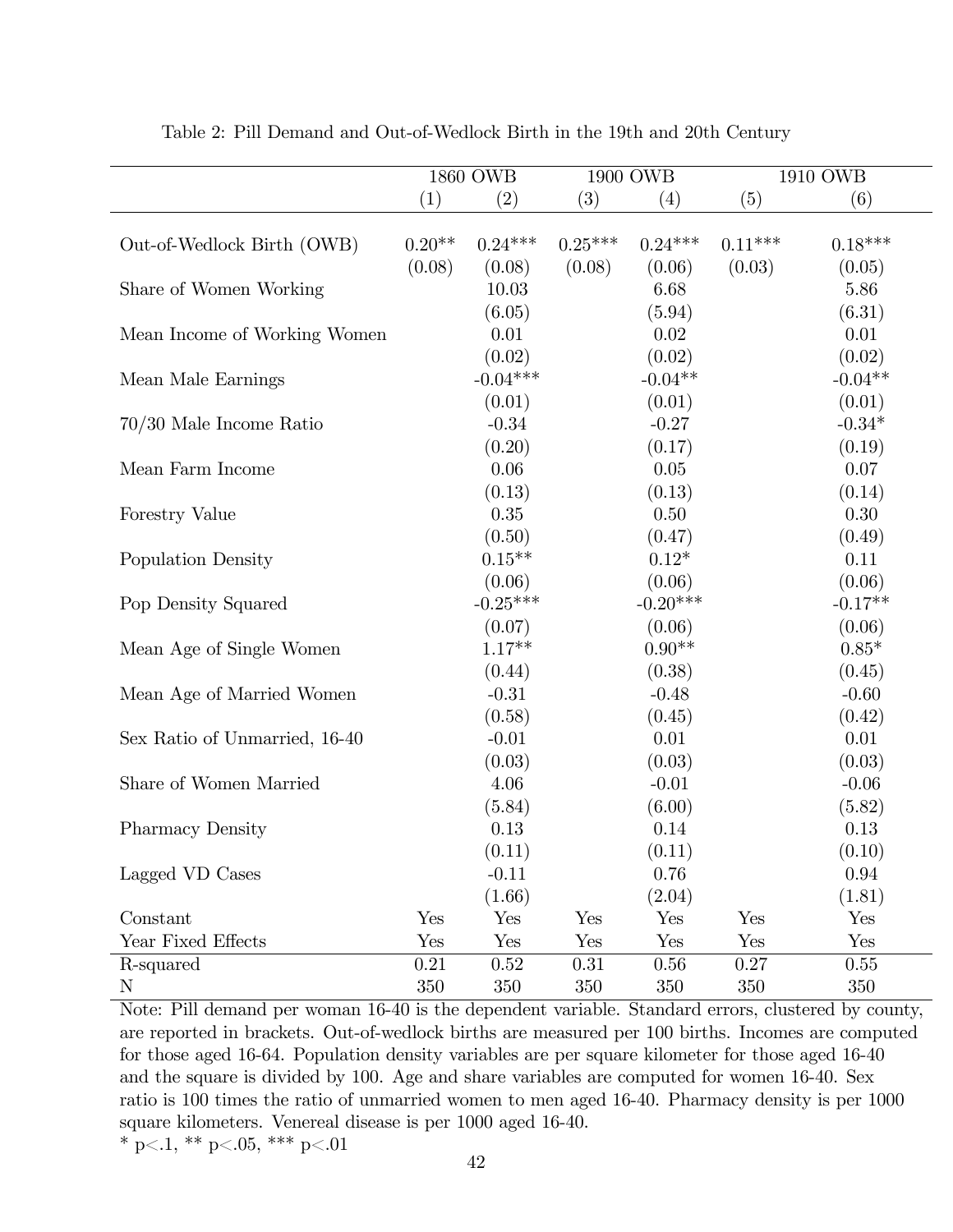Table 2: Pill Demand and Out-of-Wedlock Birth in the 19th and 20th Century

| | 1860 OWB | | 1900 OWB | | 1910 OWB | |
|---|---|---|---|---|---|---|
| | (1) | (2) | (3) | (4) | (5) | (6) |
| Out-of-Wedlock Birth (OWB) | 0.20** | 0.24*** | 0.25*** | 0.24*** | 0.11*** | 0.18*** |
| | (0.08) | (0.08) | (0.08) | (0.06) | (0.03) | (0.05) |
| Share of Women Working | | 10.03 | | 6.68 | | 5.86 |
| | | (6.05) | | (5.94) | | (6.31) |
| Mean Income of Working Women | | 0.01 | | 0.02 | | 0.01 |
| | | (0.02) | | (0.02) | | (0.02) |
| Mean Male Earnings | | -0.04*** | | -0.04** | | -0.04** |
| | | (0.01) | | (0.01) | | (0.01) |
| 70/30 Male Income Ratio | | -0.34 | | -0.27 | | -0.34* |
| | | (0.20) | | (0.17) | | (0.19) |
| Mean Farm Income | | 0.06 | | 0.05 | | 0.07 |
| | | (0.13) | | (0.13) | | (0.14) |
| Forestry Value | | 0.35 | | 0.50 | | 0.30 |
| | | (0.50) | | (0.47) | | (0.49) |
| Population Density | | 0.15** | | 0.12* | | 0.11 |
| | | (0.06) | | (0.06) | | (0.06) |
| Pop Density Squared | | -0.25*** | | -0.20*** | | -0.17** |
| | | (0.07) | | (0.06) | | (0.06) |
| Mean Age of Single Women | | 1.17** | | 0.90** | | 0.85* |
| | | (0.44) | | (0.38) | | (0.45) |
| Mean Age of Married Women | | -0.31 | | -0.48 | | -0.60 |
| | | (0.58) | | (0.45) | | (0.42) |
| Sex Ratio of Unmarried, 16-40 | | -0.01 | | 0.01 | | 0.01 |
| | | (0.03) | | (0.03) | | (0.03) |
| Share of Women Married | | 4.06 | | -0.01 | | -0.06 |
| | | (5.84) | | (6.00) | | (5.82) |
| Pharmacy Density | | 0.13 | | 0.14 | | 0.13 |
| | | (0.11) | | (0.11) | | (0.10) |
| Lagged VD Cases | | -0.11 | | 0.76 | | 0.94 |
| | | (1.66) | | (2.04) | | (1.81) |
| Constant | Yes | Yes | Yes | Yes | Yes | Yes |
| Year Fixed Effects | Yes | Yes | Yes | Yes | Yes | Yes |
| R-squared | 0.21 | 0.52 | 0.31 | 0.56 | 0.27 | 0.55 |
| N | 350 | 350 | 350 | 350 | 350 | 350 |

Note: Pill demand per woman 16-40 is the dependent variable. Standard errors, clustered by county, are reported in brackets. Out-of-wedlock births are measured per 100 births. Incomes are computed for those aged 16-64. Population density variables are per square kilometer for those aged 16-40 and the square is divided by 100. Age and share variables are computed for women 16-40. Sex ratio is 100 times the ratio of unmarried women to men aged 16-40. Pharmacy density is per 1000 square kilometers. Venereal disease is per 1000 aged 16-40.

* p<.1, ** p<.05, *** p<.01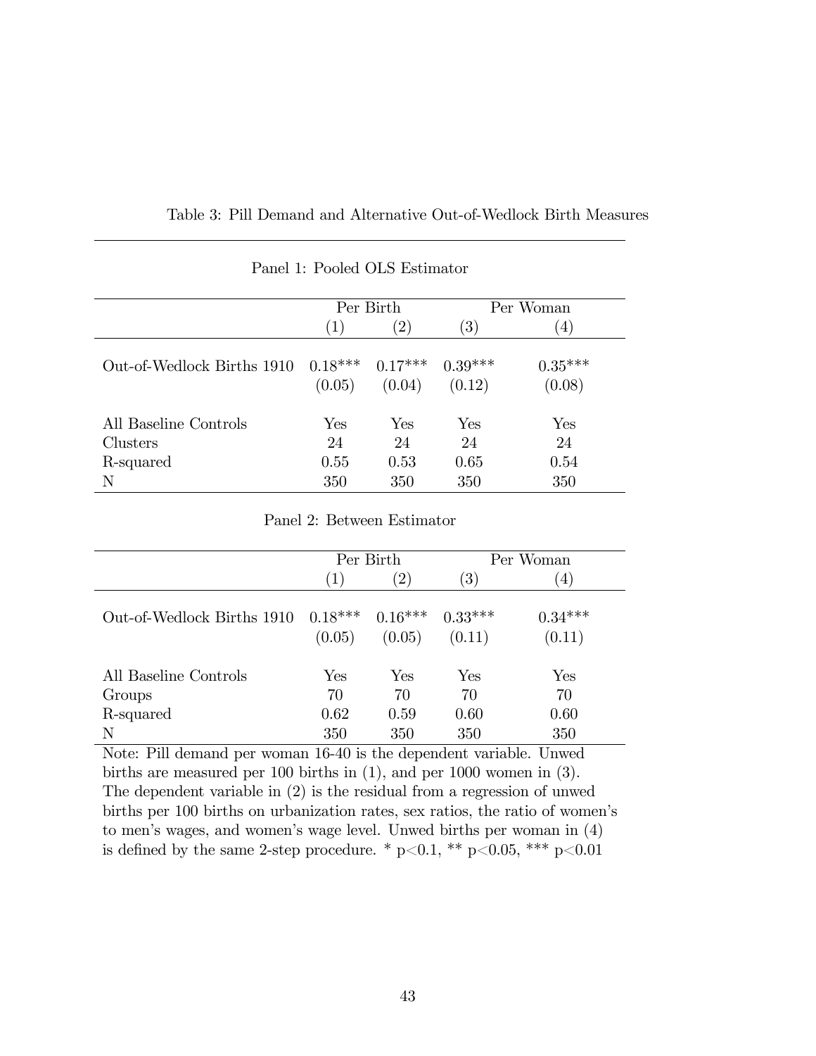Table 3: Pill Demand and Alternative Out-of-Wedlock Birth Measures

Panel 1: Pooled OLS Estimator

| | Per Birth | | Per Woman | |
|---|---|---|---|---|
| | (1) | (2) | (3) | (4) |
| Out-of-Wedlock Births 1910 | 0.18*** | 0.17*** | 0.39*** | 0.35*** |
| | (0.05) | (0.04) | (0.12) | (0.08) |
| All Baseline Controls | Yes | Yes | Yes | Yes |
| Clusters | 24 | 24 | 24 | 24 |
| R-squared | 0.55 | 0.53 | 0.65 | 0.54 |
| N | 350 | 350 | 350 | 350 |

Panel 2: Between Estimator

| | Per Birth | | Per Woman | |
|---|---|---|---|---|
| | (1) | (2) | (3) | (4) |
| Out-of-Wedlock Births 1910 | 0.18*** | 0.16*** | 0.33*** | 0.34*** |
| | (0.05) | (0.05) | (0.11) | (0.11) |
| All Baseline Controls | Yes | Yes | Yes | Yes |
| Groups | 70 | 70 | 70 | 70 |
| R-squared | 0.62 | 0.59 | 0.60 | 0.60 |
| N | 350 | 350 | 350 | 350 |

Note: Pill demand per woman 16-40 is the dependent variable. Unwed births are measured per 100 births in (1), and per 1000 women in (3). The dependent variable in (2) is the residual from a regression of unwed births per 100 births on urbanization rates, sex ratios, the ratio of women's to men's wages, and women's wage level. Unwed births per woman in (4) is defined by the same 2-step procedure. * $p<0.1$, ** $p<0.05$, *** $p<0.01$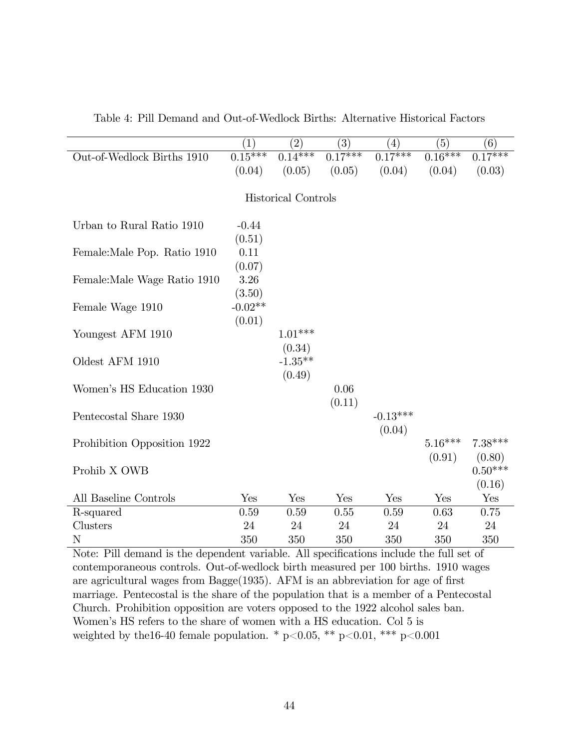Table 4: Pill Demand and Out-of-Wedlock Births: Alternative Historical Factors

| | (1) | (2) | (3) | (4) | (5) | (6) |
|---|---|---|---|---|---|---|
| Out-of-Wedlock Births 1910 | 0.15*** | 0.14*** | 0.17*** | 0.17*** | 0.16*** | 0.17*** |
| | (0.04) | (0.05) | (0.05) | (0.04) | (0.04) | (0.03) |
| Historical Controls | | | | | | |
| Urban to Rural Ratio 1910 | -0.44 | | | | | |
| | (0.51) | | | | | |
| Female:Male Pop. Ratio 1910 | 0.11 | | | | | |
| | (0.07) | | | | | |
| Female:Male Wage Ratio 1910 | 3.26 | | | | | |
| | (3.50) | | | | | |
| Female Wage 1910 | -0.02** | | | | | |
| | (0.01) | | | | | |
| Youngest AFM 1910 | | 1.01*** | | | | |
| | | (0.34) | | | | |
| Oldest AFM 1910 | | -1.35** | | | | |
| | | (0.49) | | | | |
| Women's HS Education 1930 | | | 0.06 | | | |
| | | | (0.11) | | | |
| Pentecostal Share 1930 | | | | -0.13*** | | |
| | | | | (0.04) | | |
| Prohibition Opposition 1922 | | | | | 5.16*** | 7.38*** |
| | | | | | (0.91) | (0.80) |
| Prohib X OWB | | | | | | 0.50*** |
| | | | | | | (0.16) |
| All Baseline Controls | Yes | Yes | Yes | Yes | Yes | Yes |
| R-squared | 0.59 | 0.59 | 0.55 | 0.59 | 0.63 | 0.75 |
| Clusters | 24 | 24 | 24 | 24 | 24 | 24 |
| N | 350 | 350 | 350 | 350 | 350 | 350 |

Note: Pill demand is the dependent variable. All specifications include the full set of contemporaneous controls. Out-of-wedlock birth measured per 100 births. 1910 wages are agricultural wages from Bagge(1935). AFM is an abbreviation for age of first marriage. Pentecostal is the share of the population that is a member of a Pentecostal Church. Prohibition opposition are voters opposed to the 1922 alcohol sales ban. Women's HS refers to the share of women with a HS education. Col 5 is weighted by the16-40 female population. * $p<0.05$, ** $p<0.01$, *** $p<0.001$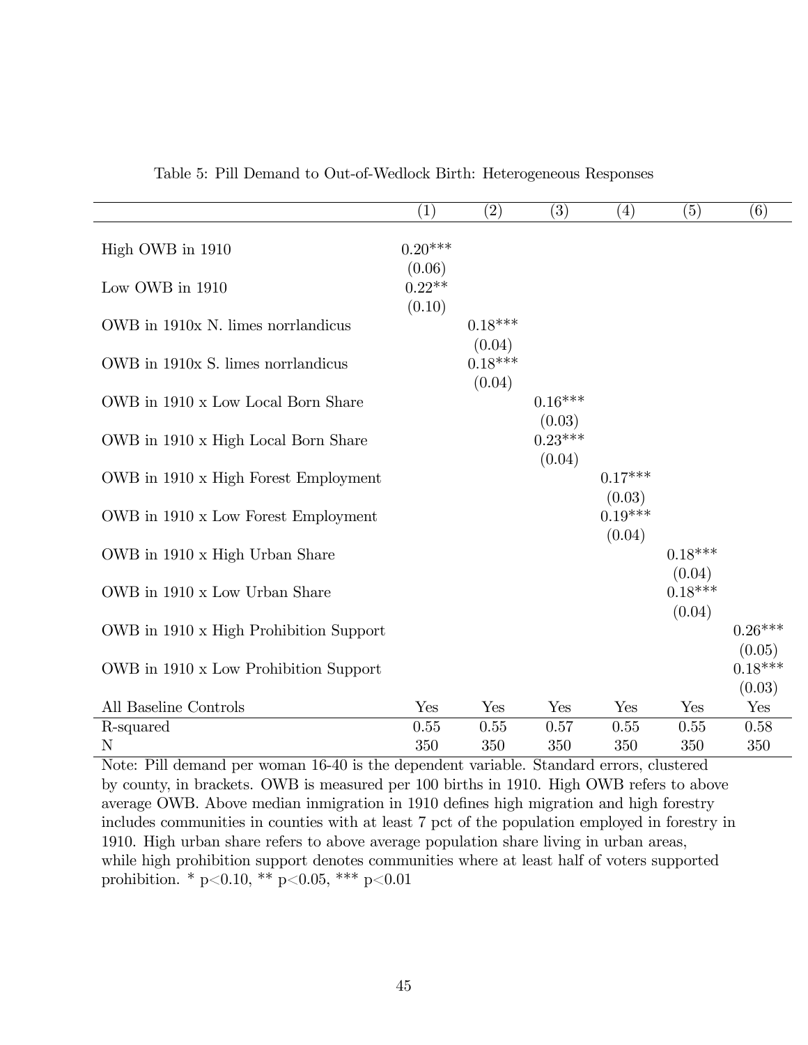Table 5: Pill Demand to Out-of-Wedlock Birth: Heterogeneous Responses

| | (1) | (2) | (3) | (4) | (5) | (6) |
|---|---|---|---|---|---|---|
| High OWB in 1910 | 0.20*** | | | | | |
| | (0.06) | | | | | |
| Low OWB in 1910 | 0.22** | | | | | |
| | (0.10) | | | | | |
| OWB in 1910x N. limes norrlandicus | | 0.18*** | | | | |
| | | (0.04) | | | | |
| OWB in 1910x S. limes norrlandicus | | 0.18*** | | | | |
| | | (0.04) | | | | |
| OWB in 1910 x Low Local Born Share | | | 0.16*** | | | |
| | | | (0.03) | | | |
| OWB in 1910 x High Local Born Share | | | 0.23*** | | | |
| | | | (0.04) | | | |
| OWB in 1910 x High Forest Employment | | | | 0.17*** | | |
| | | | | (0.03) | | |
| OWB in 1910 x Low Forest Employment | | | | 0.19*** | | |
| | | | | (0.04) | | |
| OWB in 1910 x High Urban Share | | | | | 0.18*** | |
| | | | | | (0.04) | |
| OWB in 1910 x Low Urban Share | | | | | 0.18*** | |
| | | | | | (0.04) | |
| OWB in 1910 x High Prohibition Support | | | | | | 0.26*** |
| | | | | | | (0.05) |
| OWB in 1910 x Low Prohibition Support | | | | | | 0.18*** |
| | | | | | | (0.03) |
| All Baseline Controls | Yes | Yes | Yes | Yes | Yes | Yes |
| R-squared | 0.55 | 0.55 | 0.57 | 0.55 | 0.55 | 0.58 |
| N | 350 | 350 | 350 | 350 | 350 | 350 |

Note: Pill demand per woman 16-40 is the dependent variable. Standard errors, clustered by county, in brackets. OWB is measured per 100 births in 1910. High OWB refers to above average OWB. Above median inmigration in 1910 defines high migration and high forestry includes communities in counties with at least 7 pct of the population employed in forestry in 1910. High urban share refers to above average population share living in urban areas, while high prohibition support denotes communities where at least half of voters supported prohibition. * p<0.10, ** p<0.05, *** p<0.01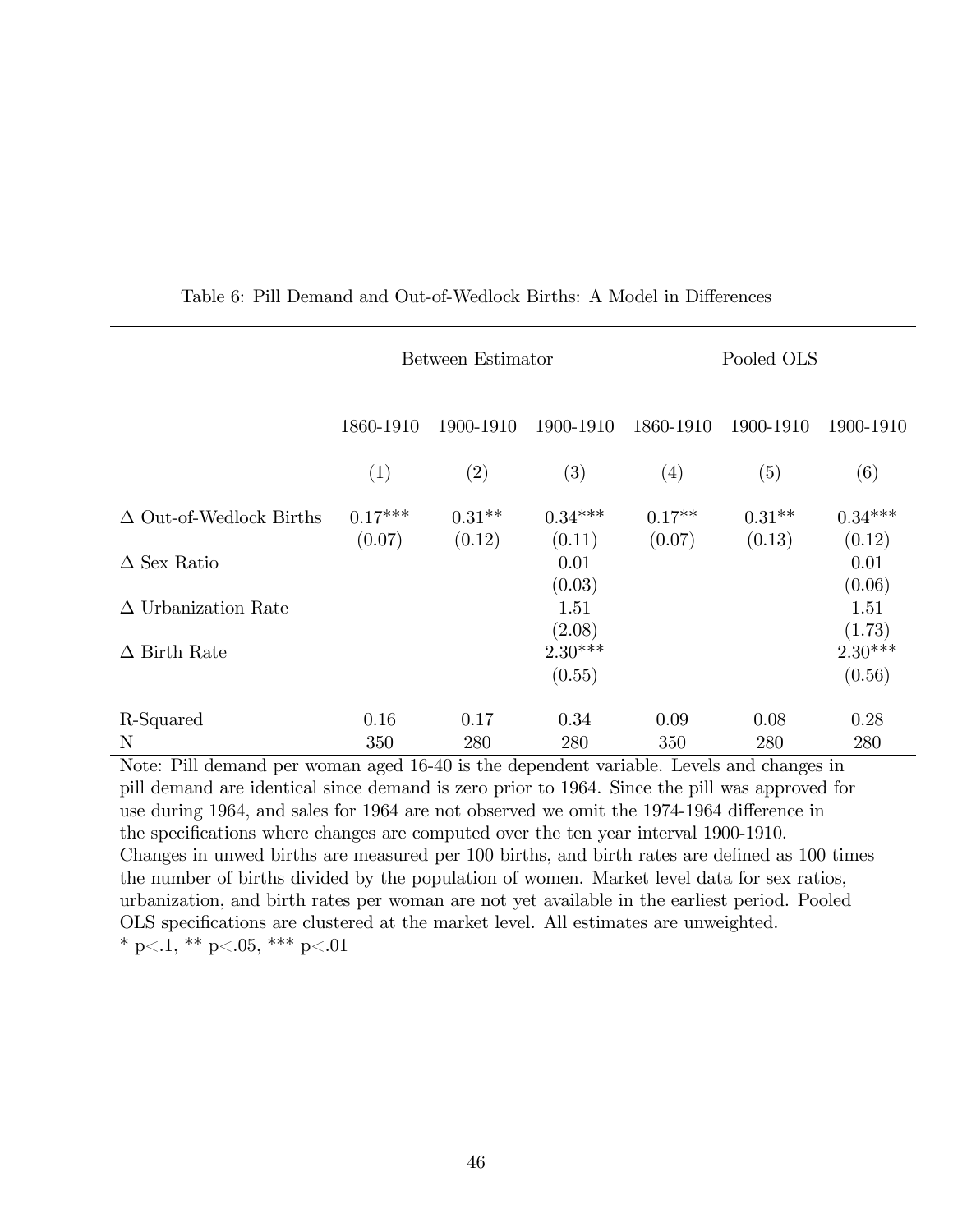Table 6: Pill Demand and Out-of-Wedlock Births: A Model in Differences

| | Between Estimator | | | Pooled OLS | | |
|---|---|---|---|---|---|---|
| | 1860-1910 | 1900-1910 | 1900-1910 | 1860-1910 | 1900-1910 | 1900-1910 |
| | (1) | (2) | (3) | (4) | (5) | (6) |
| Δ Out-of-Wedlock Births | 0.17*** | 0.31** | 0.34*** | 0.17** | 0.31** | 0.34*** |
| | (0.07) | (0.12) | (0.11) | (0.07) | (0.13) | (0.12) |
| Δ Sex Ratio | | | 0.01 | | | 0.01 |
| | | | (0.03) | | | (0.06) |
| Δ Urbanization Rate | | | 1.51 | | | 1.51 |
| | | | (2.08) | | | (1.73) |
| Δ Birth Rate | | | 2.30*** | | | 2.30*** |
| | | | (0.55) | | | (0.56) |
| R-Squared | 0.16 | 0.17 | 0.34 | 0.09 | 0.08 | 0.28 |
| N | 350 | 280 | 280 | 350 | 280 | 280 |

Note: Pill demand per woman aged 16-40 is the dependent variable. Levels and changes in pill demand are identical since demand is zero prior to 1964. Since the pill was approved for use during 1964, and sales for 1964 are not observed we omit the 1974-1964 difference in the specifications where changes are computed over the ten year interval 1900-1910. Changes in unwed births are measured per 100 births, and birth rates are defined as 100 times the number of births divided by the population of women. Market level data for sex ratios, urbanization, and birth rates per woman are not yet available in the earliest period. Pooled OLS specifications are clustered at the market level. All estimates are unweighted.
* p<.1, ** p<.05, *** p<.01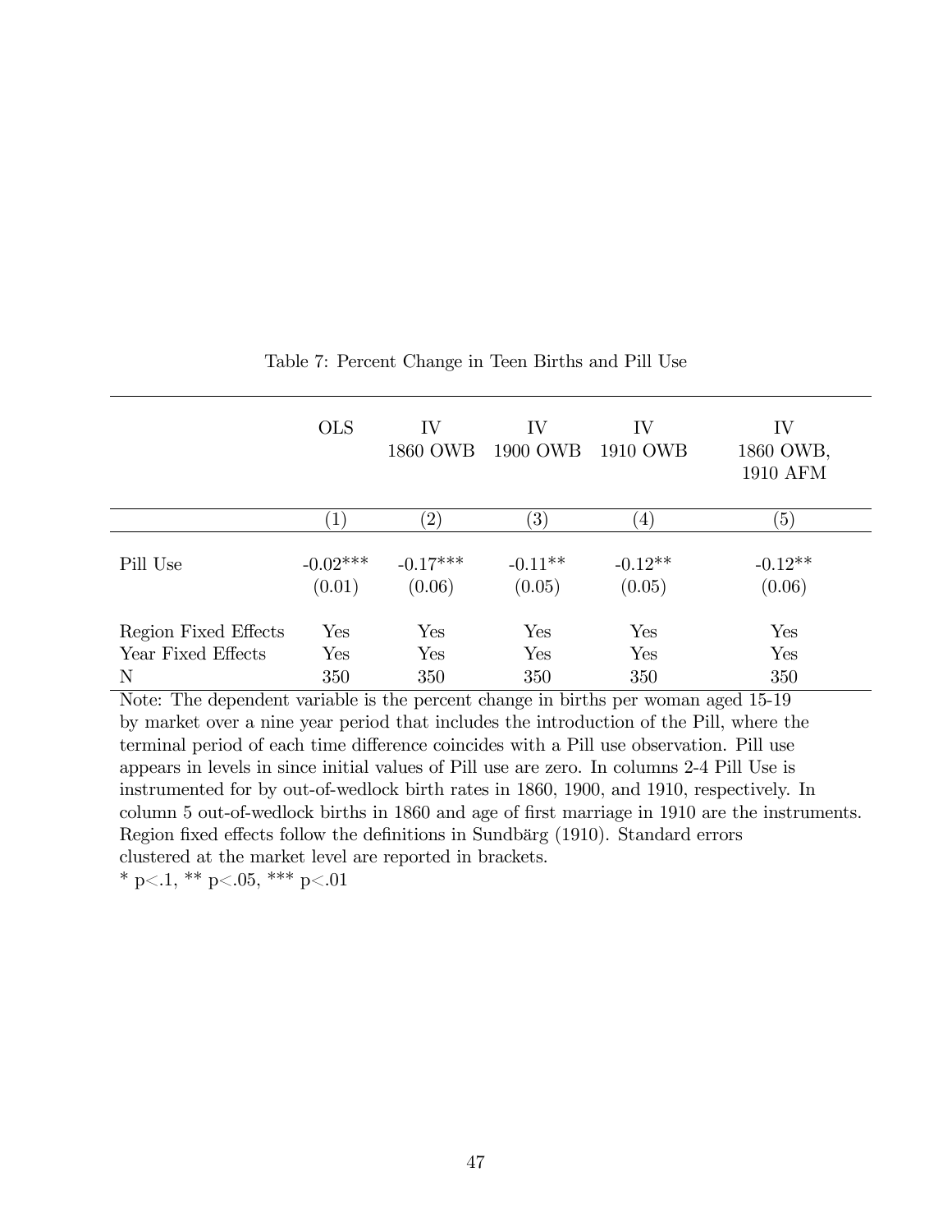Table 7: Percent Change in Teen Births and Pill Use

| | OLS | IV 1860 OWB | IV 1900 OWB | IV 1910 OWB | IV 1860 OWB, 1910 AFM |
|---|---|---|---|---|---|
| | (1) | (2) | (3) | (4) | (5) |
| Pill Use | -0.02*** | -0.17*** | -0.11** | -0.12** | -0.12** |
| | (0.01) | (0.06) | (0.05) | (0.05) | (0.06) |
| Region Fixed Effects | Yes | Yes | Yes | Yes | Yes |
| Year Fixed Effects | Yes | Yes | Yes | Yes | Yes |
| N | 350 | 350 | 350 | 350 | 350 |

Note: The dependent variable is the percent change in births per woman aged 15-19 by market over a nine year period that includes the introduction of the Pill, where the terminal period of each time difference coincides with a Pill use observation. Pill use appears in levels in since initial values of Pill use are zero. In columns 2-4 Pill Use is instrumented for by out-of-wedlock birth rates in 1860, 1900, and 1910, respectively. In column 5 out-of-wedlock births in 1860 and age of first marriage in 1910 are the instruments. Region fixed effects follow the definitions in Sundbärg (1910). Standard errors clustered at the market level are reported in brackets.

* p<.1, ** p<.05, *** p<.01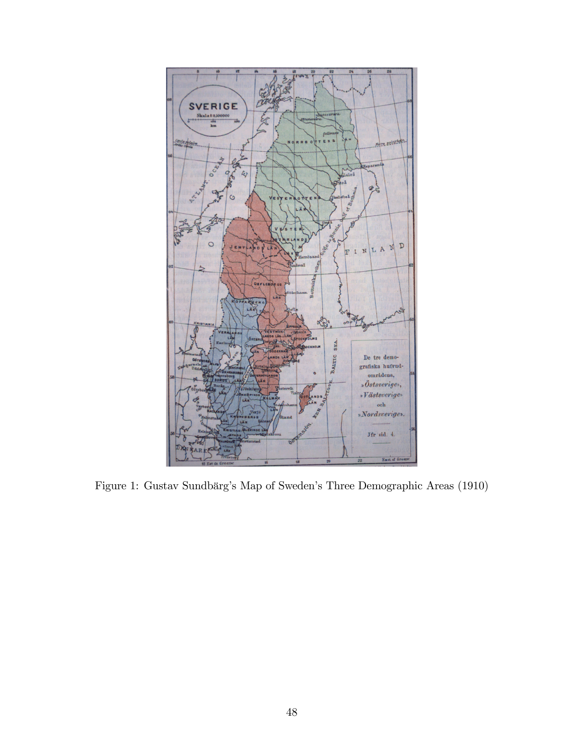Figure 1: Gustav Sundbärg's Map of Sweden's Three Demographic Areas (1910)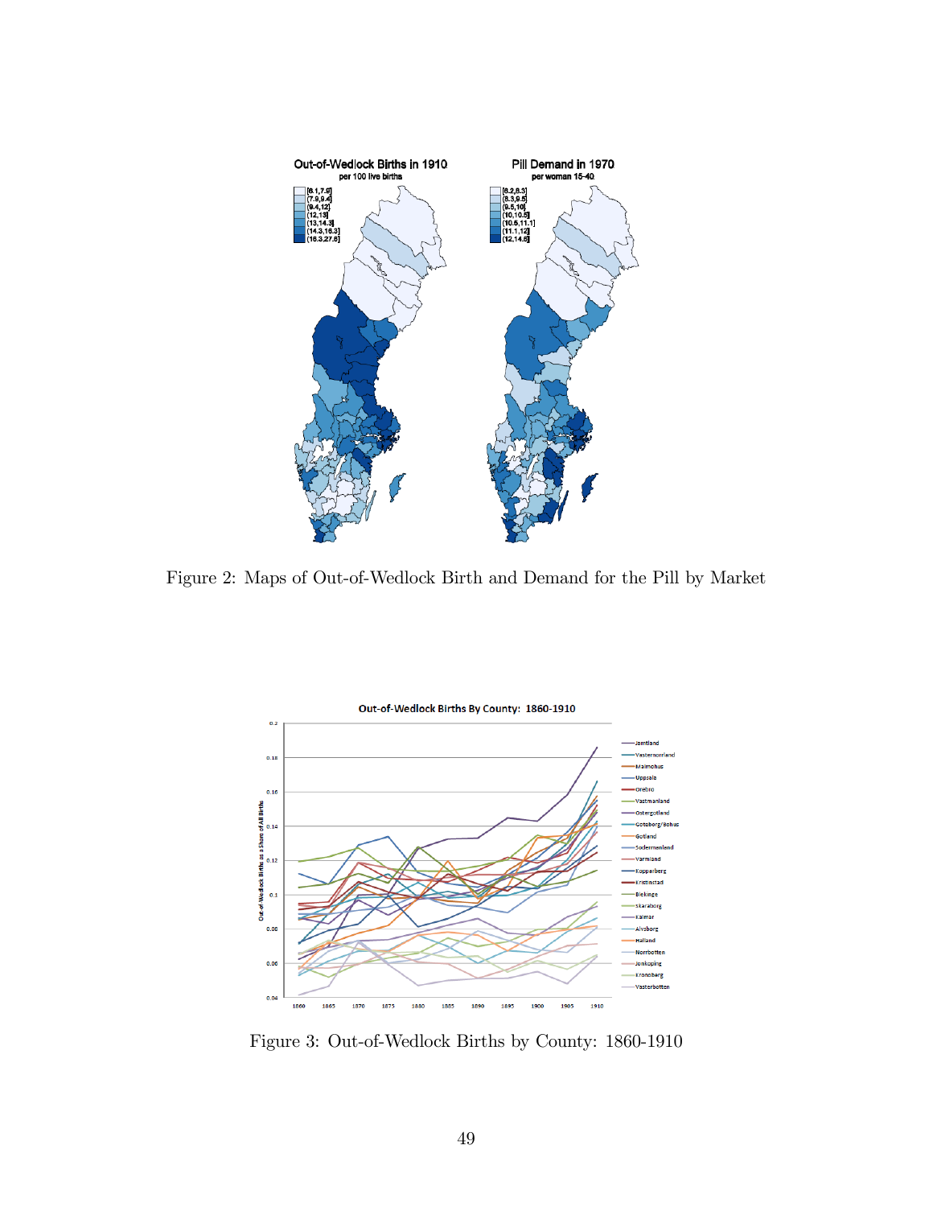Figure 2: Maps of Out-of-Wedlock Birth and Demand for the Pill by Market

Figure 3: Out-of-Wedlock Births by County: 1860-1910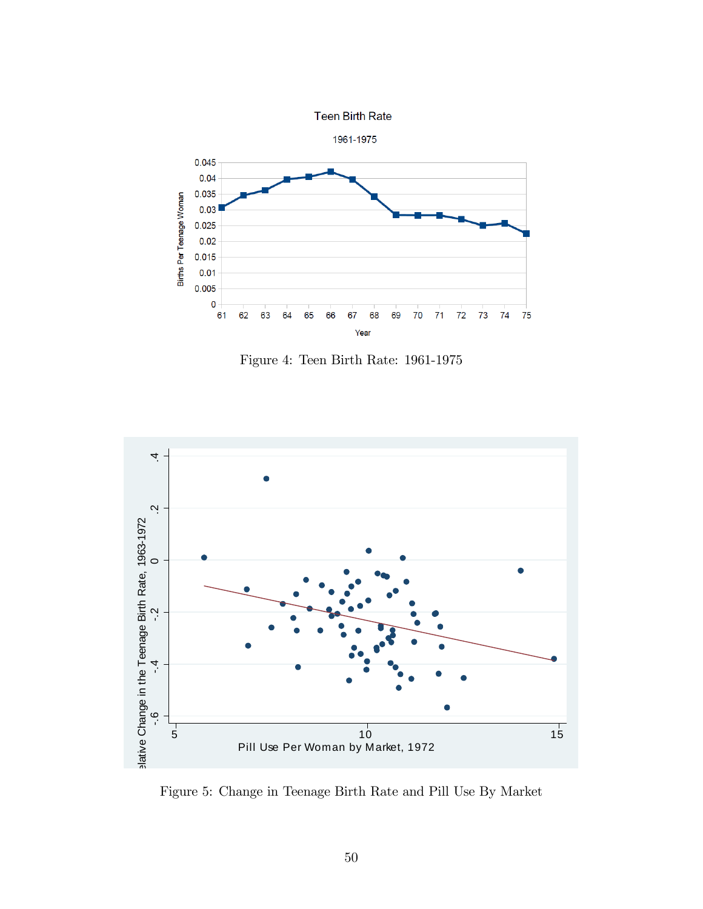Teen Birth Rate

1961-1975

Births Per Teenage Woman

0.045
0.04
0.035
0.03
0.025
0.02
0.015
0.01
0.005
0

61 62 63 64 65 66 67 68 69 70 71 72 73 74 75

Year

Figure 4: Teen Birth Rate: 1961-1975

elative Change in the Teenage Birth Rate, 1963-1972

.4
.2
0
-.2
-.4
-.6

5 10 15

Pill Use Per Woman by Market, 1972

Figure 5: Change in Teenage Birth Rate and Pill Use By Market